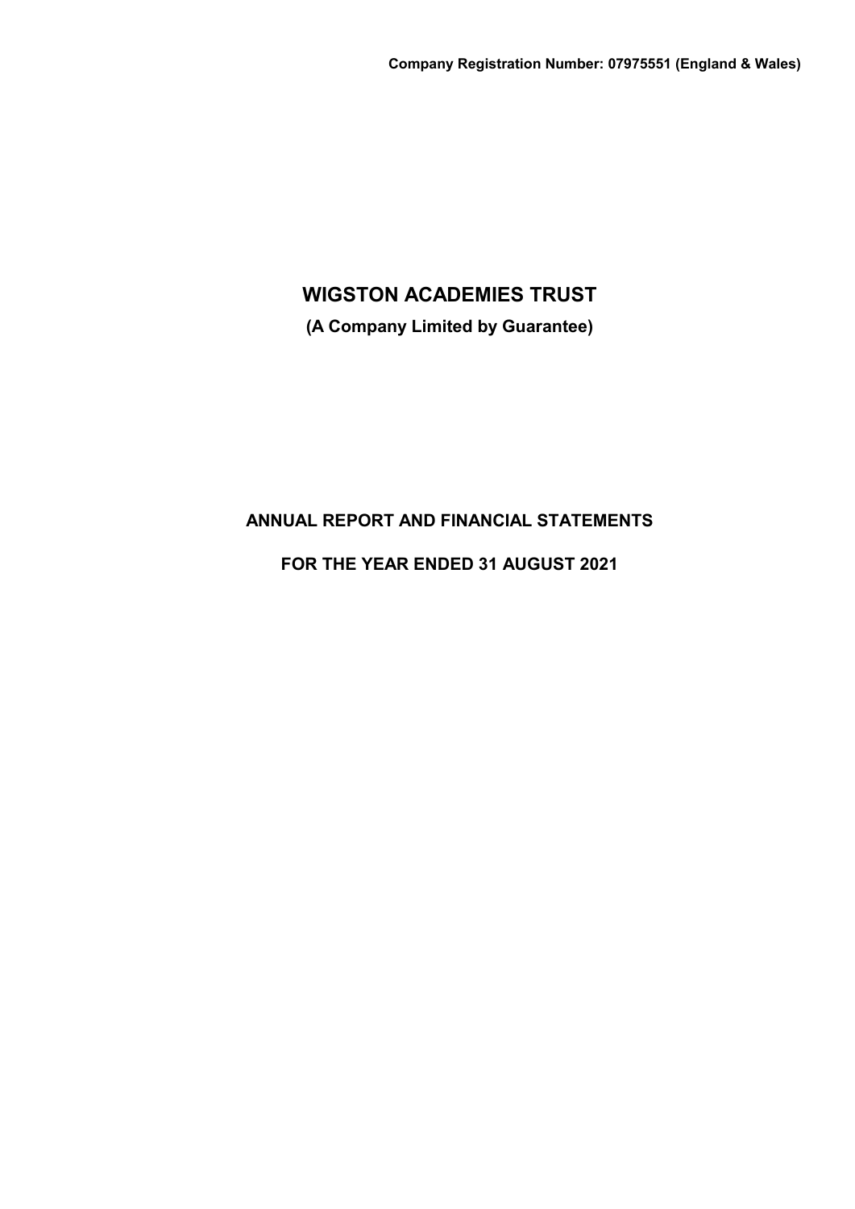**Company Registration Number: 07975551 (England & Wales)**

# WIGSTON ACADEMIES TRUST

**(A Company Limited by Guarantee)**

## ANNUAL REPORT AND FINANCIAL STATEMENTS

## FOR THE YEAR ENDED 31 AUGUST 2021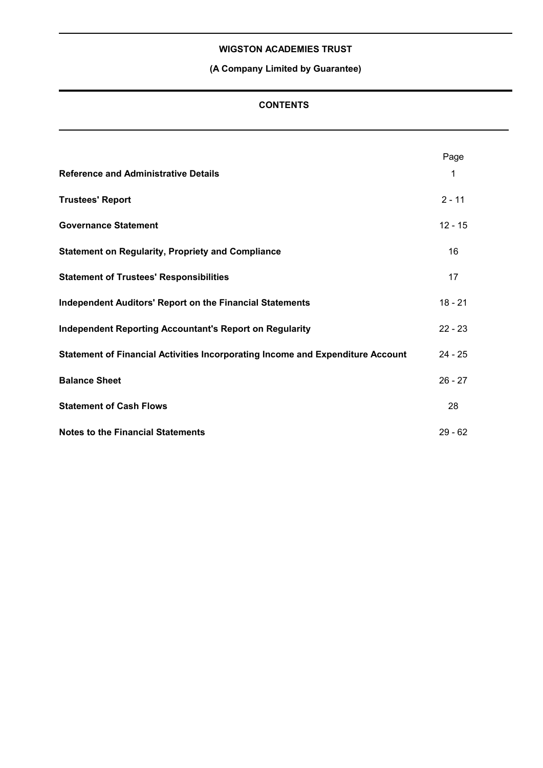**WIGSTON ACADEMIES TRUST**

**(A Company Limited by Guarantee)**

## CONTENTS

| | Page |
|---|---|
| **Reference and Administrative Details** | 1 |
| **Trustees' Report** | 2 - 11 |
| **Governance Statement** | 12 - 15 |
| **Statement on Regularity, Propriety and Compliance** | 16 |
| **Statement of Trustees' Responsibilities** | 17 |
| **Independent Auditors' Report on the Financial Statements** | 18 - 21 |
| **Independent Reporting Accountant's Report on Regularity** | 22 - 23 |
| **Statement of Financial Activities Incorporating Income and Expenditure Account** | 24 - 25 |
| **Balance Sheet** | 26 - 27 |
| **Statement of Cash Flows** | 28 |
| **Notes to the Financial Statements** | 29 - 62 |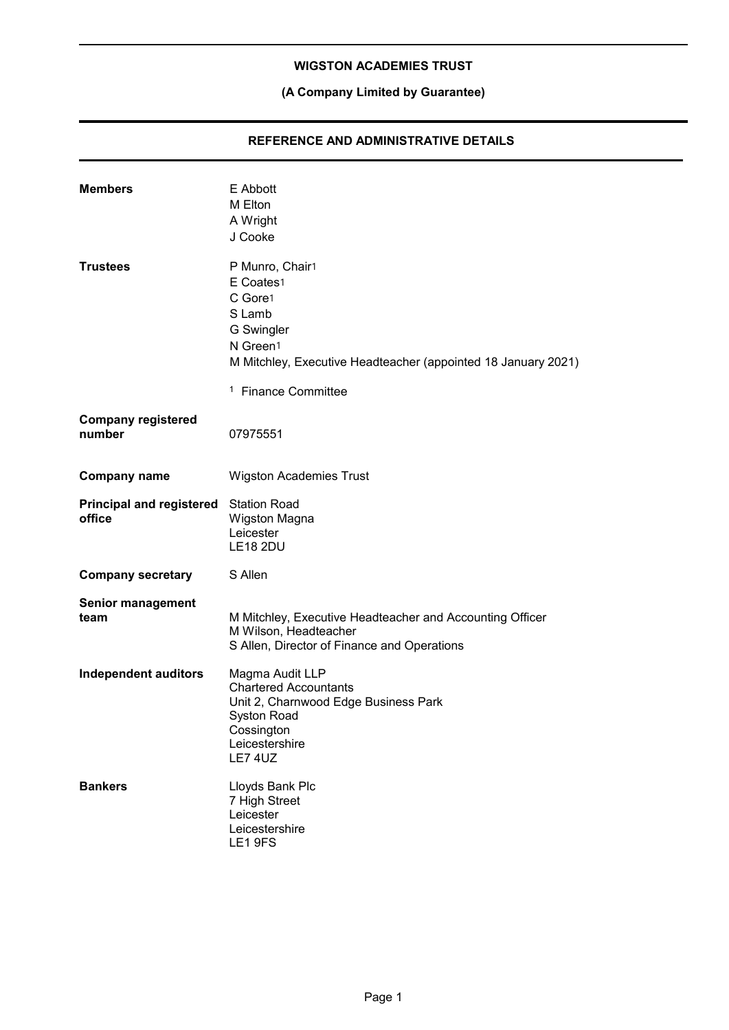**WIGSTON ACADEMIES TRUST**

**(A Company Limited by Guarantee)**

## REFERENCE AND ADMINISTRATIVE DETAILS

| | |
|---|---|
| **Members** | E Abbott<br>M Elton<br>A Wright<br>J Cooke |
| **Trustees** | P Munro, Chair[1]<br>E Coates[1]<br>C Gore[1]<br>S Lamb<br>G Swingler<br>N Green[1]<br>M Mitchley, Executive Headteacher (appointed 18 January 2021)<br><br>[1] Finance Committee |
| **Company registered number** | 07975551 |
| **Company name** | Wigston Academies Trust |
| **Principal and registered office** | Station Road<br>Wigston Magna<br>Leicester<br>LE18 2DU |
| **Company secretary** | S Allen |
| **Senior management team** | M Mitchley, Executive Headteacher and Accounting Officer<br>M Wilson, Headteacher<br>S Allen, Director of Finance and Operations |
| **Independent auditors** | Magma Audit LLP<br>Chartered Accountants<br>Unit 2, Charnwood Edge Business Park<br>Syston Road<br>Cossington<br>Leicestershire<br>LE7 4UZ |
| **Bankers** | Lloyds Bank Plc<br>7 High Street<br>Leicester<br>Leicestershire<br>LE1 9FS |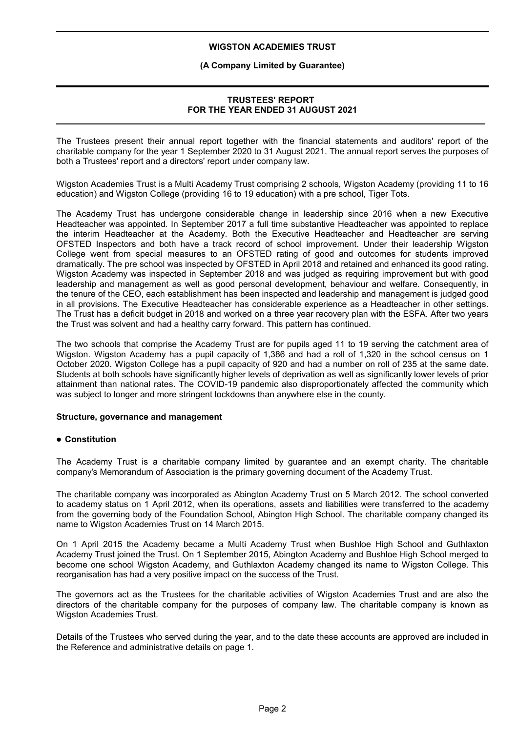**WIGSTON ACADEMIES TRUST**

**(A Company Limited by Guarantee)**

# TRUSTEES' REPORT FOR THE YEAR ENDED 31 AUGUST 2021

The Trustees present their annual report together with the financial statements and auditors' report of the charitable company for the year 1 September 2020 to 31 August 2021. The annual report serves the purposes of both a Trustees' report and a directors' report under company law.

Wigston Academies Trust is a Multi Academy Trust comprising 2 schools, Wigston Academy (providing 11 to 16 education) and Wigston College (providing 16 to 19 education) with a pre school, Tiger Tots.

The Academy Trust has undergone considerable change in leadership since 2016 when a new Executive Headteacher was appointed. In September 2017 a full time substantive Headteacher was appointed to replace the interim Headteacher at the Academy. Both the Executive Headteacher and Headteacher are serving OFSTED Inspectors and both have a track record of school improvement. Under their leadership Wigston College went from special measures to an OFSTED rating of good and outcomes for students improved dramatically. The pre school was inspected by OFSTED in April 2018 and retained and enhanced its good rating. Wigston Academy was inspected in September 2018 and was judged as requiring improvement but with good leadership and management as well as good personal development, behaviour and welfare. Consequently, in the tenure of the CEO, each establishment has been inspected and leadership and management is judged good in all provisions. The Executive Headteacher has considerable experience as a Headteacher in other settings. The Trust has a deficit budget in 2018 and worked on a three year recovery plan with the ESFA. After two years the Trust was solvent and had a healthy carry forward. This pattern has continued.

The two schools that comprise the Academy Trust are for pupils aged 11 to 19 serving the catchment area of Wigston. Wigston Academy has a pupil capacity of 1,386 and had a roll of 1,320 in the school census on 1 October 2020. Wigston College has a pupil capacity of 920 and had a number on roll of 235 at the same date. Students at both schools have significantly higher levels of deprivation as well as significantly lower levels of prior attainment than national rates. The COVID-19 pandemic also disproportionately affected the community which was subject to longer and more stringent lockdowns than anywhere else in the county.

## Structure, governance and management

### ● Constitution

The Academy Trust is a charitable company limited by guarantee and an exempt charity. The charitable company's Memorandum of Association is the primary governing document of the Academy Trust.

The charitable company was incorporated as Abington Academy Trust on 5 March 2012. The school converted to academy status on 1 April 2012, when its operations, assets and liabilities were transferred to the academy from the governing body of the Foundation School, Abington High School. The charitable company changed its name to Wigston Academies Trust on 14 March 2015.

On 1 April 2015 the Academy became a Multi Academy Trust when Bushloe High School and Guthlaxton Academy Trust joined the Trust. On 1 September 2015, Abington Academy and Bushloe High School merged to become one school Wigston Academy, and Guthlaxton Academy changed its name to Wigston College. This reorganisation has had a very positive impact on the success of the Trust.

The governors act as the Trustees for the charitable activities of Wigston Academies Trust and are also the directors of the charitable company for the purposes of company law. The charitable company is known as Wigston Academies Trust.

Details of the Trustees who served during the year, and to the date these accounts are approved are included in the Reference and administrative details on page 1.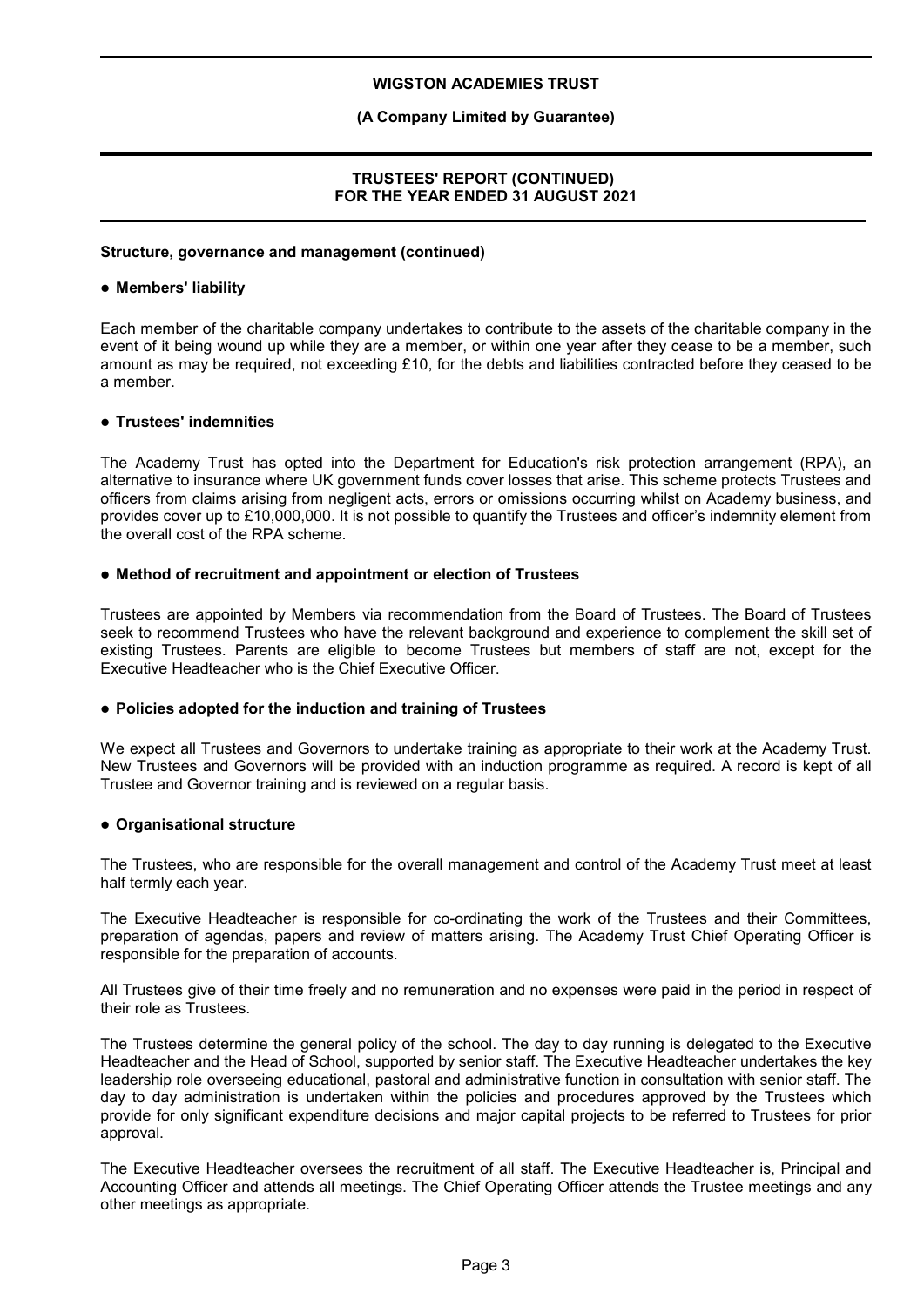## Structure, governance and management (continued)

### ● Members' liability

Each member of the charitable company undertakes to contribute to the assets of the charitable company in the event of it being wound up while they are a member, or within one year after they cease to be a member, such amount as may be required, not exceeding £10, for the debts and liabilities contracted before they ceased to be a member.

### ● Trustees' indemnities

The Academy Trust has opted into the Department for Education's risk protection arrangement (RPA), an alternative to insurance where UK government funds cover losses that arise. This scheme protects Trustees and officers from claims arising from negligent acts, errors or omissions occurring whilst on Academy business, and provides cover up to £10,000,000. It is not possible to quantify the Trustees and officer's indemnity element from the overall cost of the RPA scheme.

### ● Method of recruitment and appointment or election of Trustees

Trustees are appointed by Members via recommendation from the Board of Trustees. The Board of Trustees seek to recommend Trustees who have the relevant background and experience to complement the skill set of existing Trustees. Parents are eligible to become Trustees but members of staff are not, except for the Executive Headteacher who is the Chief Executive Officer.

### ● Policies adopted for the induction and training of Trustees

We expect all Trustees and Governors to undertake training as appropriate to their work at the Academy Trust. New Trustees and Governors will be provided with an induction programme as required. A record is kept of all Trustee and Governor training and is reviewed on a regular basis.

### ● Organisational structure

The Trustees, who are responsible for the overall management and control of the Academy Trust meet at least half termly each year.

The Executive Headteacher is responsible for co-ordinating the work of the Trustees and their Committees, preparation of agendas, papers and review of matters arising. The Academy Trust Chief Operating Officer is responsible for the preparation of accounts.

All Trustees give of their time freely and no remuneration and no expenses were paid in the period in respect of their role as Trustees.

The Trustees determine the general policy of the school. The day to day running is delegated to the Executive Headteacher and the Head of School, supported by senior staff. The Executive Headteacher undertakes the key leadership role overseeing educational, pastoral and administrative function in consultation with senior staff. The day to day administration is undertaken within the policies and procedures approved by the Trustees which provide for only significant expenditure decisions and major capital projects to be referred to Trustees for prior approval.

The Executive Headteacher oversees the recruitment of all staff. The Executive Headteacher is, Principal and Accounting Officer and attends all meetings. The Chief Operating Officer attends the Trustee meetings and any other meetings as appropriate.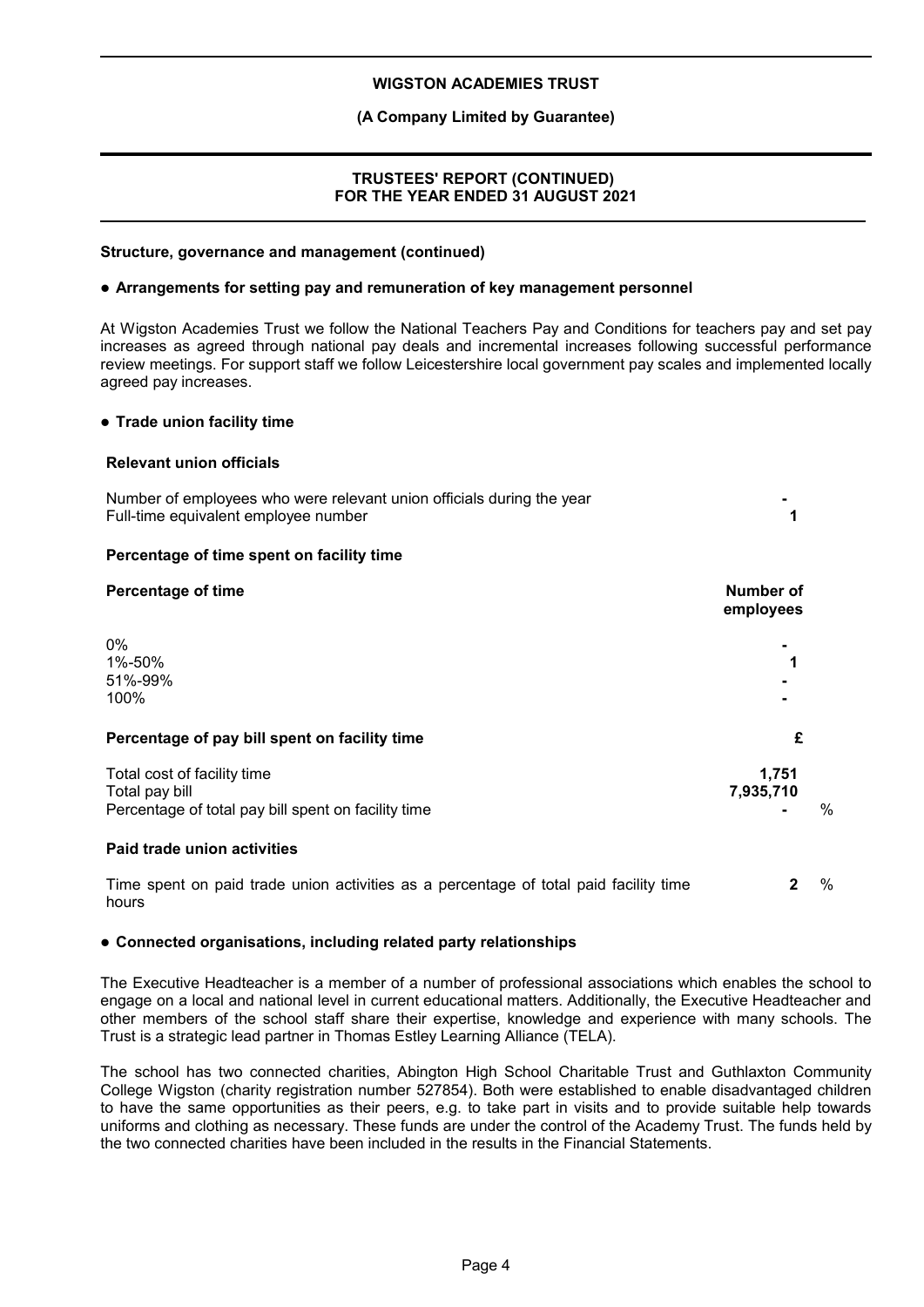**Structure, governance and management (continued)**

**● Arrangements for setting pay and remuneration of key management personnel**

At Wigston Academies Trust we follow the National Teachers Pay and Conditions for teachers pay and set pay increases as agreed through national pay deals and incremental increases following successful performance review meetings. For support staff we follow Leicestershire local government pay scales and implemented locally agreed pay increases.

**● Trade union facility time**

**Relevant union officials**

| | |
|---|---|
| Number of employees who were relevant union officials during the year | - |
| Full-time equivalent employee number | 1 |

**Percentage of time spent on facility time**

| **Percentage of time** | **Number of employees** |
|---|---|
| 0% | - |
| 1%-50% | 1 |
| 51%-99% | - |
| 100% | - |

| **Percentage of pay bill spent on facility time** | **£** | |
|---|---|---|
| Total cost of facility time | 1,751 | |
| Total pay bill | 7,935,710 | |
| Percentage of total pay bill spent on facility time | - | % |

**Paid trade union activities**

| | | |
|---|---|---|
| Time spent on paid trade union activities as a percentage of total paid facility time hours | 2 | % |

**● Connected organisations, including related party relationships**

The Executive Headteacher is a member of a number of professional associations which enables the school to engage on a local and national level in current educational matters. Additionally, the Executive Headteacher and other members of the school staff share their expertise, knowledge and experience with many schools. The Trust is a strategic lead partner in Thomas Estley Learning Alliance (TELA).

The school has two connected charities, Abington High School Charitable Trust and Guthlaxton Community College Wigston (charity registration number 527854). Both were established to enable disadvantaged children to have the same opportunities as their peers, e.g. to take part in visits and to provide suitable help towards uniforms and clothing as necessary. These funds are under the control of the Academy Trust. The funds held by the two connected charities have been included in the results in the Financial Statements.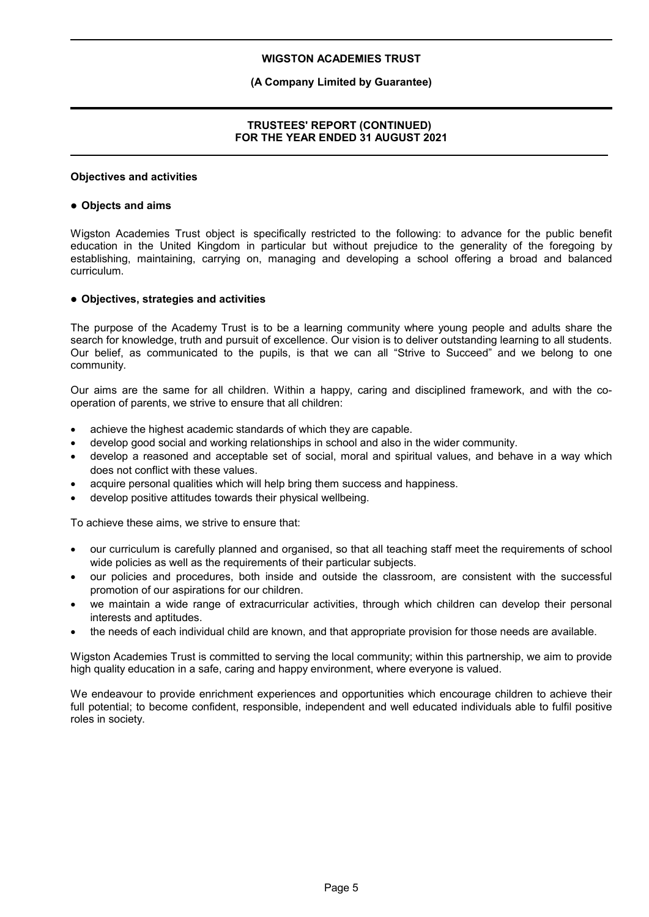## Objectives and activities

### ● Objects and aims

Wigston Academies Trust object is specifically restricted to the following: to advance for the public benefit education in the United Kingdom in particular but without prejudice to the generality of the foregoing by establishing, maintaining, carrying on, managing and developing a school offering a broad and balanced curriculum.

### ● Objectives, strategies and activities

The purpose of the Academy Trust is to be a learning community where young people and adults share the search for knowledge, truth and pursuit of excellence. Our vision is to deliver outstanding learning to all students. Our belief, as communicated to the pupils, is that we can all "Strive to Succeed" and we belong to one community.

Our aims are the same for all children. Within a happy, caring and disciplined framework, and with the co-operation of parents, we strive to ensure that all children:

- achieve the highest academic standards of which they are capable.
- develop good social and working relationships in school and also in the wider community.
- develop a reasoned and acceptable set of social, moral and spiritual values, and behave in a way which does not conflict with these values.
- acquire personal qualities which will help bring them success and happiness.
- develop positive attitudes towards their physical wellbeing.

To achieve these aims, we strive to ensure that:

- our curriculum is carefully planned and organised, so that all teaching staff meet the requirements of school wide policies as well as the requirements of their particular subjects.
- our policies and procedures, both inside and outside the classroom, are consistent with the successful promotion of our aspirations for our children.
- we maintain a wide range of extracurricular activities, through which children can develop their personal interests and aptitudes.
- the needs of each individual child are known, and that appropriate provision for those needs are available.

Wigston Academies Trust is committed to serving the local community; within this partnership, we aim to provide high quality education in a safe, caring and happy environment, where everyone is valued.

We endeavour to provide enrichment experiences and opportunities which encourage children to achieve their full potential; to become confident, responsible, independent and well educated individuals able to fulfil positive roles in society.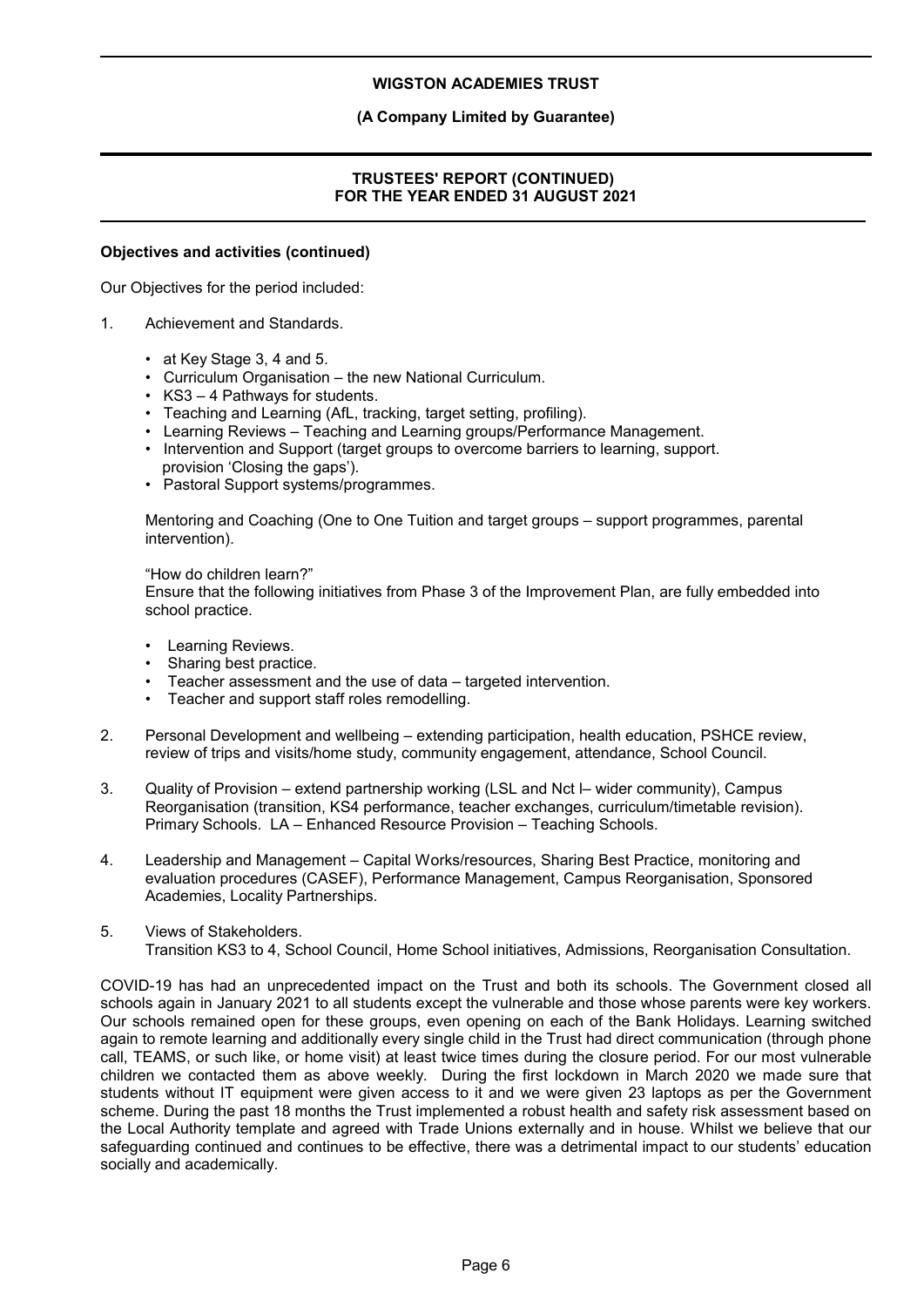**Objectives and activities (continued)**

Our Objectives for the period included:

1. Achievement and Standards.

   - at Key Stage 3, 4 and 5.
   - Curriculum Organisation – the new National Curriculum.
   - KS3 – 4 Pathways for students.
   - Teaching and Learning (AfL, tracking, target setting, profiling).
   - Learning Reviews – Teaching and Learning groups/Performance Management.
   - Intervention and Support (target groups to overcome barriers to learning, support. provision 'Closing the gaps').
   - Pastoral Support systems/programmes.

   Mentoring and Coaching (One to One Tuition and target groups – support programmes, parental intervention).

   "How do children learn?"
   Ensure that the following initiatives from Phase 3 of the Improvement Plan, are fully embedded into school practice.

   - Learning Reviews.
   - Sharing best practice.
   - Teacher assessment and the use of data – targeted intervention.
   - Teacher and support staff roles remodelling.

2. Personal Development and wellbeing – extending participation, health education, PSHCE review, review of trips and visits/home study, community engagement, attendance, School Council.

3. Quality of Provision – extend partnership working (LSL and Nct I– wider community), Campus Reorganisation (transition, KS4 performance, teacher exchanges, curriculum/timetable revision). Primary Schools. LA – Enhanced Resource Provision – Teaching Schools.

4. Leadership and Management – Capital Works/resources, Sharing Best Practice, monitoring and evaluation procedures (CASEF), Performance Management, Campus Reorganisation, Sponsored Academies, Locality Partnerships.

5. Views of Stakeholders.
   Transition KS3 to 4, School Council, Home School initiatives, Admissions, Reorganisation Consultation.

COVID-19 has had an unprecedented impact on the Trust and both its schools. The Government closed all schools again in January 2021 to all students except the vulnerable and those whose parents were key workers. Our schools remained open for these groups, even opening on each of the Bank Holidays. Learning switched again to remote learning and additionally every single child in the Trust had direct communication (through phone call, TEAMS, or such like, or home visit) at least twice times during the closure period. For our most vulnerable children we contacted them as above weekly. During the first lockdown in March 2020 we made sure that students without IT equipment were given access to it and we were given 23 laptops as per the Government scheme. During the past 18 months the Trust implemented a robust health and safety risk assessment based on the Local Authority template and agreed with Trade Unions externally and in house. Whilst we believe that our safeguarding continued and continues to be effective, there was a detrimental impact to our students' education socially and academically.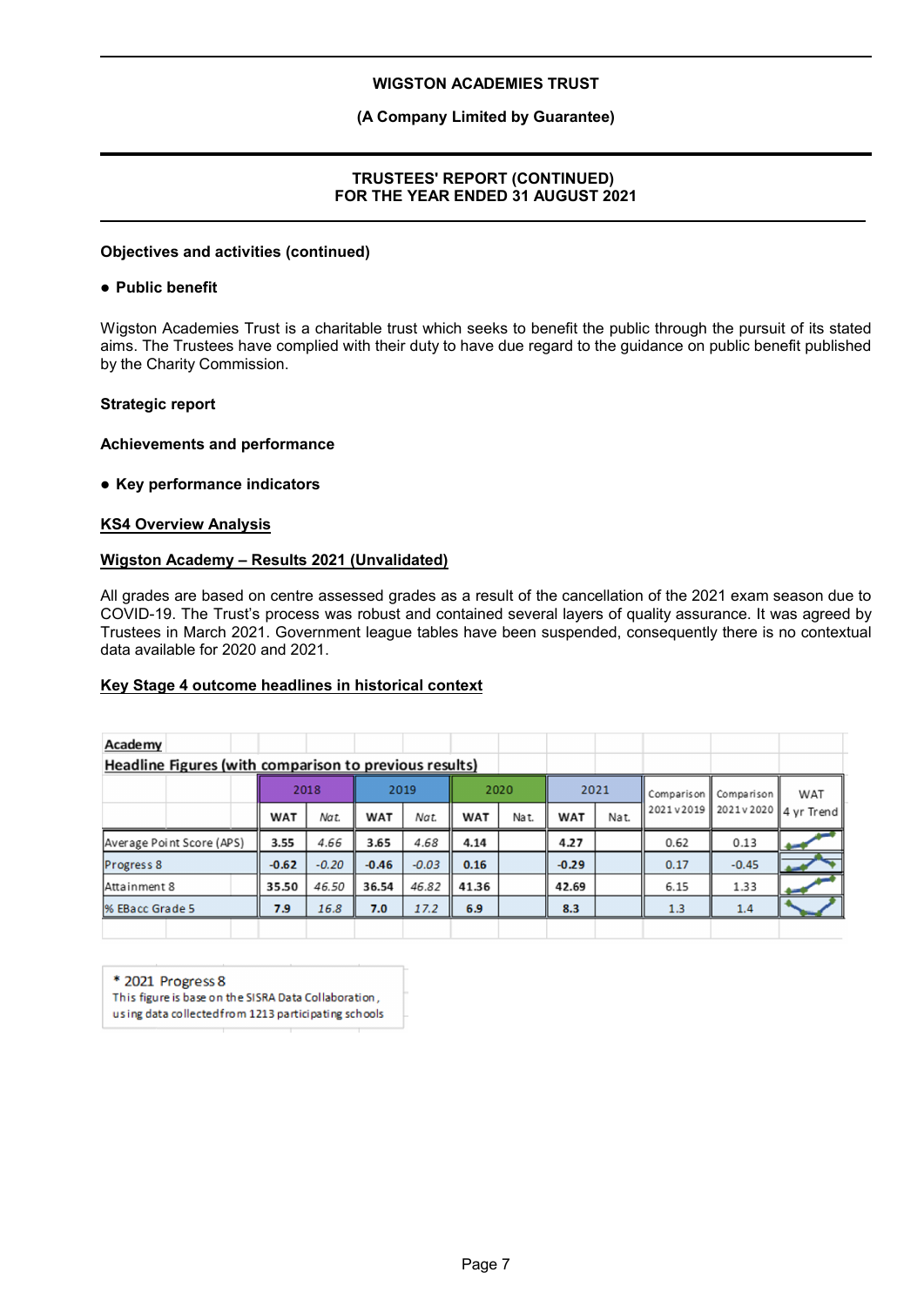### Objectives and activities (continued)

- **Public benefit**

Wigston Academies Trust is a charitable trust which seeks to benefit the public through the pursuit of its stated aims. The Trustees have complied with their duty to have due regard to the guidance on public benefit published by the Charity Commission.

## Strategic report

### Achievements and performance

- **Key performance indicators**

**KS4 Overview Analysis**

**Wigston Academy – Results 2021 (Unvalidated)**

All grades are based on centre assessed grades as a result of the cancellation of the 2021 exam season due to COVID-19. The Trust's process was robust and contained several layers of quality assurance. It was agreed by Trustees in March 2021. Government league tables have been suspended, consequently there is no contextual data available for 2020 and 2021.

**Key Stage 4 outcome headlines in historical context**

**Academy**

**Headline Figures (with comparison to previous results)**

| | 2018 | | 2019 | | 2020 | | 2021 | | Comparison 2021 v 2019 | Comparison 2021 v 2020 | WAT 4 yr Trend |
|---|---|---|---|---|---|---|---|---|---|---|---|
| | WAT | Nat. | WAT | Nat. | WAT | Nat. | WAT | Nat. | | | |
| Average Point Score (APS) | 3.55 | 4.66 | 3.65 | 4.68 | 4.14 | | 4.27 | | 0.62 | 0.13 | |
| Progress 8 | -0.62 | -0.20 | -0.46 | -0.03 | 0.16 | | -0.29 | | 0.17 | -0.45 | |
| Attainment 8 | 35.50 | 46.50 | 36.54 | 46.82 | 41.36 | | 42.69 | | 6.15 | 1.33 | |
| % EBacc Grade 5 | 7.9 | 16.8 | 7.0 | 17.2 | 6.9 | | 8.3 | | 1.3 | 1.4 | |

\* 2021 Progress 8
This figure is base on the SISRA Data Collaboration, using data collected from 1213 participating schools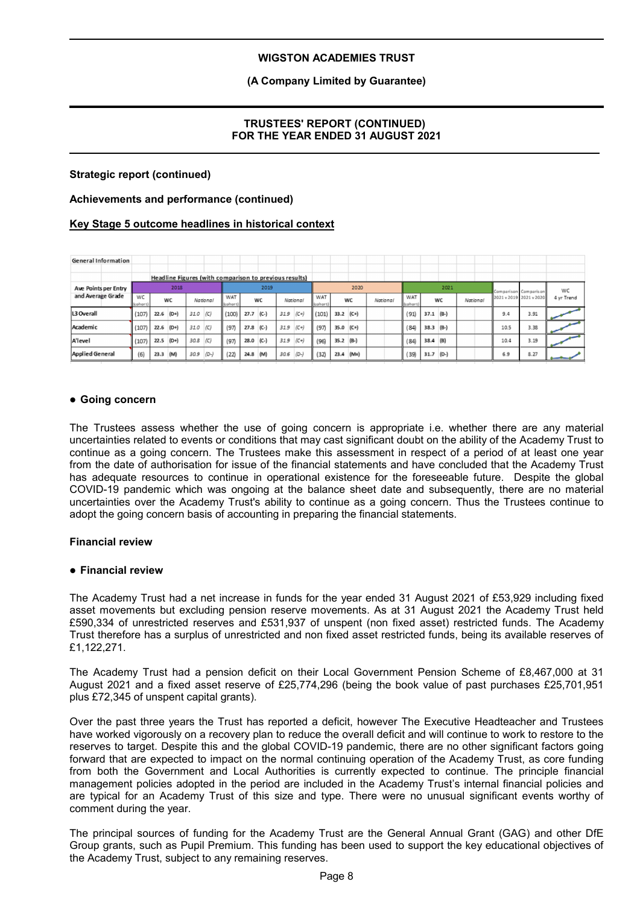**Strategic report (continued)**

**Achievements and performance (continued)**

**Key Stage 5 outcome headlines in historical context**

| General Information | | | | | | | | | | | | | | | | | | | |
|---|---|---|---|---|---|---|---|---|---|---|---|---|---|---|---|---|---|---|---|
| | Headline Figures (with comparison to previous results) | | | | | | | | | | | | | | | | | | |
| Ave Points per Entry and Average Grade | 2018 | | | | | 2019 | | | | | 2020 | | | | 2021 | | | Comparison 2021 v 2019 | Comparison 2021 v 2020 | WC 4 yr Trend |
| | WC (cohort) | WC | | National | | WAT (cohort) | WC | | National | | WAT (cohort) | WC | | National | WAT (cohort) | WC | National | | | |
| L3 Overall | (107) | 22.6 | (D+) | 31.0 | (C) | (100) | 27.7 (C-) | | 31.9 | (C+) | (101) | 33.2 | (C+) | | (91) | 37.1 (B-) | | 9.4 | 3.91 | |
| Academic | (107) | 22.6 | (D+) | 31.0 | (C) | (97) | 27.8 (C-) | | 31.9 | (C+) | (97) | 35.0 | (C+) | | (84) | 38.3 (B-) | | 10.5 | 3.38 | |
| A'level | (107) | 22.5 | (D+) | 30.8 | (C) | (97) | 28.0 (C-) | | 31.9 | (C+) | (96) | 35.2 | (B-) | | (84) | 38.4 (B) | | 10.4 | 3.19 | |
| Applied General | (6) | 23.3 | (M) | 30.9 | (D-) | (22) | 24.8 (M) | | 30.6 | (D-) | (32) | 23.4 | (M=) | | (39) | 31.7 (D-) | | 6.9 | 8.27 | |

### ● Going concern

The Trustees assess whether the use of going concern is appropriate i.e. whether there are any material uncertainties related to events or conditions that may cast significant doubt on the ability of the Academy Trust to continue as a going concern. The Trustees make this assessment in respect of a period of at least one year from the date of authorisation for issue of the financial statements and have concluded that the Academy Trust has adequate resources to continue in operational existence for the foreseeable future. Despite the global COVID-19 pandemic which was ongoing at the balance sheet date and subsequently, there are no material uncertainties over the Academy Trust's ability to continue as a going concern. Thus the Trustees continue to adopt the going concern basis of accounting in preparing the financial statements.

## Financial review

### ● Financial review

The Academy Trust had a net increase in funds for the year ended 31 August 2021 of £53,929 including fixed asset movements but excluding pension reserve movements. As at 31 August 2021 the Academy Trust held £590,334 of unrestricted reserves and £531,937 of unspent (non fixed asset) restricted funds. The Academy Trust therefore has a surplus of unrestricted and non fixed asset restricted funds, being its available reserves of £1,122,271.

The Academy Trust had a pension deficit on their Local Government Pension Scheme of £8,467,000 at 31 August 2021 and a fixed asset reserve of £25,774,296 (being the book value of past purchases £25,701,951 plus £72,345 of unspent capital grants).

Over the past three years the Trust has reported a deficit, however The Executive Headteacher and Trustees have worked vigorously on a recovery plan to reduce the overall deficit and will continue to work to restore to the reserves to target. Despite this and the global COVID-19 pandemic, there are no other significant factors going forward that are expected to impact on the normal continuing operation of the Academy Trust, as core funding from both the Government and Local Authorities is currently expected to continue. The principle financial management policies adopted in the period are included in the Academy Trust's internal financial policies and are typical for an Academy Trust of this size and type. There were no unusual significant events worthy of comment during the year.

The principal sources of funding for the Academy Trust are the General Annual Grant (GAG) and other DfE Group grants, such as Pupil Premium. This funding has been used to support the key educational objectives of the Academy Trust, subject to any remaining reserves.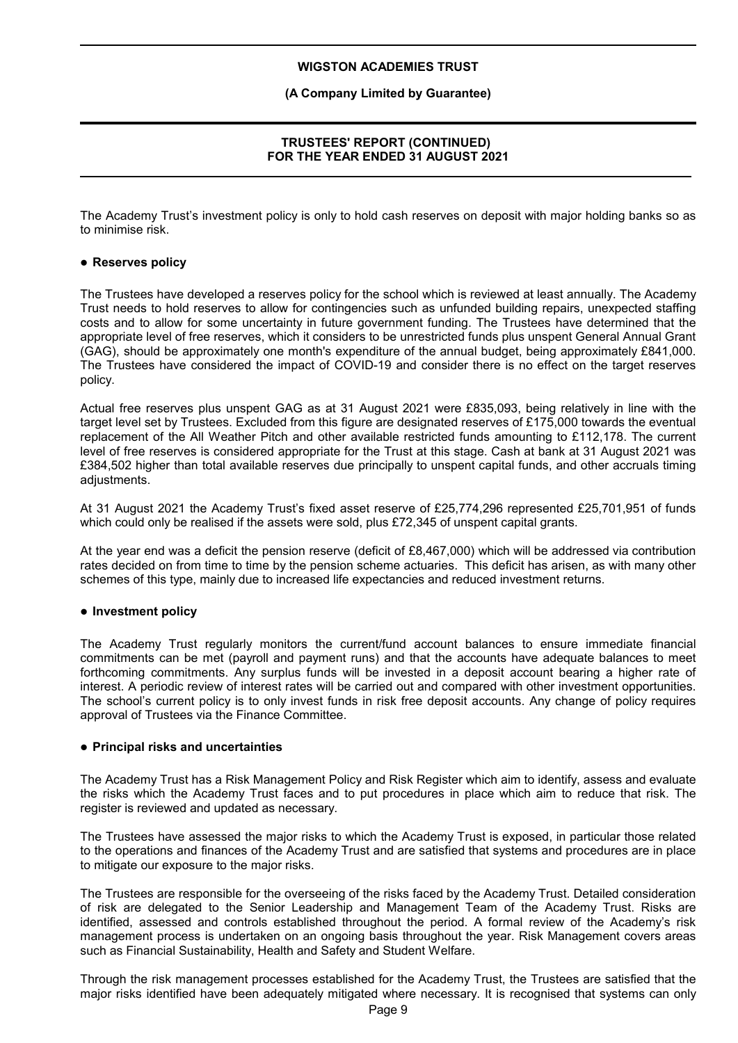The Academy Trust's investment policy is only to hold cash reserves on deposit with major holding banks so as to minimise risk.

## ● Reserves policy

The Trustees have developed a reserves policy for the school which is reviewed at least annually. The Academy Trust needs to hold reserves to allow for contingencies such as unfunded building repairs, unexpected staffing costs and to allow for some uncertainty in future government funding. The Trustees have determined that the appropriate level of free reserves, which it considers to be unrestricted funds plus unspent General Annual Grant (GAG), should be approximately one month's expenditure of the annual budget, being approximately £841,000. The Trustees have considered the impact of COVID-19 and consider there is no effect on the target reserves policy.

Actual free reserves plus unspent GAG as at 31 August 2021 were £835,093, being relatively in line with the target level set by Trustees. Excluded from this figure are designated reserves of £175,000 towards the eventual replacement of the All Weather Pitch and other available restricted funds amounting to £112,178. The current level of free reserves is considered appropriate for the Trust at this stage. Cash at bank at 31 August 2021 was £384,502 higher than total available reserves due principally to unspent capital funds, and other accruals timing adjustments.

At 31 August 2021 the Academy Trust's fixed asset reserve of £25,774,296 represented £25,701,951 of funds which could only be realised if the assets were sold, plus £72,345 of unspent capital grants.

At the year end was a deficit the pension reserve (deficit of £8,467,000) which will be addressed via contribution rates decided on from time to time by the pension scheme actuaries. This deficit has arisen, as with many other schemes of this type, mainly due to increased life expectancies and reduced investment returns.

## ● Investment policy

The Academy Trust regularly monitors the current/fund account balances to ensure immediate financial commitments can be met (payroll and payment runs) and that the accounts have adequate balances to meet forthcoming commitments. Any surplus funds will be invested in a deposit account bearing a higher rate of interest. A periodic review of interest rates will be carried out and compared with other investment opportunities. The school's current policy is to only invest funds in risk free deposit accounts. Any change of policy requires approval of Trustees via the Finance Committee.

## ● Principal risks and uncertainties

The Academy Trust has a Risk Management Policy and Risk Register which aim to identify, assess and evaluate the risks which the Academy Trust faces and to put procedures in place which aim to reduce that risk. The register is reviewed and updated as necessary.

The Trustees have assessed the major risks to which the Academy Trust is exposed, in particular those related to the operations and finances of the Academy Trust and are satisfied that systems and procedures are in place to mitigate our exposure to the major risks.

The Trustees are responsible for the overseeing of the risks faced by the Academy Trust. Detailed consideration of risk are delegated to the Senior Leadership and Management Team of the Academy Trust. Risks are identified, assessed and controls established throughout the period. A formal review of the Academy's risk management process is undertaken on an ongoing basis throughout the year. Risk Management covers areas such as Financial Sustainability, Health and Safety and Student Welfare.

Through the risk management processes established for the Academy Trust, the Trustees are satisfied that the major risks identified have been adequately mitigated where necessary. It is recognised that systems can only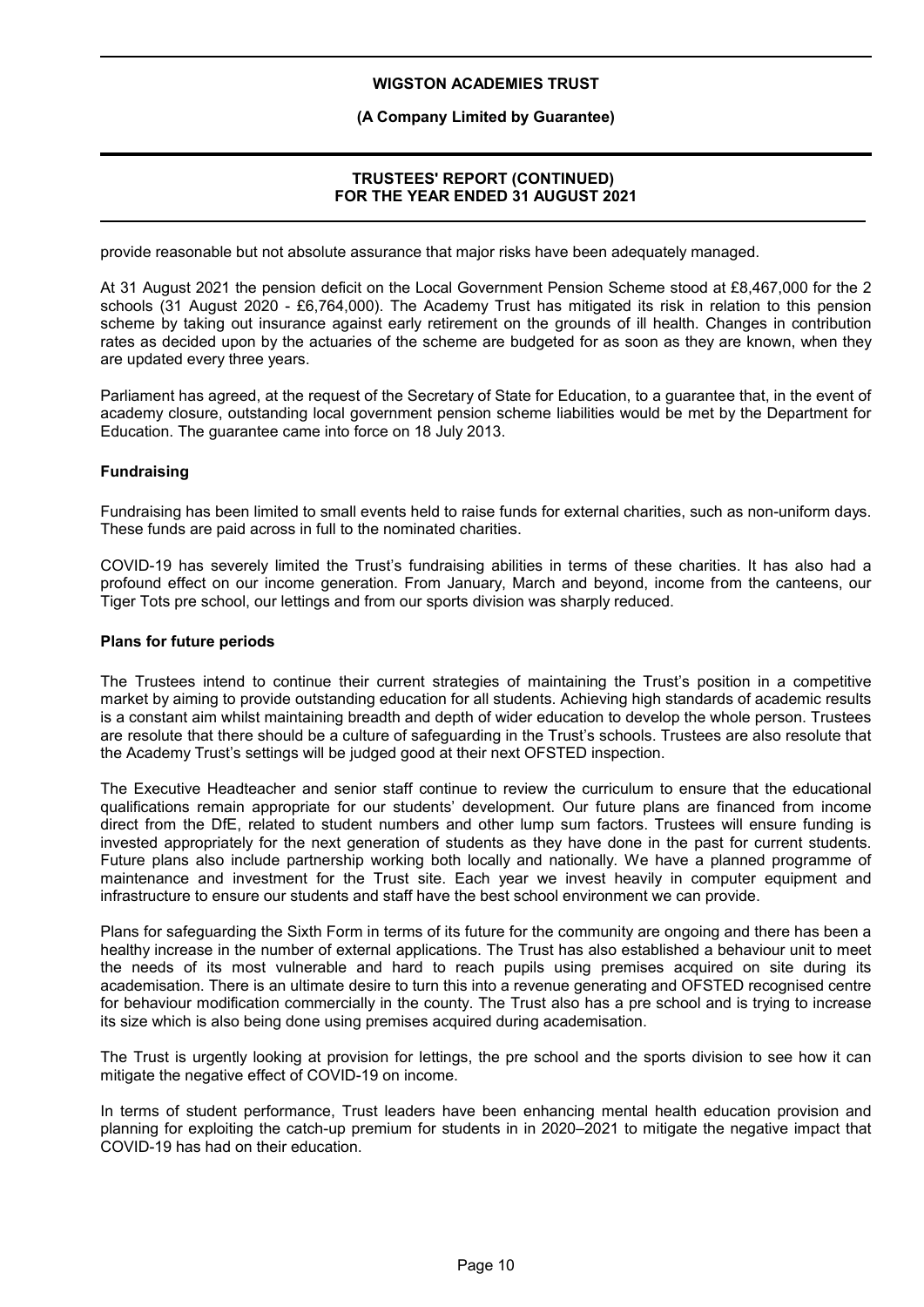provide reasonable but not absolute assurance that major risks have been adequately managed.

At 31 August 2021 the pension deficit on the Local Government Pension Scheme stood at £8,467,000 for the 2 schools (31 August 2020 - £6,764,000). The Academy Trust has mitigated its risk in relation to this pension scheme by taking out insurance against early retirement on the grounds of ill health. Changes in contribution rates as decided upon by the actuaries of the scheme are budgeted for as soon as they are known, when they are updated every three years.

Parliament has agreed, at the request of the Secretary of State for Education, to a guarantee that, in the event of academy closure, outstanding local government pension scheme liabilities would be met by the Department for Education. The guarantee came into force on 18 July 2013.

### Fundraising

Fundraising has been limited to small events held to raise funds for external charities, such as non-uniform days. These funds are paid across in full to the nominated charities.

COVID-19 has severely limited the Trust's fundraising abilities in terms of these charities. It has also had a profound effect on our income generation. From January, March and beyond, income from the canteens, our Tiger Tots pre school, our lettings and from our sports division was sharply reduced.

### Plans for future periods

The Trustees intend to continue their current strategies of maintaining the Trust's position in a competitive market by aiming to provide outstanding education for all students. Achieving high standards of academic results is a constant aim whilst maintaining breadth and depth of wider education to develop the whole person. Trustees are resolute that there should be a culture of safeguarding in the Trust's schools. Trustees are also resolute that the Academy Trust's settings will be judged good at their next OFSTED inspection.

The Executive Headteacher and senior staff continue to review the curriculum to ensure that the educational qualifications remain appropriate for our students' development. Our future plans are financed from income direct from the DfE, related to student numbers and other lump sum factors. Trustees will ensure funding is invested appropriately for the next generation of students as they have done in the past for current students. Future plans also include partnership working both locally and nationally. We have a planned programme of maintenance and investment for the Trust site. Each year we invest heavily in computer equipment and infrastructure to ensure our students and staff have the best school environment we can provide.

Plans for safeguarding the Sixth Form in terms of its future for the community are ongoing and there has been a healthy increase in the number of external applications. The Trust has also established a behaviour unit to meet the needs of its most vulnerable and hard to reach pupils using premises acquired on site during its academisation. There is an ultimate desire to turn this into a revenue generating and OFSTED recognised centre for behaviour modification commercially in the county. The Trust also has a pre school and is trying to increase its size which is also being done using premises acquired during academisation.

The Trust is urgently looking at provision for lettings, the pre school and the sports division to see how it can mitigate the negative effect of COVID-19 on income.

In terms of student performance, Trust leaders have been enhancing mental health education provision and planning for exploiting the catch-up premium for students in in 2020–2021 to mitigate the negative impact that COVID-19 has had on their education.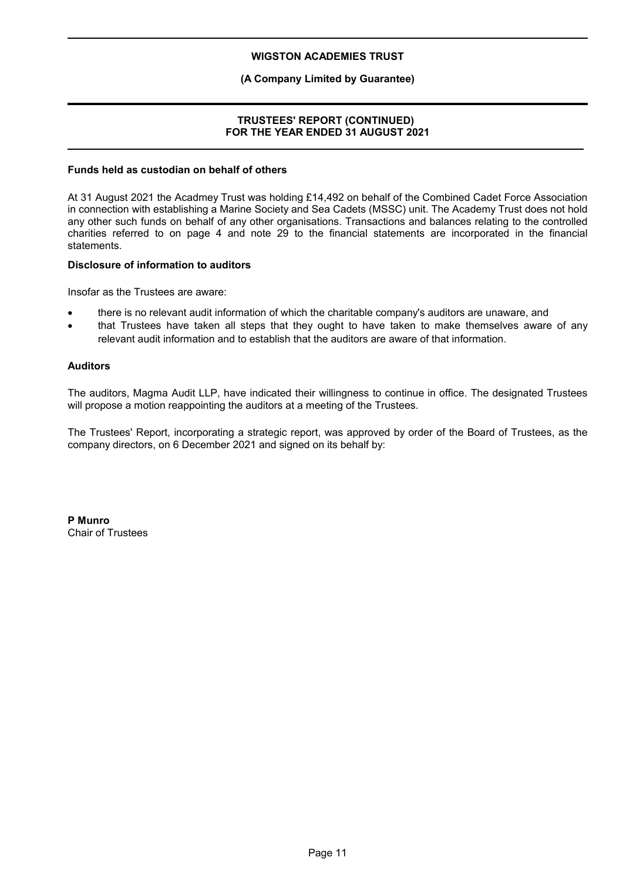## Funds held as custodian on behalf of others

At 31 August 2021 the Acadmey Trust was holding £14,492 on behalf of the Combined Cadet Force Association in connection with establishing a Marine Society and Sea Cadets (MSSC) unit. The Academy Trust does not hold any other such funds on behalf of any other organisations. Transactions and balances relating to the controlled charities referred to on page 4 and note 29 to the financial statements are incorporated in the financial statements.

## Disclosure of information to auditors

Insofar as the Trustees are aware:

- there is no relevant audit information of which the charitable company's auditors are unaware, and
- that Trustees have taken all steps that they ought to have taken to make themselves aware of any relevant audit information and to establish that the auditors are aware of that information.

## Auditors

The auditors, Magma Audit LLP, have indicated their willingness to continue in office. The designated Trustees will propose a motion reappointing the auditors at a meeting of the Trustees.

The Trustees' Report, incorporating a strategic report, was approved by order of the Board of Trustees, as the company directors, on 6 December 2021 and signed on its behalf by:

**P Munro**
Chair of Trustees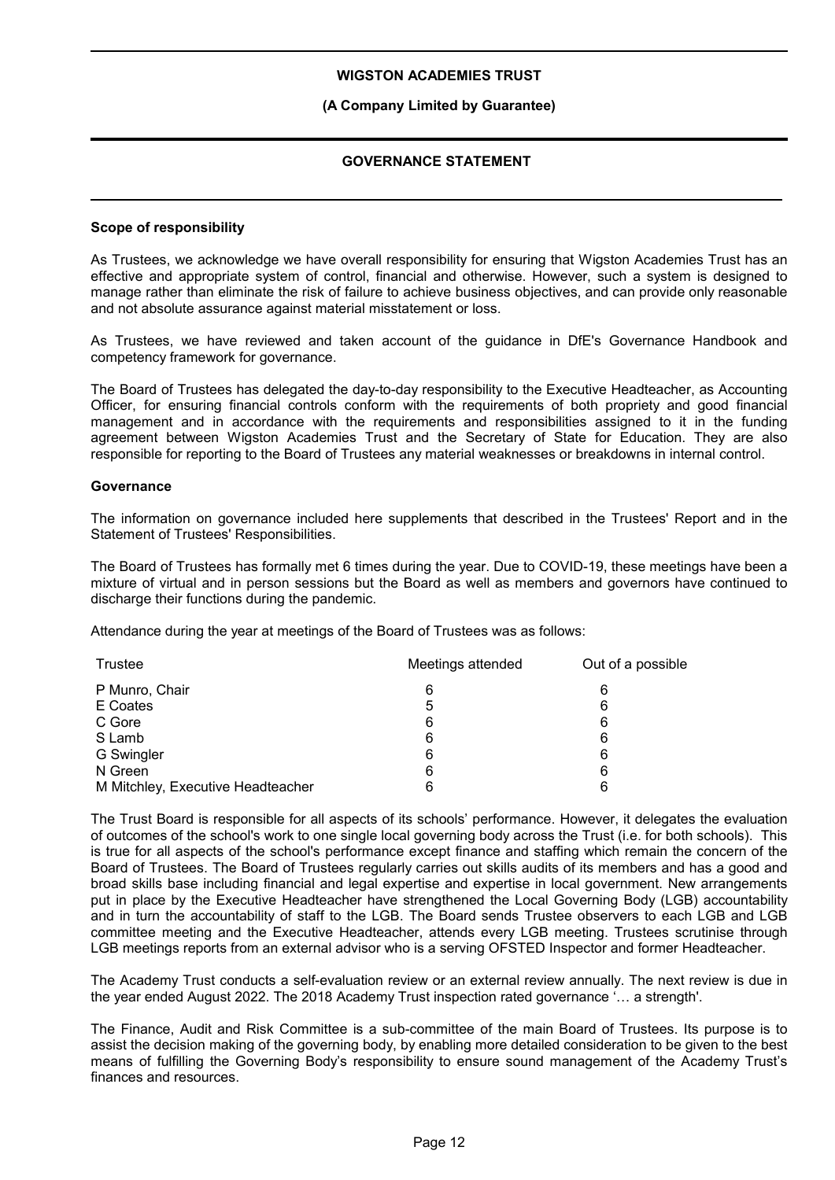## GOVERNANCE STATEMENT

### Scope of responsibility

As Trustees, we acknowledge we have overall responsibility for ensuring that Wigston Academies Trust has an effective and appropriate system of control, financial and otherwise. However, such a system is designed to manage rather than eliminate the risk of failure to achieve business objectives, and can provide only reasonable and not absolute assurance against material misstatement or loss.

As Trustees, we have reviewed and taken account of the guidance in DfE's Governance Handbook and competency framework for governance.

The Board of Trustees has delegated the day-to-day responsibility to the Executive Headteacher, as Accounting Officer, for ensuring financial controls conform with the requirements of both propriety and good financial management and in accordance with the requirements and responsibilities assigned to it in the funding agreement between Wigston Academies Trust and the Secretary of State for Education. They are also responsible for reporting to the Board of Trustees any material weaknesses or breakdowns in internal control.

### Governance

The information on governance included here supplements that described in the Trustees' Report and in the Statement of Trustees' Responsibilities.

The Board of Trustees has formally met 6 times during the year. Due to COVID-19, these meetings have been a mixture of virtual and in person sessions but the Board as well as members and governors have continued to discharge their functions during the pandemic.

Attendance during the year at meetings of the Board of Trustees was as follows:

| Trustee | Meetings attended | Out of a possible |
|---|---|---|
| P Munro, Chair | 6 | 6 |
| E Coates | 5 | 6 |
| C Gore | 6 | 6 |
| S Lamb | 6 | 6 |
| G Swingler | 6 | 6 |
| N Green | 6 | 6 |
| M Mitchley, Executive Headteacher | 6 | 6 |

The Trust Board is responsible for all aspects of its schools' performance. However, it delegates the evaluation of outcomes of the school's work to one single local governing body across the Trust (i.e. for both schools). This is true for all aspects of the school's performance except finance and staffing which remain the concern of the Board of Trustees. The Board of Trustees regularly carries out skills audits of its members and has a good and broad skills base including financial and legal expertise and expertise in local government. New arrangements put in place by the Executive Headteacher have strengthened the Local Governing Body (LGB) accountability and in turn the accountability of staff to the LGB. The Board sends Trustee observers to each LGB and LGB committee meeting and the Executive Headteacher, attends every LGB meeting. Trustees scrutinise through LGB meetings reports from an external advisor who is a serving OFSTED Inspector and former Headteacher.

The Academy Trust conducts a self-evaluation review or an external review annually. The next review is due in the year ended August 2022. The 2018 Academy Trust inspection rated governance '… a strength'.

The Finance, Audit and Risk Committee is a sub-committee of the main Board of Trustees. Its purpose is to assist the decision making of the governing body, by enabling more detailed consideration to be given to the best means of fulfilling the Governing Body's responsibility to ensure sound management of the Academy Trust's finances and resources.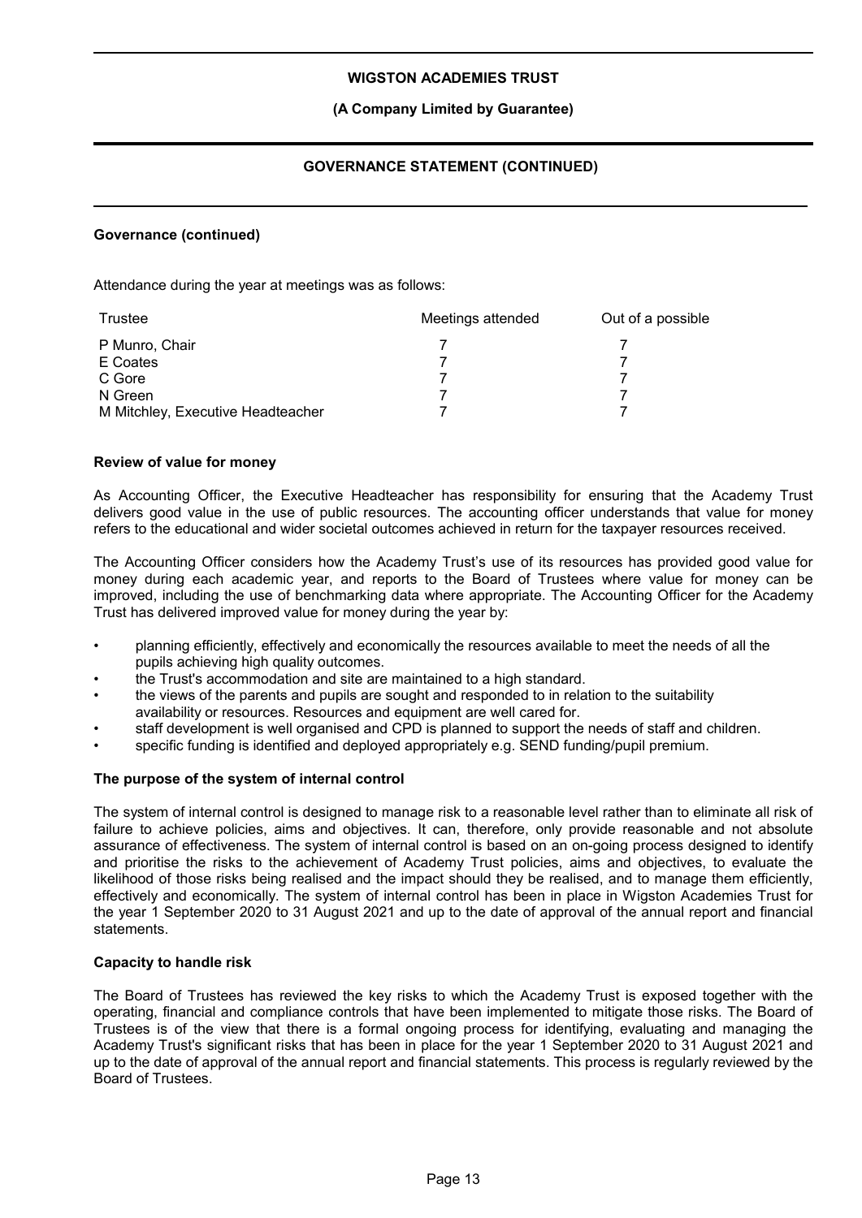### Governance (continued)

Attendance during the year at meetings was as follows:

| Trustee | Meetings attended | Out of a possible |
|---|---|---|
| P Munro, Chair | 7 | 7 |
| E Coates | 7 | 7 |
| C Gore | 7 | 7 |
| N Green | 7 | 7 |
| M Mitchley, Executive Headteacher | 7 | 7 |

### Review of value for money

As Accounting Officer, the Executive Headteacher has responsibility for ensuring that the Academy Trust delivers good value in the use of public resources. The accounting officer understands that value for money refers to the educational and wider societal outcomes achieved in return for the taxpayer resources received.

The Accounting Officer considers how the Academy Trust's use of its resources has provided good value for money during each academic year, and reports to the Board of Trustees where value for money can be improved, including the use of benchmarking data where appropriate. The Accounting Officer for the Academy Trust has delivered improved value for money during the year by:

- planning efficiently, effectively and economically the resources available to meet the needs of all the pupils achieving high quality outcomes.
- the Trust's accommodation and site are maintained to a high standard.
- the views of the parents and pupils are sought and responded to in relation to the suitability availability or resources. Resources and equipment are well cared for.
- staff development is well organised and CPD is planned to support the needs of staff and children.
- specific funding is identified and deployed appropriately e.g. SEND funding/pupil premium.

### The purpose of the system of internal control

The system of internal control is designed to manage risk to a reasonable level rather than to eliminate all risk of failure to achieve policies, aims and objectives. It can, therefore, only provide reasonable and not absolute assurance of effectiveness. The system of internal control is based on an on-going process designed to identify and prioritise the risks to the achievement of Academy Trust policies, aims and objectives, to evaluate the likelihood of those risks being realised and the impact should they be realised, and to manage them efficiently, effectively and economically. The system of internal control has been in place in Wigston Academies Trust for the year 1 September 2020 to 31 August 2021 and up to the date of approval of the annual report and financial statements.

### Capacity to handle risk

The Board of Trustees has reviewed the key risks to which the Academy Trust is exposed together with the operating, financial and compliance controls that have been implemented to mitigate those risks. The Board of Trustees is of the view that there is a formal ongoing process for identifying, evaluating and managing the Academy Trust's significant risks that has been in place for the year 1 September 2020 to 31 August 2021 and up to the date of approval of the annual report and financial statements. This process is regularly reviewed by the Board of Trustees.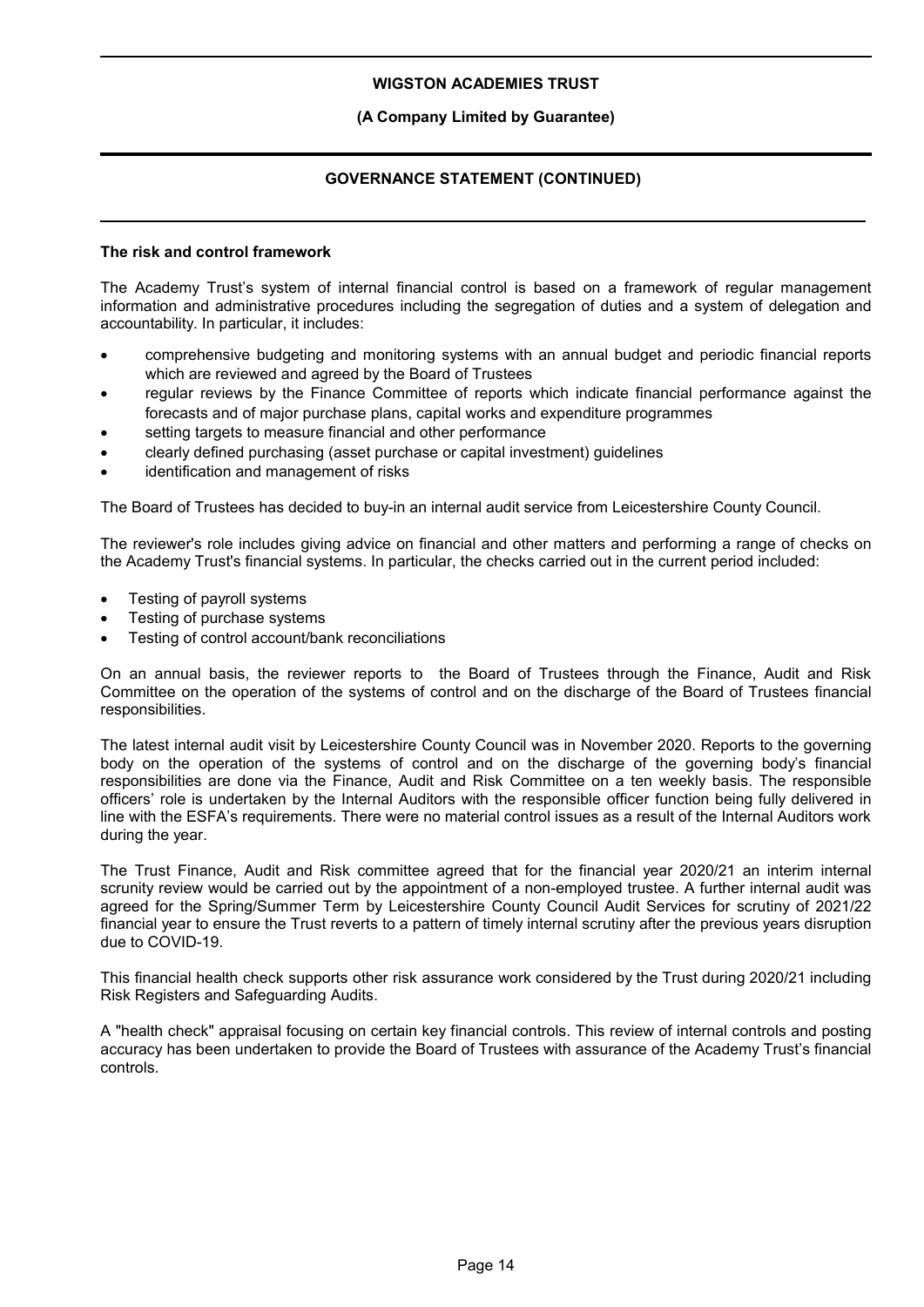### The risk and control framework

The Academy Trust's system of internal financial control is based on a framework of regular management information and administrative procedures including the segregation of duties and a system of delegation and accountability. In particular, it includes:

- comprehensive budgeting and monitoring systems with an annual budget and periodic financial reports which are reviewed and agreed by the Board of Trustees
- regular reviews by the Finance Committee of reports which indicate financial performance against the forecasts and of major purchase plans, capital works and expenditure programmes
- setting targets to measure financial and other performance
- clearly defined purchasing (asset purchase or capital investment) guidelines
- identification and management of risks

The Board of Trustees has decided to buy-in an internal audit service from Leicestershire County Council.

The reviewer's role includes giving advice on financial and other matters and performing a range of checks on the Academy Trust's financial systems. In particular, the checks carried out in the current period included:

- Testing of payroll systems
- Testing of purchase systems
- Testing of control account/bank reconciliations

On an annual basis, the reviewer reports to the Board of Trustees through the Finance, Audit and Risk Committee on the operation of the systems of control and on the discharge of the Board of Trustees financial responsibilities.

The latest internal audit visit by Leicestershire County Council was in November 2020. Reports to the governing body on the operation of the systems of control and on the discharge of the governing body's financial responsibilities are done via the Finance, Audit and Risk Committee on a ten weekly basis. The responsible officers' role is undertaken by the Internal Auditors with the responsible officer function being fully delivered in line with the ESFA's requirements. There were no material control issues as a result of the Internal Auditors work during the year.

The Trust Finance, Audit and Risk committee agreed that for the financial year 2020/21 an interim internal scrunity review would be carried out by the appointment of a non-employed trustee. A further internal audit was agreed for the Spring/Summer Term by Leicestershire County Council Audit Services for scrutiny of 2021/22 financial year to ensure the Trust reverts to a pattern of timely internal scrutiny after the previous years disruption due to COVID-19.

This financial health check supports other risk assurance work considered by the Trust during 2020/21 including Risk Registers and Safeguarding Audits.

A "health check" appraisal focusing on certain key financial controls. This review of internal controls and posting accuracy has been undertaken to provide the Board of Trustees with assurance of the Academy Trust's financial controls.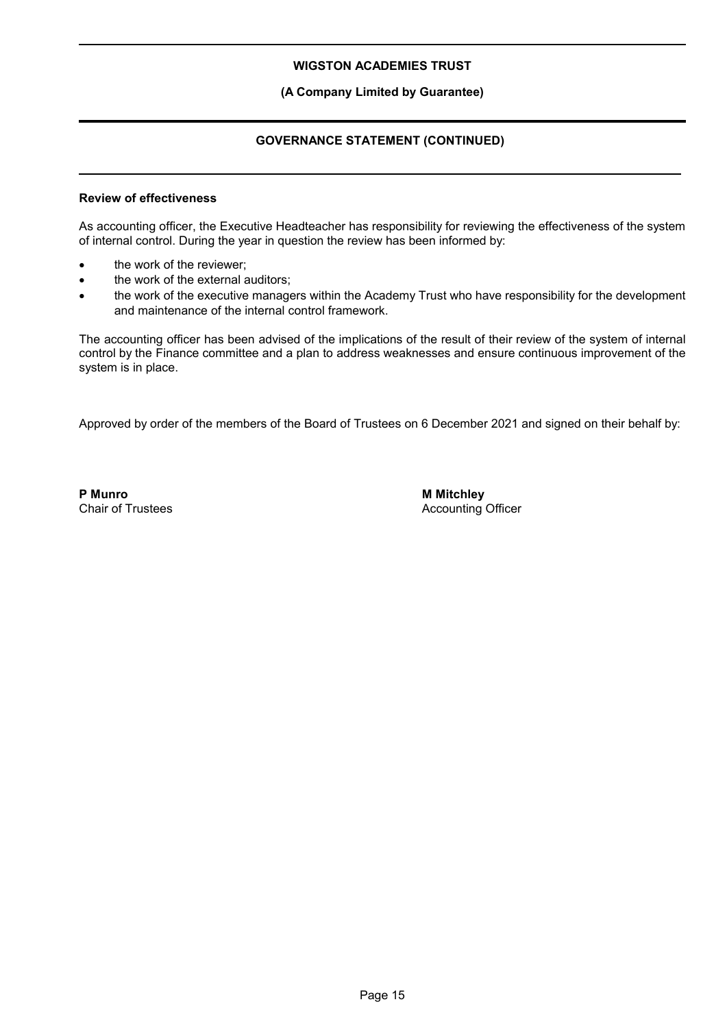**WIGSTON ACADEMIES TRUST**

**(A Company Limited by Guarantee)**

**GOVERNANCE STATEMENT (CONTINUED)**

**Review of effectiveness**

As accounting officer, the Executive Headteacher has responsibility for reviewing the effectiveness of the system of internal control. During the year in question the review has been informed by:

- the work of the reviewer;
- the work of the external auditors;
- the work of the executive managers within the Academy Trust who have responsibility for the development and maintenance of the internal control framework.

The accounting officer has been advised of the implications of the result of their review of the system of internal control by the Finance committee and a plan to address weaknesses and ensure continuous improvement of the system is in place.

Approved by order of the members of the Board of Trustees on 6 December 2021 and signed on their behalf by:

**P Munro**
Chair of Trustees

**M Mitchley**
Accounting Officer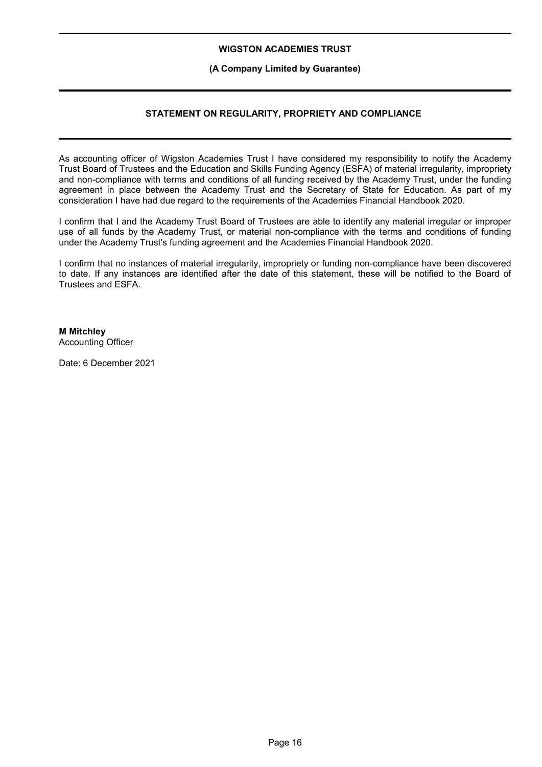# STATEMENT ON REGULARITY, PROPRIETY AND COMPLIANCE

As accounting officer of Wigston Academies Trust I have considered my responsibility to notify the Academy Trust Board of Trustees and the Education and Skills Funding Agency (ESFA) of material irregularity, impropriety and non-compliance with terms and conditions of all funding received by the Academy Trust, under the funding agreement in place between the Academy Trust and the Secretary of State for Education. As part of my consideration I have had due regard to the requirements of the Academies Financial Handbook 2020.

I confirm that I and the Academy Trust Board of Trustees are able to identify any material irregular or improper use of all funds by the Academy Trust, or material non-compliance with the terms and conditions of funding under the Academy Trust's funding agreement and the Academies Financial Handbook 2020.

I confirm that no instances of material irregularity, impropriety or funding non-compliance have been discovered to date. If any instances are identified after the date of this statement, these will be notified to the Board of Trustees and ESFA.

**M Mitchley**
Accounting Officer

Date: 6 December 2021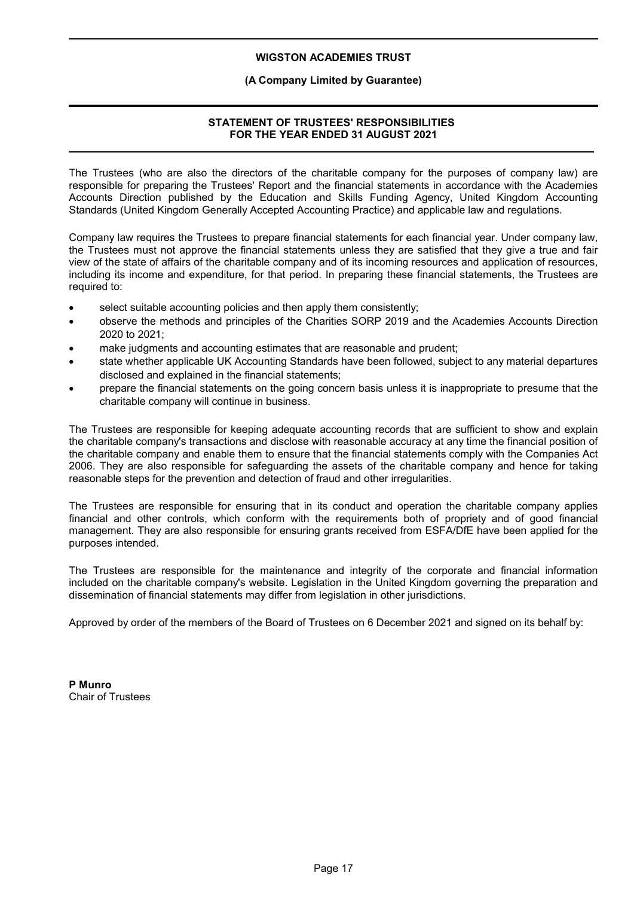# STATEMENT OF TRUSTEES' RESPONSIBILITIES FOR THE YEAR ENDED 31 AUGUST 2021

The Trustees (who are also the directors of the charitable company for the purposes of company law) are responsible for preparing the Trustees' Report and the financial statements in accordance with the Academies Accounts Direction published by the Education and Skills Funding Agency, United Kingdom Accounting Standards (United Kingdom Generally Accepted Accounting Practice) and applicable law and regulations.

Company law requires the Trustees to prepare financial statements for each financial year. Under company law, the Trustees must not approve the financial statements unless they are satisfied that they give a true and fair view of the state of affairs of the charitable company and of its incoming resources and application of resources, including its income and expenditure, for that period. In preparing these financial statements, the Trustees are required to:

- select suitable accounting policies and then apply them consistently;
- observe the methods and principles of the Charities SORP 2019 and the Academies Accounts Direction 2020 to 2021;
- make judgments and accounting estimates that are reasonable and prudent;
- state whether applicable UK Accounting Standards have been followed, subject to any material departures disclosed and explained in the financial statements;
- prepare the financial statements on the going concern basis unless it is inappropriate to presume that the charitable company will continue in business.

The Trustees are responsible for keeping adequate accounting records that are sufficient to show and explain the charitable company's transactions and disclose with reasonable accuracy at any time the financial position of the charitable company and enable them to ensure that the financial statements comply with the Companies Act 2006. They are also responsible for safeguarding the assets of the charitable company and hence for taking reasonable steps for the prevention and detection of fraud and other irregularities.

The Trustees are responsible for ensuring that in its conduct and operation the charitable company applies financial and other controls, which conform with the requirements both of propriety and of good financial management. They are also responsible for ensuring grants received from ESFA/DfE have been applied for the purposes intended.

The Trustees are responsible for the maintenance and integrity of the corporate and financial information included on the charitable company's website. Legislation in the United Kingdom governing the preparation and dissemination of financial statements may differ from legislation in other jurisdictions.

Approved by order of the members of the Board of Trustees on 6 December 2021 and signed on its behalf by:

**P Munro**
Chair of Trustees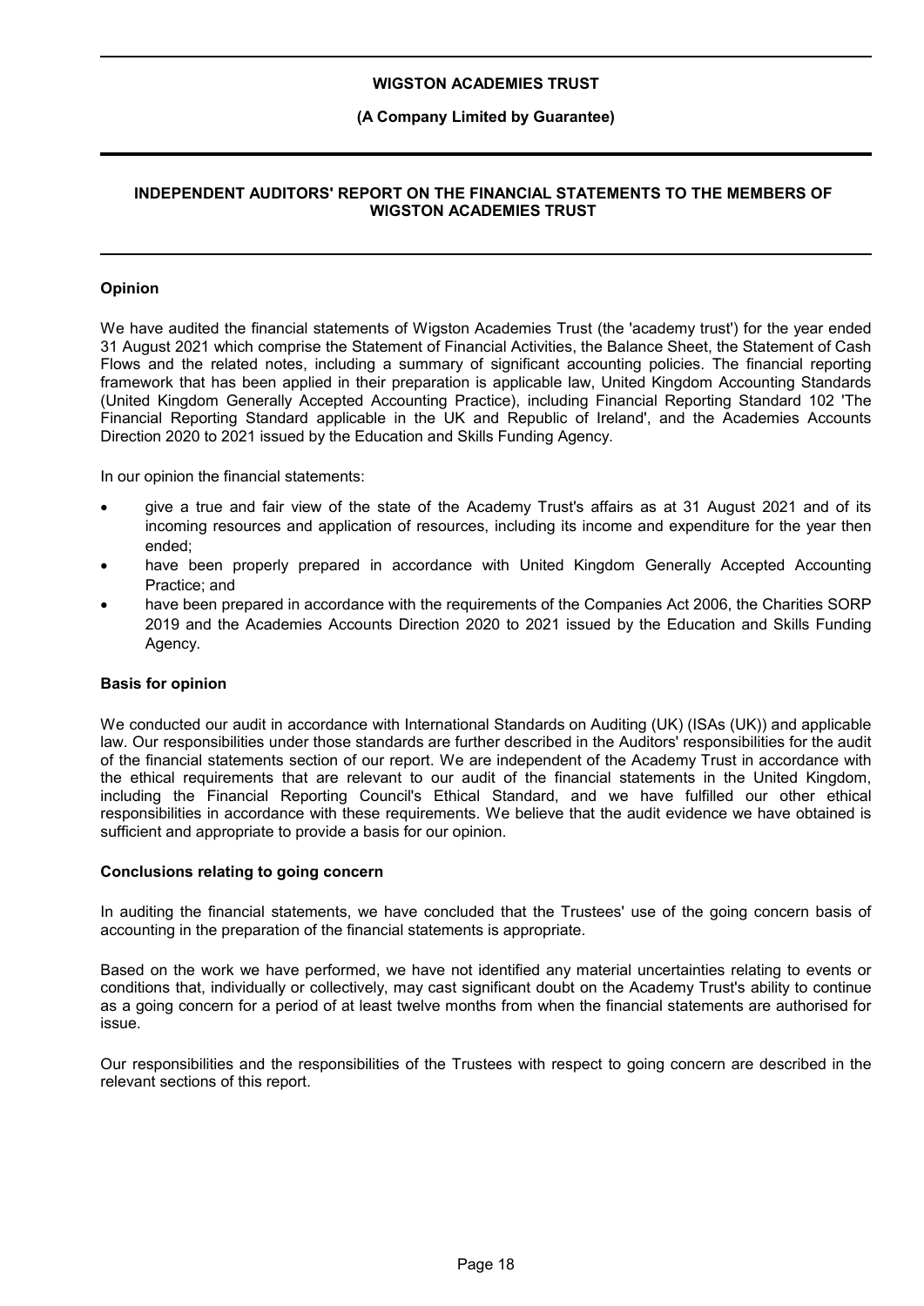# INDEPENDENT AUDITORS' REPORT ON THE FINANCIAL STATEMENTS TO THE MEMBERS OF WIGSTON ACADEMIES TRUST

## Opinion

We have audited the financial statements of Wigston Academies Trust (the 'academy trust') for the year ended 31 August 2021 which comprise the Statement of Financial Activities, the Balance Sheet, the Statement of Cash Flows and the related notes, including a summary of significant accounting policies. The financial reporting framework that has been applied in their preparation is applicable law, United Kingdom Accounting Standards (United Kingdom Generally Accepted Accounting Practice), including Financial Reporting Standard 102 'The Financial Reporting Standard applicable in the UK and Republic of Ireland', and the Academies Accounts Direction 2020 to 2021 issued by the Education and Skills Funding Agency.

In our opinion the financial statements:

- give a true and fair view of the state of the Academy Trust's affairs as at 31 August 2021 and of its incoming resources and application of resources, including its income and expenditure for the year then ended;
- have been properly prepared in accordance with United Kingdom Generally Accepted Accounting Practice; and
- have been prepared in accordance with the requirements of the Companies Act 2006, the Charities SORP 2019 and the Academies Accounts Direction 2020 to 2021 issued by the Education and Skills Funding Agency.

## Basis for opinion

We conducted our audit in accordance with International Standards on Auditing (UK) (ISAs (UK)) and applicable law. Our responsibilities under those standards are further described in the Auditors' responsibilities for the audit of the financial statements section of our report. We are independent of the Academy Trust in accordance with the ethical requirements that are relevant to our audit of the financial statements in the United Kingdom, including the Financial Reporting Council's Ethical Standard, and we have fulfilled our other ethical responsibilities in accordance with these requirements. We believe that the audit evidence we have obtained is sufficient and appropriate to provide a basis for our opinion.

## Conclusions relating to going concern

In auditing the financial statements, we have concluded that the Trustees' use of the going concern basis of accounting in the preparation of the financial statements is appropriate.

Based on the work we have performed, we have not identified any material uncertainties relating to events or conditions that, individually or collectively, may cast significant doubt on the Academy Trust's ability to continue as a going concern for a period of at least twelve months from when the financial statements are authorised for issue.

Our responsibilities and the responsibilities of the Trustees with respect to going concern are described in the relevant sections of this report.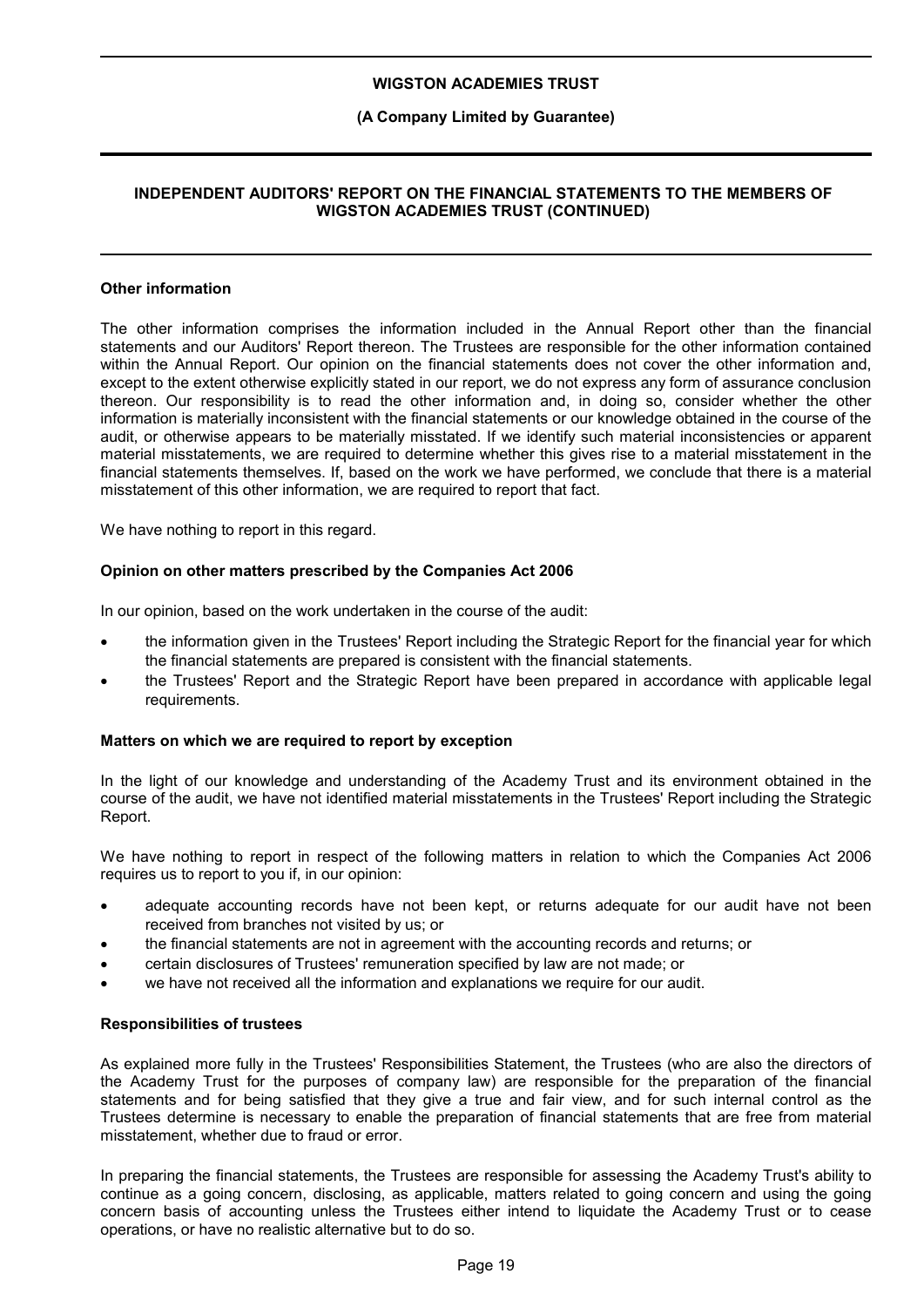**INDEPENDENT AUDITORS' REPORT ON THE FINANCIAL STATEMENTS TO THE MEMBERS OF WIGSTON ACADEMIES TRUST (CONTINUED)**

**Other information**

The other information comprises the information included in the Annual Report other than the financial statements and our Auditors' Report thereon. The Trustees are responsible for the other information contained within the Annual Report. Our opinion on the financial statements does not cover the other information and, except to the extent otherwise explicitly stated in our report, we do not express any form of assurance conclusion thereon. Our responsibility is to read the other information and, in doing so, consider whether the other information is materially inconsistent with the financial statements or our knowledge obtained in the course of the audit, or otherwise appears to be materially misstated. If we identify such material inconsistencies or apparent material misstatements, we are required to determine whether this gives rise to a material misstatement in the financial statements themselves. If, based on the work we have performed, we conclude that there is a material misstatement of this other information, we are required to report that fact.

We have nothing to report in this regard.

**Opinion on other matters prescribed by the Companies Act 2006**

In our opinion, based on the work undertaken in the course of the audit:

- the information given in the Trustees' Report including the Strategic Report for the financial year for which the financial statements are prepared is consistent with the financial statements.
- the Trustees' Report and the Strategic Report have been prepared in accordance with applicable legal requirements.

**Matters on which we are required to report by exception**

In the light of our knowledge and understanding of the Academy Trust and its environment obtained in the course of the audit, we have not identified material misstatements in the Trustees' Report including the Strategic Report.

We have nothing to report in respect of the following matters in relation to which the Companies Act 2006 requires us to report to you if, in our opinion:

- adequate accounting records have not been kept, or returns adequate for our audit have not been received from branches not visited by us; or
- the financial statements are not in agreement with the accounting records and returns; or
- certain disclosures of Trustees' remuneration specified by law are not made; or
- we have not received all the information and explanations we require for our audit.

**Responsibilities of trustees**

As explained more fully in the Trustees' Responsibilities Statement, the Trustees (who are also the directors of the Academy Trust for the purposes of company law) are responsible for the preparation of the financial statements and for being satisfied that they give a true and fair view, and for such internal control as the Trustees determine is necessary to enable the preparation of financial statements that are free from material misstatement, whether due to fraud or error.

In preparing the financial statements, the Trustees are responsible for assessing the Academy Trust's ability to continue as a going concern, disclosing, as applicable, matters related to going concern and using the going concern basis of accounting unless the Trustees either intend to liquidate the Academy Trust or to cease operations, or have no realistic alternative but to do so.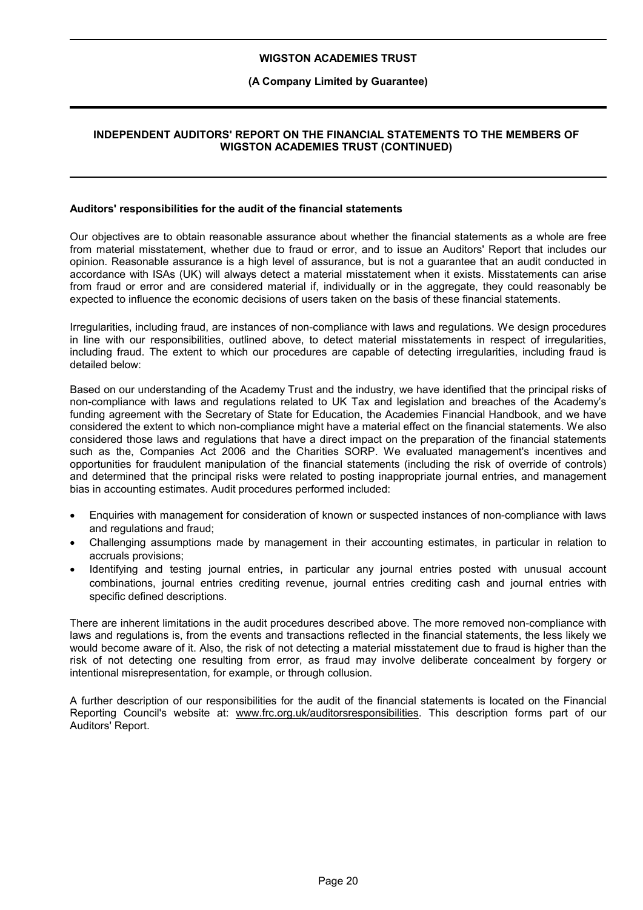## Auditors' responsibilities for the audit of the financial statements

Our objectives are to obtain reasonable assurance about whether the financial statements as a whole are free from material misstatement, whether due to fraud or error, and to issue an Auditors' Report that includes our opinion. Reasonable assurance is a high level of assurance, but is not a guarantee that an audit conducted in accordance with ISAs (UK) will always detect a material misstatement when it exists. Misstatements can arise from fraud or error and are considered material if, individually or in the aggregate, they could reasonably be expected to influence the economic decisions of users taken on the basis of these financial statements.

Irregularities, including fraud, are instances of non-compliance with laws and regulations. We design procedures in line with our responsibilities, outlined above, to detect material misstatements in respect of irregularities, including fraud. The extent to which our procedures are capable of detecting irregularities, including fraud is detailed below:

Based on our understanding of the Academy Trust and the industry, we have identified that the principal risks of non-compliance with laws and regulations related to UK Tax and legislation and breaches of the Academy's funding agreement with the Secretary of State for Education, the Academies Financial Handbook, and we have considered the extent to which non-compliance might have a material effect on the financial statements. We also considered those laws and regulations that have a direct impact on the preparation of the financial statements such as the, Companies Act 2006 and the Charities SORP. We evaluated management's incentives and opportunities for fraudulent manipulation of the financial statements (including the risk of override of controls) and determined that the principal risks were related to posting inappropriate journal entries, and management bias in accounting estimates. Audit procedures performed included:

- Enquiries with management for consideration of known or suspected instances of non-compliance with laws and regulations and fraud;
- Challenging assumptions made by management in their accounting estimates, in particular in relation to accruals provisions;
- Identifying and testing journal entries, in particular any journal entries posted with unusual account combinations, journal entries crediting revenue, journal entries crediting cash and journal entries with specific defined descriptions.

There are inherent limitations in the audit procedures described above. The more removed non-compliance with laws and regulations is, from the events and transactions reflected in the financial statements, the less likely we would become aware of it. Also, the risk of not detecting a material misstatement due to fraud is higher than the risk of not detecting one resulting from error, as fraud may involve deliberate concealment by forgery or intentional misrepresentation, for example, or through collusion.

A further description of our responsibilities for the audit of the financial statements is located on the Financial Reporting Council's website at: www.frc.org.uk/auditorsresponsibilities. This description forms part of our Auditors' Report.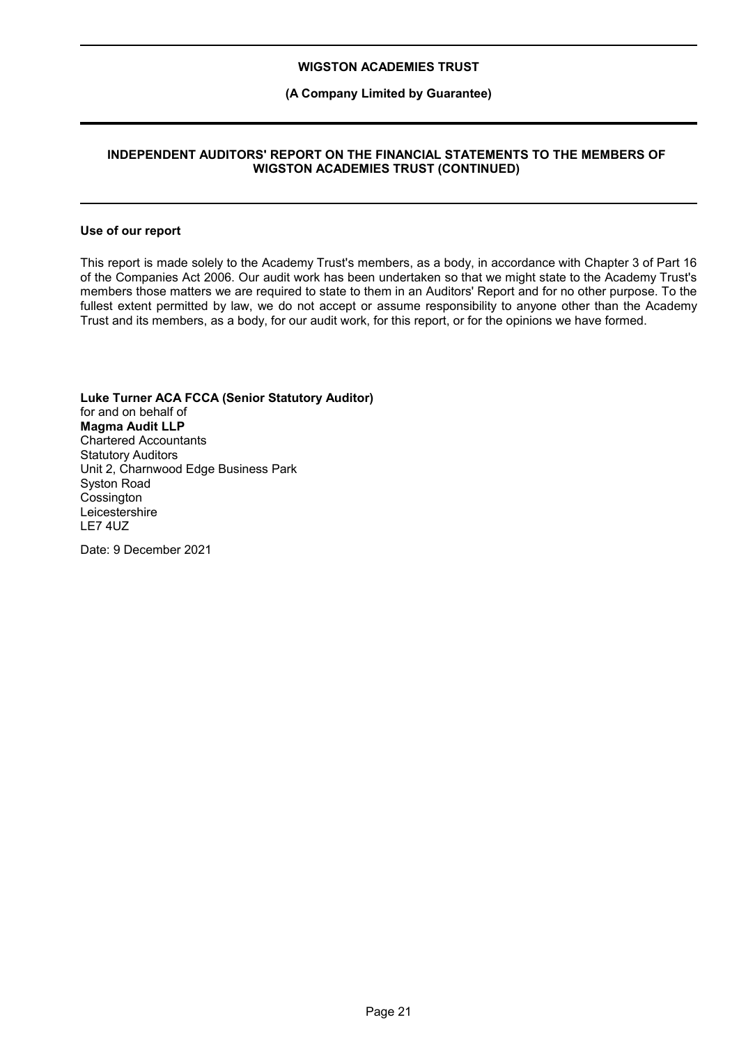**INDEPENDENT AUDITORS' REPORT ON THE FINANCIAL STATEMENTS TO THE MEMBERS OF WIGSTON ACADEMIES TRUST (CONTINUED)**

**Use of our report**

This report is made solely to the Academy Trust's members, as a body, in accordance with Chapter 3 of Part 16 of the Companies Act 2006. Our audit work has been undertaken so that we might state to the Academy Trust's members those matters we are required to state to them in an Auditors' Report and for no other purpose. To the fullest extent permitted by law, we do not accept or assume responsibility to anyone other than the Academy Trust and its members, as a body, for our audit work, for this report, or for the opinions we have formed.

**Luke Turner ACA FCCA (Senior Statutory Auditor)**
for and on behalf of
**Magma Audit LLP**
Chartered Accountants
Statutory Auditors
Unit 2, Charnwood Edge Business Park
Syston Road
Cossington
Leicestershire
LE7 4UZ

Date: 9 December 2021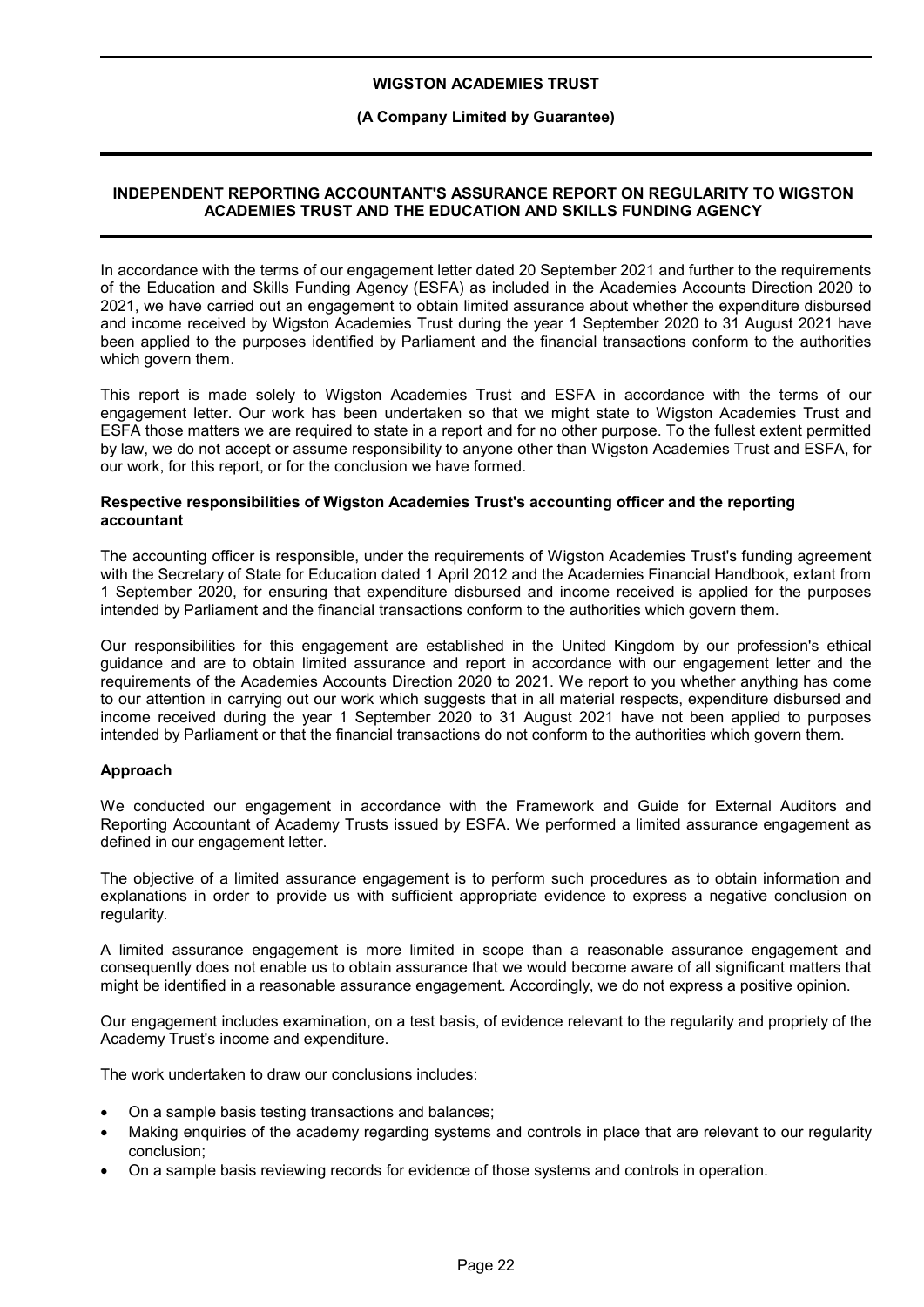**INDEPENDENT REPORTING ACCOUNTANT'S ASSURANCE REPORT ON REGULARITY TO WIGSTON ACADEMIES TRUST AND THE EDUCATION AND SKILLS FUNDING AGENCY**

In accordance with the terms of our engagement letter dated 20 September 2021 and further to the requirements of the Education and Skills Funding Agency (ESFA) as included in the Academies Accounts Direction 2020 to 2021, we have carried out an engagement to obtain limited assurance about whether the expenditure disbursed and income received by Wigston Academies Trust during the year 1 September 2020 to 31 August 2021 have been applied to the purposes identified by Parliament and the financial transactions conform to the authorities which govern them.

This report is made solely to Wigston Academies Trust and ESFA in accordance with the terms of our engagement letter. Our work has been undertaken so that we might state to Wigston Academies Trust and ESFA those matters we are required to state in a report and for no other purpose. To the fullest extent permitted by law, we do not accept or assume responsibility to anyone other than Wigston Academies Trust and ESFA, for our work, for this report, or for the conclusion we have formed.

**Respective responsibilities of Wigston Academies Trust's accounting officer and the reporting accountant**

The accounting officer is responsible, under the requirements of Wigston Academies Trust's funding agreement with the Secretary of State for Education dated 1 April 2012 and the Academies Financial Handbook, extant from 1 September 2020, for ensuring that expenditure disbursed and income received is applied for the purposes intended by Parliament and the financial transactions conform to the authorities which govern them.

Our responsibilities for this engagement are established in the United Kingdom by our profession's ethical guidance and are to obtain limited assurance and report in accordance with our engagement letter and the requirements of the Academies Accounts Direction 2020 to 2021. We report to you whether anything has come to our attention in carrying out our work which suggests that in all material respects, expenditure disbursed and income received during the year 1 September 2020 to 31 August 2021 have not been applied to purposes intended by Parliament or that the financial transactions do not conform to the authorities which govern them.

**Approach**

We conducted our engagement in accordance with the Framework and Guide for External Auditors and Reporting Accountant of Academy Trusts issued by ESFA. We performed a limited assurance engagement as defined in our engagement letter.

The objective of a limited assurance engagement is to perform such procedures as to obtain information and explanations in order to provide us with sufficient appropriate evidence to express a negative conclusion on regularity.

A limited assurance engagement is more limited in scope than a reasonable assurance engagement and consequently does not enable us to obtain assurance that we would become aware of all significant matters that might be identified in a reasonable assurance engagement. Accordingly, we do not express a positive opinion.

Our engagement includes examination, on a test basis, of evidence relevant to the regularity and propriety of the Academy Trust's income and expenditure.

The work undertaken to draw our conclusions includes:

- On a sample basis testing transactions and balances;
- Making enquiries of the academy regarding systems and controls in place that are relevant to our regularity conclusion;
- On a sample basis reviewing records for evidence of those systems and controls in operation.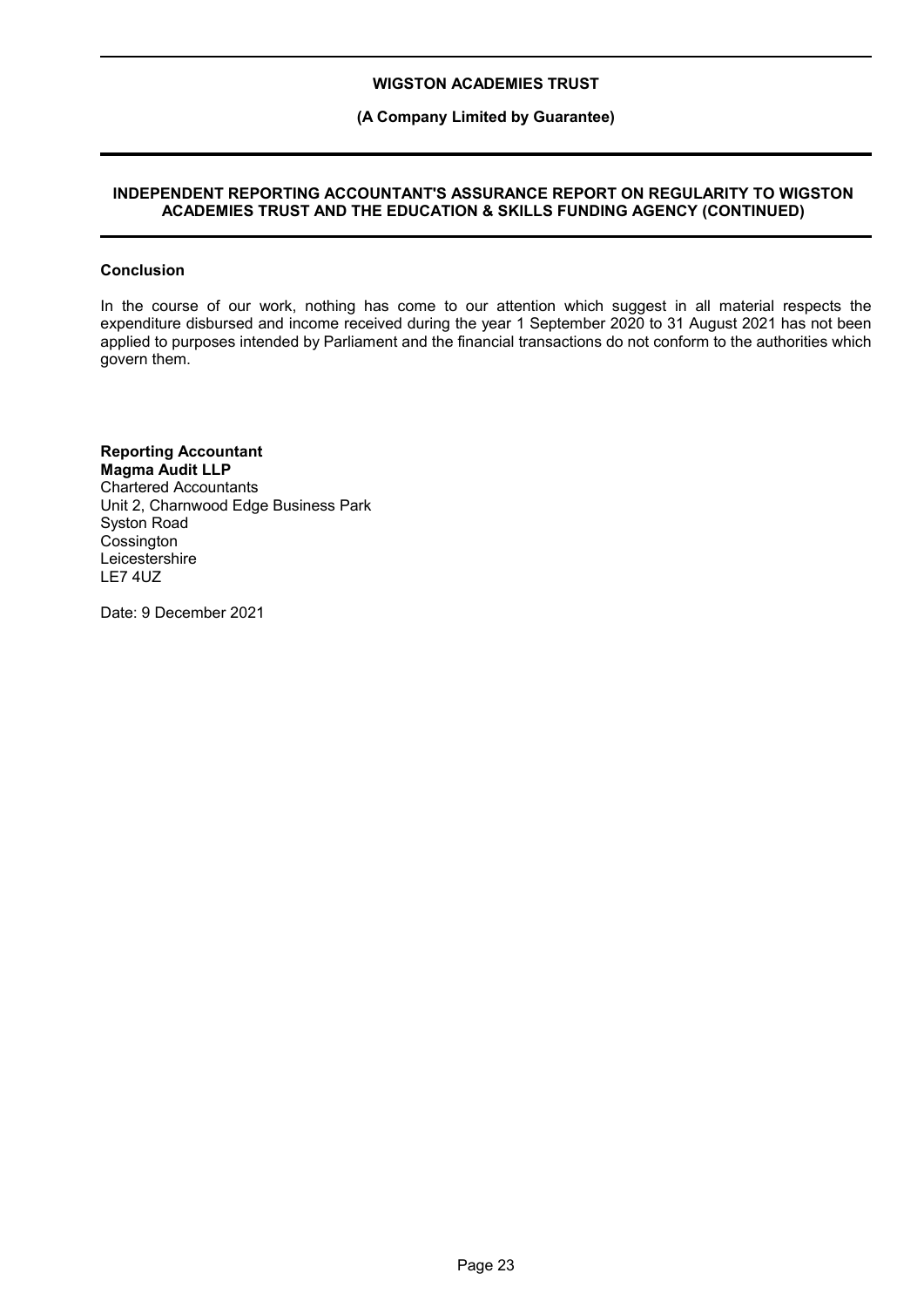## INDEPENDENT REPORTING ACCOUNTANT'S ASSURANCE REPORT ON REGULARITY TO WIGSTON ACADEMIES TRUST AND THE EDUCATION & SKILLS FUNDING AGENCY (CONTINUED)

### Conclusion

In the course of our work, nothing has come to our attention which suggest in all material respects the expenditure disbursed and income received during the year 1 September 2020 to 31 August 2021 has not been applied to purposes intended by Parliament and the financial transactions do not conform to the authorities which govern them.

**Reporting Accountant**
**Magma Audit LLP**
Chartered Accountants
Unit 2, Charnwood Edge Business Park
Syston Road
Cossington
Leicestershire
LE7 4UZ

Date: 9 December 2021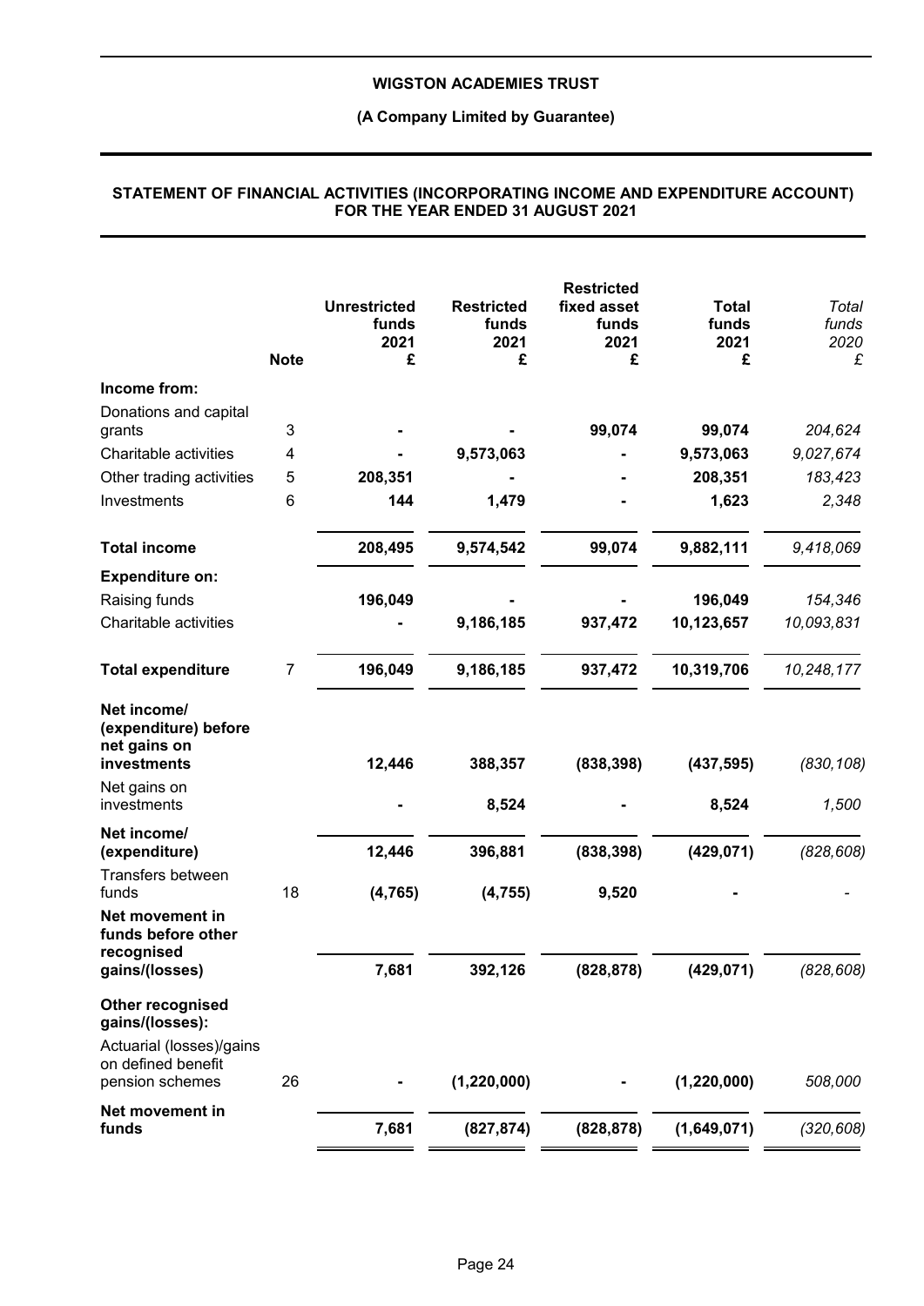**WIGSTON ACADEMIES TRUST**

**(A Company Limited by Guarantee)**

## STATEMENT OF FINANCIAL ACTIVITIES (INCORPORATING INCOME AND EXPENDITURE ACCOUNT) FOR THE YEAR ENDED 31 AUGUST 2021

| | Note | Unrestricted funds 2021 £ | Restricted funds 2021 £ | Restricted fixed asset funds 2021 £ | Total funds 2021 £ | *Total funds 2020 £* |
|---|---|---|---|---|---|---|
| **Income from:** | | | | | | |
| Donations and capital grants | 3 | - | - | 99,074 | 99,074 | *204,624* |
| Charitable activities | 4 | - | 9,573,063 | - | 9,573,063 | *9,027,674* |
| Other trading activities | 5 | 208,351 | - | - | 208,351 | *183,423* |
| Investments | 6 | 144 | 1,479 | - | 1,623 | *2,348* |
| **Total income** | | 208,495 | 9,574,542 | 99,074 | 9,882,111 | *9,418,069* |
| **Expenditure on:** | | | | | | |
| Raising funds | | 196,049 | - | - | 196,049 | *154,346* |
| Charitable activities | | - | 9,186,185 | 937,472 | 10,123,657 | *10,093,831* |
| **Total expenditure** | 7 | 196,049 | 9,186,185 | 937,472 | 10,319,706 | *10,248,177* |
| **Net income/ (expenditure) before net gains on investments** | | 12,446 | 388,357 | (838,398) | (437,595) | *(830,108)* |
| Net gains on investments | | - | 8,524 | - | 8,524 | *1,500* |
| **Net income/ (expenditure)** | | 12,446 | 396,881 | (838,398) | (429,071) | *(828,608)* |
| Transfers between funds | 18 | (4,765) | (4,755) | 9,520 | - | *-* |
| **Net movement in funds before other recognised gains/(losses)** | | 7,681 | 392,126 | (828,878) | (429,071) | *(828,608)* |
| **Other recognised gains/(losses):** | | | | | | |
| Actuarial (losses)/gains on defined benefit pension schemes | 26 | - | (1,220,000) | - | (1,220,000) | *508,000* |
| **Net movement in funds** | | 7,681 | (827,874) | (828,878) | (1,649,071) | *(320,608)* |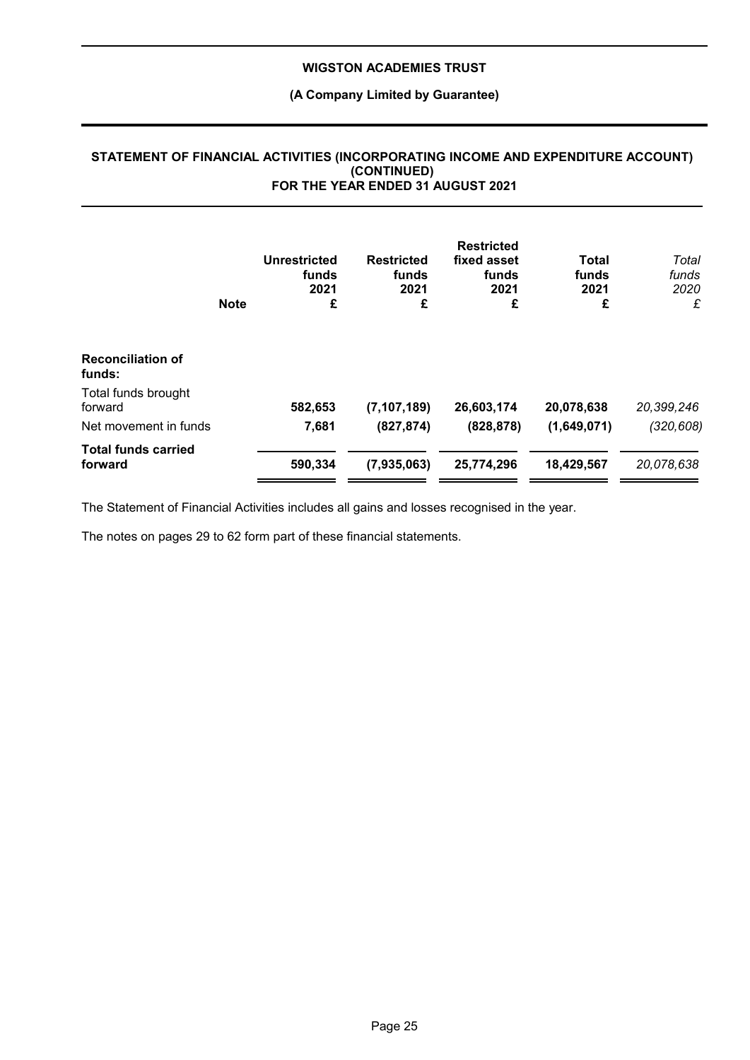**WIGSTON ACADEMIES TRUST**

**(A Company Limited by Guarantee)**

**STATEMENT OF FINANCIAL ACTIVITIES (INCORPORATING INCOME AND EXPENDITURE ACCOUNT) (CONTINUED) FOR THE YEAR ENDED 31 AUGUST 2021**

| | Note | Unrestricted funds 2021 £ | Restricted funds 2021 £ | Restricted fixed asset funds 2021 £ | Total funds 2021 £ | *Total funds 2020 £* |
|---|---|---|---|---|---|---|
| **Reconciliation of funds:** | | | | | | |
| Total funds brought forward | | **582,653** | **(7,107,189)** | **26,603,174** | **20,078,638** | *20,399,246* |
| Net movement in funds | | **7,681** | **(827,874)** | **(828,878)** | **(1,649,071)** | *(320,608)* |
| **Total funds carried forward** | | **590,334** | **(7,935,063)** | **25,774,296** | **18,429,567** | *20,078,638* |

The Statement of Financial Activities includes all gains and losses recognised in the year.

The notes on pages 29 to 62 form part of these financial statements.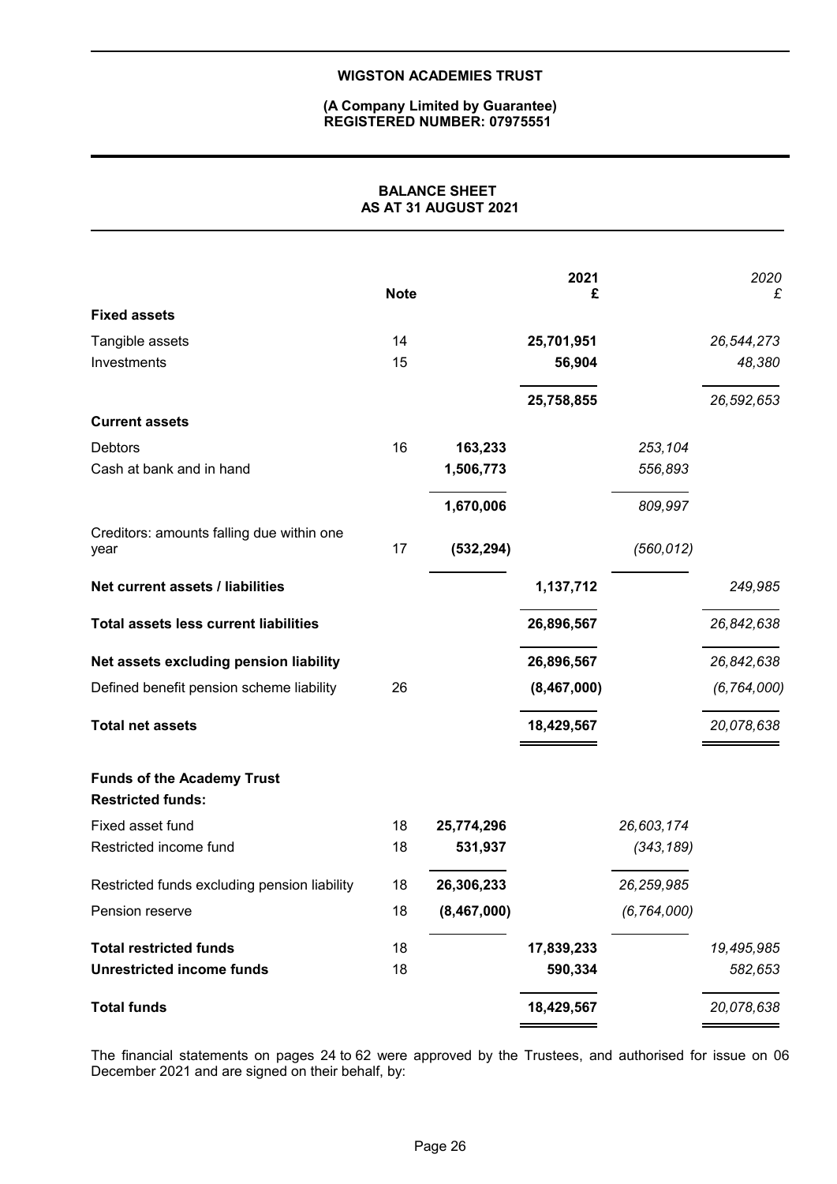**WIGSTON ACADEMIES TRUST**

**(A Company Limited by Guarantee)**
**REGISTERED NUMBER: 07975551**

## BALANCE SHEET
## AS AT 31 AUGUST 2021

| | Note | | 2021 £ | | *2020 £* |
|---|---|---|---|---|---|
| **Fixed assets** | | | | | |
| Tangible assets | 14 | | 25,701,951 | | *26,544,273* |
| Investments | 15 | | 56,904 | | *48,380* |
| | | | 25,758,855 | | *26,592,653* |
| **Current assets** | | | | | |
| Debtors | 16 | 163,233 | | *253,104* | |
| Cash at bank and in hand | | 1,506,773 | | *556,893* | |
| | | 1,670,006 | | *809,997* | |
| Creditors: amounts falling due within one year | 17 | (532,294) | | *(560,012)* | |
| **Net current assets / liabilities** | | | 1,137,712 | | *249,985* |
| **Total assets less current liabilities** | | | 26,896,567 | | *26,842,638* |
| **Net assets excluding pension liability** | | | 26,896,567 | | *26,842,638* |
| Defined benefit pension scheme liability | 26 | | (8,467,000) | | *(6,764,000)* |
| **Total net assets** | | | 18,429,567 | | *20,078,638* |
| **Funds of the Academy Trust** | | | | | |
| **Restricted funds:** | | | | | |
| Fixed asset fund | 18 | 25,774,296 | | *26,603,174* | |
| Restricted income fund | 18 | 531,937 | | *(343,189)* | |
| Restricted funds excluding pension liability | 18 | 26,306,233 | | *26,259,985* | |
| Pension reserve | 18 | (8,467,000) | | *(6,764,000)* | |
| **Total restricted funds** | 18 | | 17,839,233 | | *19,495,985* |
| **Unrestricted income funds** | 18 | | 590,334 | | *582,653* |
| **Total funds** | | | 18,429,567 | | *20,078,638* |

The financial statements on pages 24 to 62 were approved by the Trustees, and authorised for issue on 06 December 2021 and are signed on their behalf, by: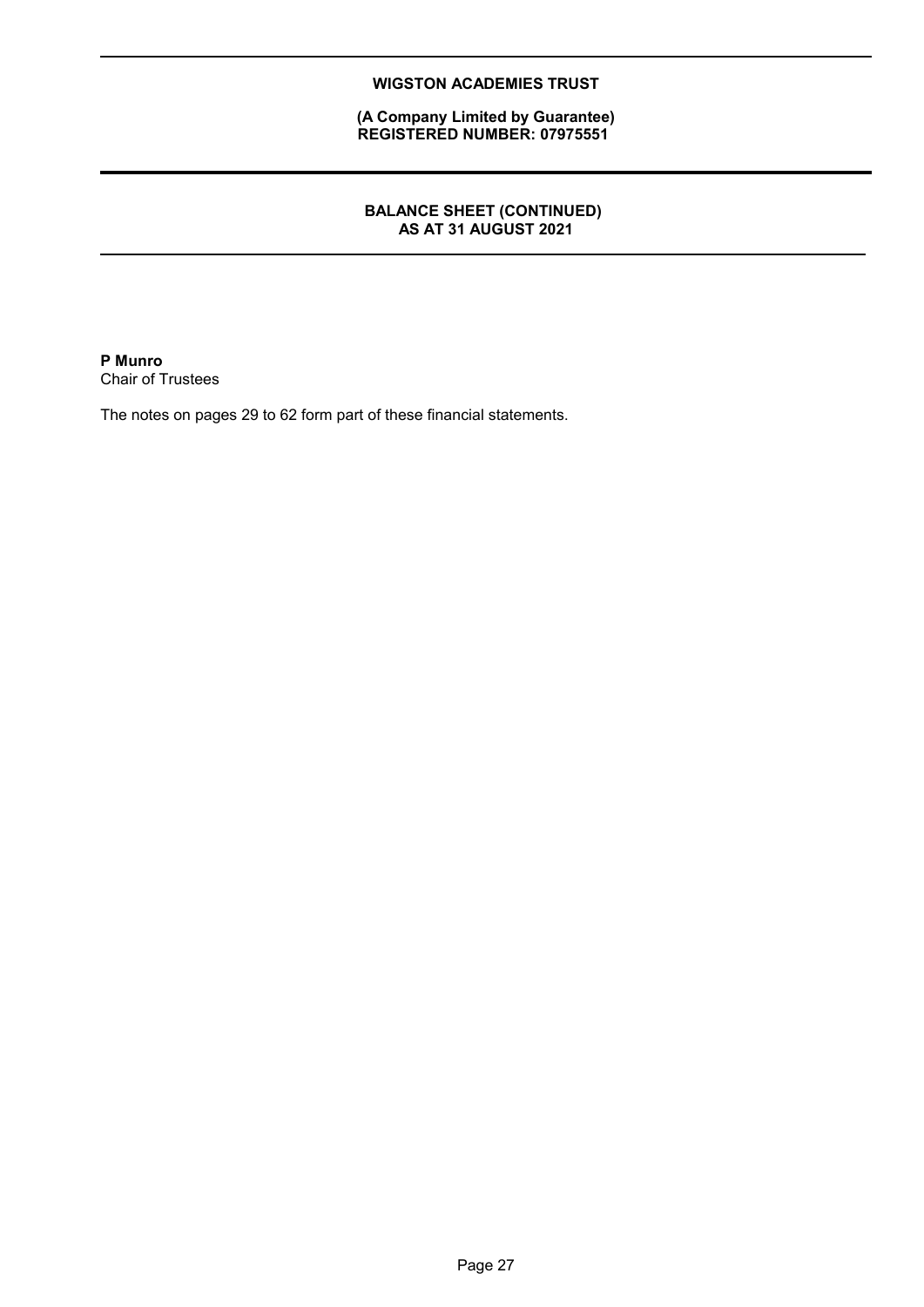**P Munro**
Chair of Trustees

The notes on pages 29 to 62 form part of these financial statements.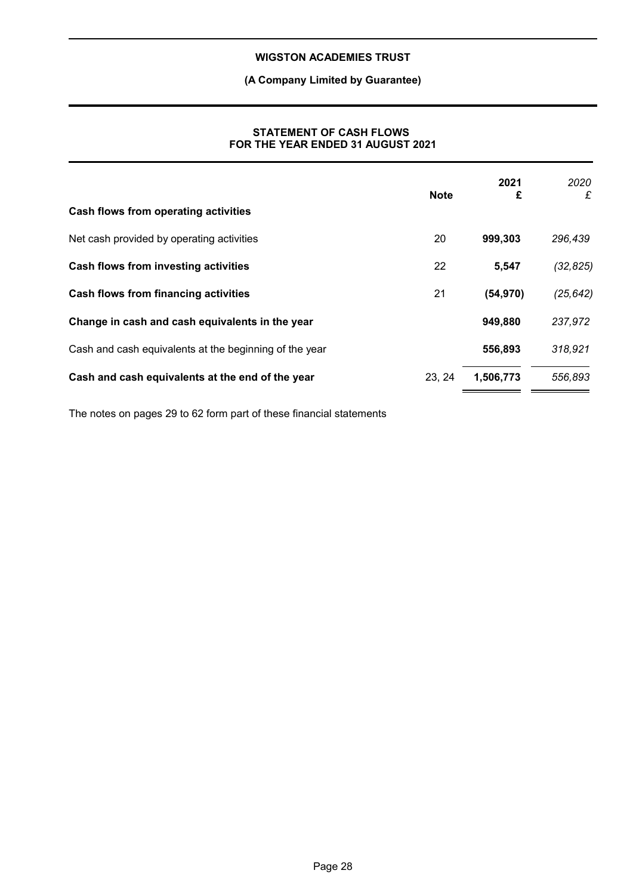# WIGSTON ACADEMIES TRUST

**(A Company Limited by Guarantee)**

## STATEMENT OF CASH FLOWS FOR THE YEAR ENDED 31 AUGUST 2021

| | Note | 2021 £ | *2020 £* |
|---|---|---|---|
| **Cash flows from operating activities** | | | |
| Net cash provided by operating activities | 20 | **999,303** | *296,439* |
| **Cash flows from investing activities** | 22 | **5,547** | *(32,825)* |
| **Cash flows from financing activities** | 21 | **(54,970)** | *(25,642)* |
| **Change in cash and cash equivalents in the year** | | **949,880** | *237,972* |
| Cash and cash equivalents at the beginning of the year | | **556,893** | *318,921* |
| **Cash and cash equivalents at the end of the year** | 23, 24 | **1,506,773** | *556,893* |

The notes on pages 29 to 62 form part of these financial statements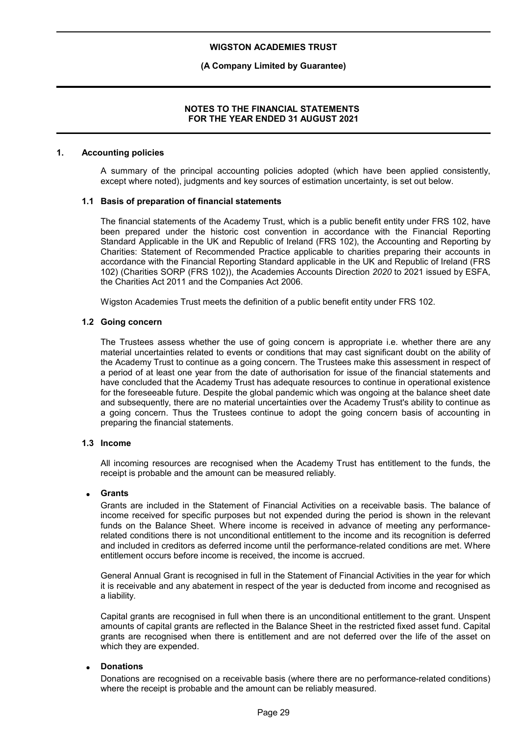## NOTES TO THE FINANCIAL STATEMENTS FOR THE YEAR ENDED 31 AUGUST 2021

### 1. Accounting policies

A summary of the principal accounting policies adopted (which have been applied consistently, except where noted), judgments and key sources of estimation uncertainty, is set out below.

#### 1.1 Basis of preparation of financial statements

The financial statements of the Academy Trust, which is a public benefit entity under FRS 102, have been prepared under the historic cost convention in accordance with the Financial Reporting Standard Applicable in the UK and Republic of Ireland (FRS 102), the Accounting and Reporting by Charities: Statement of Recommended Practice applicable to charities preparing their accounts in accordance with the Financial Reporting Standard applicable in the UK and Republic of Ireland (FRS 102) (Charities SORP (FRS 102)), the Academies Accounts Direction *2020* to 2021 issued by ESFA, the Charities Act 2011 and the Companies Act 2006.

Wigston Academies Trust meets the definition of a public benefit entity under FRS 102.

#### 1.2 Going concern

The Trustees assess whether the use of going concern is appropriate i.e. whether there are any material uncertainties related to events or conditions that may cast significant doubt on the ability of the Academy Trust to continue as a going concern. The Trustees make this assessment in respect of a period of at least one year from the date of authorisation for issue of the financial statements and have concluded that the Academy Trust has adequate resources to continue in operational existence for the foreseeable future. Despite the global pandemic which was ongoing at the balance sheet date and subsequently, there are no material uncertainties over the Academy Trust's ability to continue as a going concern. Thus the Trustees continue to adopt the going concern basis of accounting in preparing the financial statements.

#### 1.3 Income

All incoming resources are recognised when the Academy Trust has entitlement to the funds, the receipt is probable and the amount can be measured reliably.

- **Grants**

  Grants are included in the Statement of Financial Activities on a receivable basis. The balance of income received for specific purposes but not expended during the period is shown in the relevant funds on the Balance Sheet. Where income is received in advance of meeting any performance-related conditions there is not unconditional entitlement to the income and its recognition is deferred and included in creditors as deferred income until the performance-related conditions are met. Where entitlement occurs before income is received, the income is accrued.

  General Annual Grant is recognised in full in the Statement of Financial Activities in the year for which it is receivable and any abatement in respect of the year is deducted from income and recognised as a liability.

  Capital grants are recognised in full when there is an unconditional entitlement to the grant. Unspent amounts of capital grants are reflected in the Balance Sheet in the restricted fixed asset fund. Capital grants are recognised when there is entitlement and are not deferred over the life of the asset on which they are expended.

- **Donations**

  Donations are recognised on a receivable basis (where there are no performance-related conditions) where the receipt is probable and the amount can be reliably measured.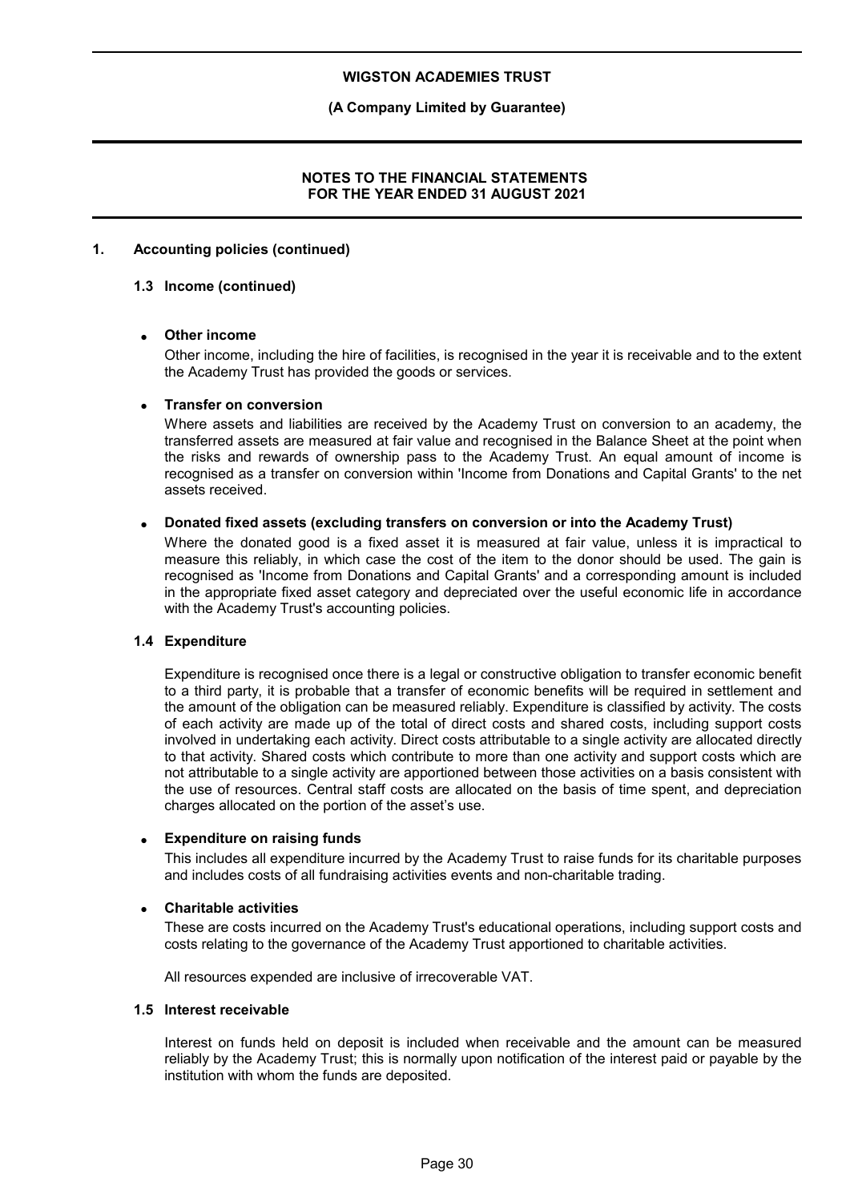## 1. Accounting policies (continued)

### 1.3 Income (continued)

- **Other income**

  Other income, including the hire of facilities, is recognised in the year it is receivable and to the extent the Academy Trust has provided the goods or services.

- **Transfer on conversion**

  Where assets and liabilities are received by the Academy Trust on conversion to an academy, the transferred assets are measured at fair value and recognised in the Balance Sheet at the point when the risks and rewards of ownership pass to the Academy Trust. An equal amount of income is recognised as a transfer on conversion within 'Income from Donations and Capital Grants' to the net assets received.

- **Donated fixed assets (excluding transfers on conversion or into the Academy Trust)**

  Where the donated good is a fixed asset it is measured at fair value, unless it is impractical to measure this reliably, in which case the cost of the item to the donor should be used. The gain is recognised as 'Income from Donations and Capital Grants' and a corresponding amount is included in the appropriate fixed asset category and depreciated over the useful economic life in accordance with the Academy Trust's accounting policies.

### 1.4 Expenditure

Expenditure is recognised once there is a legal or constructive obligation to transfer economic benefit to a third party, it is probable that a transfer of economic benefits will be required in settlement and the amount of the obligation can be measured reliably. Expenditure is classified by activity. The costs of each activity are made up of the total of direct costs and shared costs, including support costs involved in undertaking each activity. Direct costs attributable to a single activity are allocated directly to that activity. Shared costs which contribute to more than one activity and support costs which are not attributable to a single activity are apportioned between those activities on a basis consistent with the use of resources. Central staff costs are allocated on the basis of time spent, and depreciation charges allocated on the portion of the asset's use.

- **Expenditure on raising funds**

  This includes all expenditure incurred by the Academy Trust to raise funds for its charitable purposes and includes costs of all fundraising activities events and non-charitable trading.

- **Charitable activities**

  These are costs incurred on the Academy Trust's educational operations, including support costs and costs relating to the governance of the Academy Trust apportioned to charitable activities.

  All resources expended are inclusive of irrecoverable VAT.

### 1.5 Interest receivable

Interest on funds held on deposit is included when receivable and the amount can be measured reliably by the Academy Trust; this is normally upon notification of the interest paid or payable by the institution with whom the funds are deposited.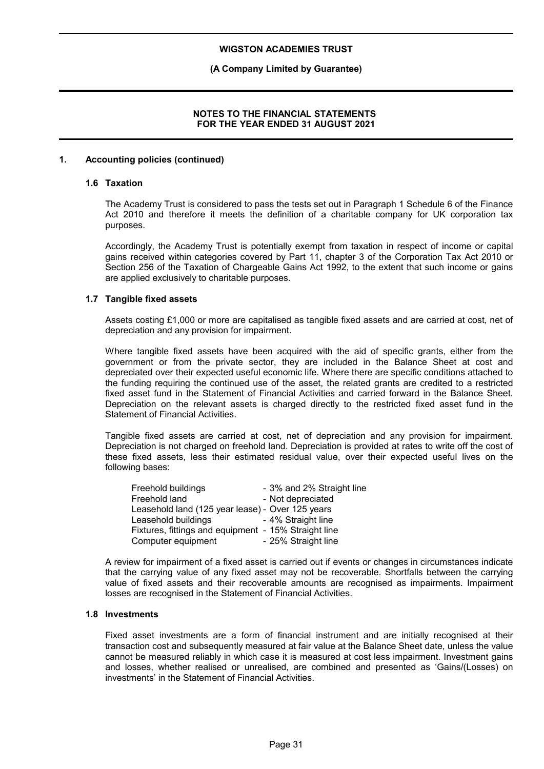## 1. Accounting policies (continued)

### 1.6 Taxation

The Academy Trust is considered to pass the tests set out in Paragraph 1 Schedule 6 of the Finance Act 2010 and therefore it meets the definition of a charitable company for UK corporation tax purposes.

Accordingly, the Academy Trust is potentially exempt from taxation in respect of income or capital gains received within categories covered by Part 11, chapter 3 of the Corporation Tax Act 2010 or Section 256 of the Taxation of Chargeable Gains Act 1992, to the extent that such income or gains are applied exclusively to charitable purposes.

### 1.7 Tangible fixed assets

Assets costing £1,000 or more are capitalised as tangible fixed assets and are carried at cost, net of depreciation and any provision for impairment.

Where tangible fixed assets have been acquired with the aid of specific grants, either from the government or from the private sector, they are included in the Balance Sheet at cost and depreciated over their expected useful economic life. Where there are specific conditions attached to the funding requiring the continued use of the asset, the related grants are credited to a restricted fixed asset fund in the Statement of Financial Activities and carried forward in the Balance Sheet. Depreciation on the relevant assets is charged directly to the restricted fixed asset fund in the Statement of Financial Activities.

Tangible fixed assets are carried at cost, net of depreciation and any provision for impairment. Depreciation is not charged on freehold land. Depreciation is provided at rates to write off the cost of these fixed assets, less their estimated residual value, over their expected useful lives on the following bases:

| | |
|---|---|
| Freehold buildings | - 3% and 2% Straight line |
| Freehold land | - Not depreciated |
| Leasehold land (125 year lease) | - Over 125 years |
| Leasehold buildings | - 4% Straight line |
| Fixtures, fittings and equipment | - 15% Straight line |
| Computer equipment | - 25% Straight line |

A review for impairment of a fixed asset is carried out if events or changes in circumstances indicate that the carrying value of any fixed asset may not be recoverable. Shortfalls between the carrying value of fixed assets and their recoverable amounts are recognised as impairments. Impairment losses are recognised in the Statement of Financial Activities.

### 1.8 Investments

Fixed asset investments are a form of financial instrument and are initially recognised at their transaction cost and subsequently measured at fair value at the Balance Sheet date, unless the value cannot be measured reliably in which case it is measured at cost less impairment. Investment gains and losses, whether realised or unrealised, are combined and presented as 'Gains/(Losses) on investments' in the Statement of Financial Activities.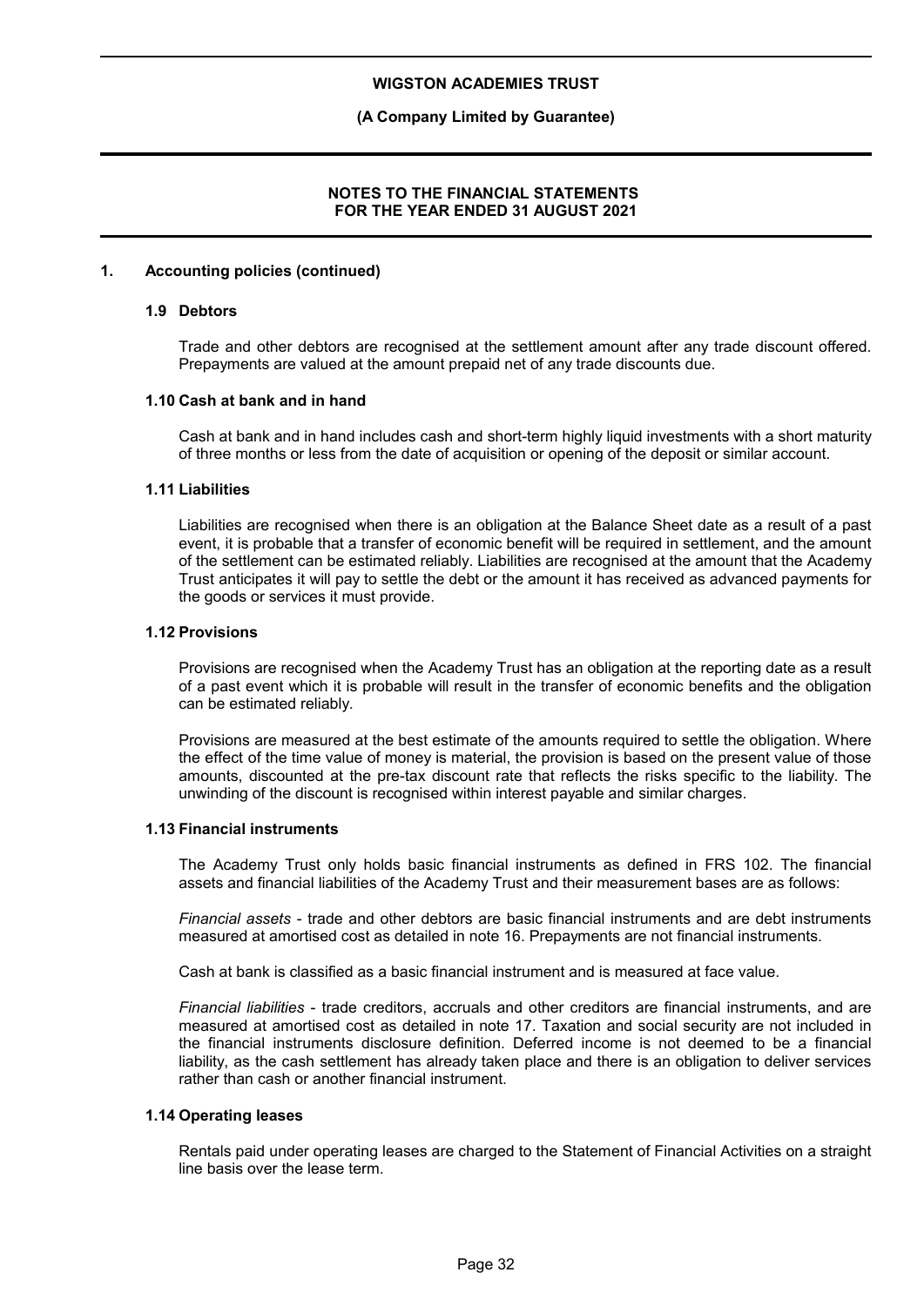## 1. Accounting policies (continued)

### 1.9 Debtors

Trade and other debtors are recognised at the settlement amount after any trade discount offered. Prepayments are valued at the amount prepaid net of any trade discounts due.

### 1.10 Cash at bank and in hand

Cash at bank and in hand includes cash and short-term highly liquid investments with a short maturity of three months or less from the date of acquisition or opening of the deposit or similar account.

### 1.11 Liabilities

Liabilities are recognised when there is an obligation at the Balance Sheet date as a result of a past event, it is probable that a transfer of economic benefit will be required in settlement, and the amount of the settlement can be estimated reliably. Liabilities are recognised at the amount that the Academy Trust anticipates it will pay to settle the debt or the amount it has received as advanced payments for the goods or services it must provide.

### 1.12 Provisions

Provisions are recognised when the Academy Trust has an obligation at the reporting date as a result of a past event which it is probable will result in the transfer of economic benefits and the obligation can be estimated reliably.

Provisions are measured at the best estimate of the amounts required to settle the obligation. Where the effect of the time value of money is material, the provision is based on the present value of those amounts, discounted at the pre-tax discount rate that reflects the risks specific to the liability. The unwinding of the discount is recognised within interest payable and similar charges.

### 1.13 Financial instruments

The Academy Trust only holds basic financial instruments as defined in FRS 102. The financial assets and financial liabilities of the Academy Trust and their measurement bases are as follows:

*Financial assets* - trade and other debtors are basic financial instruments and are debt instruments measured at amortised cost as detailed in note 16. Prepayments are not financial instruments.

Cash at bank is classified as a basic financial instrument and is measured at face value.

*Financial liabilities* - trade creditors, accruals and other creditors are financial instruments, and are measured at amortised cost as detailed in note 17. Taxation and social security are not included in the financial instruments disclosure definition. Deferred income is not deemed to be a financial liability, as the cash settlement has already taken place and there is an obligation to deliver services rather than cash or another financial instrument.

### 1.14 Operating leases

Rentals paid under operating leases are charged to the Statement of Financial Activities on a straight line basis over the lease term.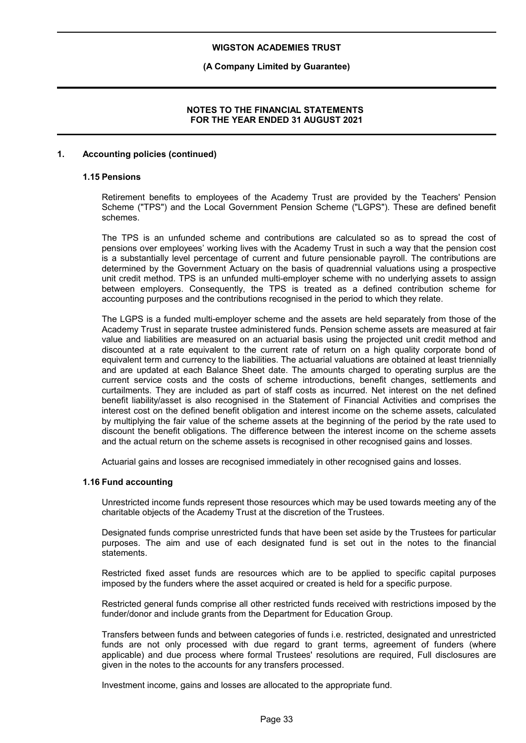## 1. Accounting policies (continued)

### 1.15 Pensions

Retirement benefits to employees of the Academy Trust are provided by the Teachers' Pension Scheme ("TPS") and the Local Government Pension Scheme ("LGPS"). These are defined benefit schemes.

The TPS is an unfunded scheme and contributions are calculated so as to spread the cost of pensions over employees' working lives with the Academy Trust in such a way that the pension cost is a substantially level percentage of current and future pensionable payroll. The contributions are determined by the Government Actuary on the basis of quadrennial valuations using a prospective unit credit method. TPS is an unfunded multi-employer scheme with no underlying assets to assign between employers. Consequently, the TPS is treated as a defined contribution scheme for accounting purposes and the contributions recognised in the period to which they relate.

The LGPS is a funded multi-employer scheme and the assets are held separately from those of the Academy Trust in separate trustee administered funds. Pension scheme assets are measured at fair value and liabilities are measured on an actuarial basis using the projected unit credit method and discounted at a rate equivalent to the current rate of return on a high quality corporate bond of equivalent term and currency to the liabilities. The actuarial valuations are obtained at least triennially and are updated at each Balance Sheet date. The amounts charged to operating surplus are the current service costs and the costs of scheme introductions, benefit changes, settlements and curtailments. They are included as part of staff costs as incurred. Net interest on the net defined benefit liability/asset is also recognised in the Statement of Financial Activities and comprises the interest cost on the defined benefit obligation and interest income on the scheme assets, calculated by multiplying the fair value of the scheme assets at the beginning of the period by the rate used to discount the benefit obligations. The difference between the interest income on the scheme assets and the actual return on the scheme assets is recognised in other recognised gains and losses.

Actuarial gains and losses are recognised immediately in other recognised gains and losses.

### 1.16 Fund accounting

Unrestricted income funds represent those resources which may be used towards meeting any of the charitable objects of the Academy Trust at the discretion of the Trustees.

Designated funds comprise unrestricted funds that have been set aside by the Trustees for particular purposes. The aim and use of each designated fund is set out in the notes to the financial statements.

Restricted fixed asset funds are resources which are to be applied to specific capital purposes imposed by the funders where the asset acquired or created is held for a specific purpose.

Restricted general funds comprise all other restricted funds received with restrictions imposed by the funder/donor and include grants from the Department for Education Group.

Transfers between funds and between categories of funds i.e. restricted, designated and unrestricted funds are not only processed with due regard to grant terms, agreement of funders (where applicable) and due process where formal Trustees' resolutions are required, Full disclosures are given in the notes to the accounts for any transfers processed.

Investment income, gains and losses are allocated to the appropriate fund.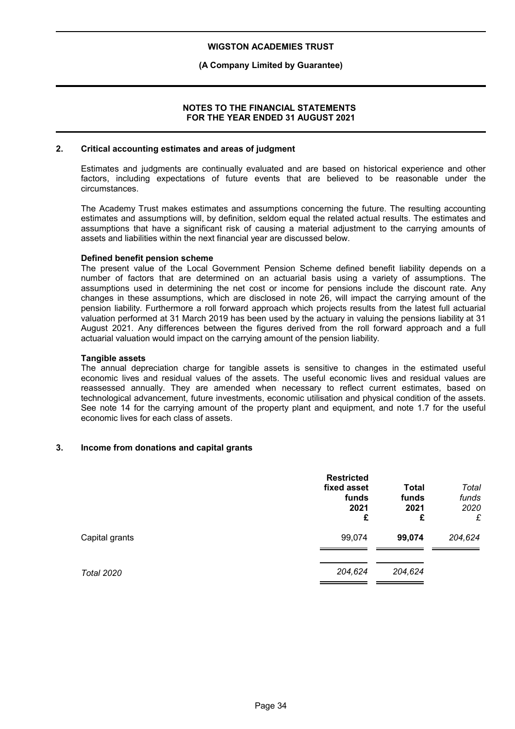## 2. Critical accounting estimates and areas of judgment

Estimates and judgments are continually evaluated and are based on historical experience and other factors, including expectations of future events that are believed to be reasonable under the circumstances.

The Academy Trust makes estimates and assumptions concerning the future. The resulting accounting estimates and assumptions will, by definition, seldom equal the related actual results. The estimates and assumptions that have a significant risk of causing a material adjustment to the carrying amounts of assets and liabilities within the next financial year are discussed below.

**Defined benefit pension scheme**

The present value of the Local Government Pension Scheme defined benefit liability depends on a number of factors that are determined on an actuarial basis using a variety of assumptions. The assumptions used in determining the net cost or income for pensions include the discount rate. Any changes in these assumptions, which are disclosed in note 26, will impact the carrying amount of the pension liability. Furthermore a roll forward approach which projects results from the latest full actuarial valuation performed at 31 March 2019 has been used by the actuary in valuing the pensions liability at 31 August 2021. Any differences between the figures derived from the roll forward approach and a full actuarial valuation would impact on the carrying amount of the pension liability.

**Tangible assets**

The annual depreciation charge for tangible assets is sensitive to changes in the estimated useful economic lives and residual values of the assets. The useful economic lives and residual values are reassessed annually. They are amended when necessary to reflect current estimates, based on technological advancement, future investments, economic utilisation and physical condition of the assets. See note 14 for the carrying amount of the property plant and equipment, and note 1.7 for the useful economic lives for each class of assets.

## 3. Income from donations and capital grants

| | Restricted fixed asset funds 2021 £ | Total funds 2021 £ | *Total funds 2020 £* |
|---|---|---|---|
| Capital grants | 99,074 | **99,074** | *204,624* |
| *Total 2020* | *204,624* | *204,624* | |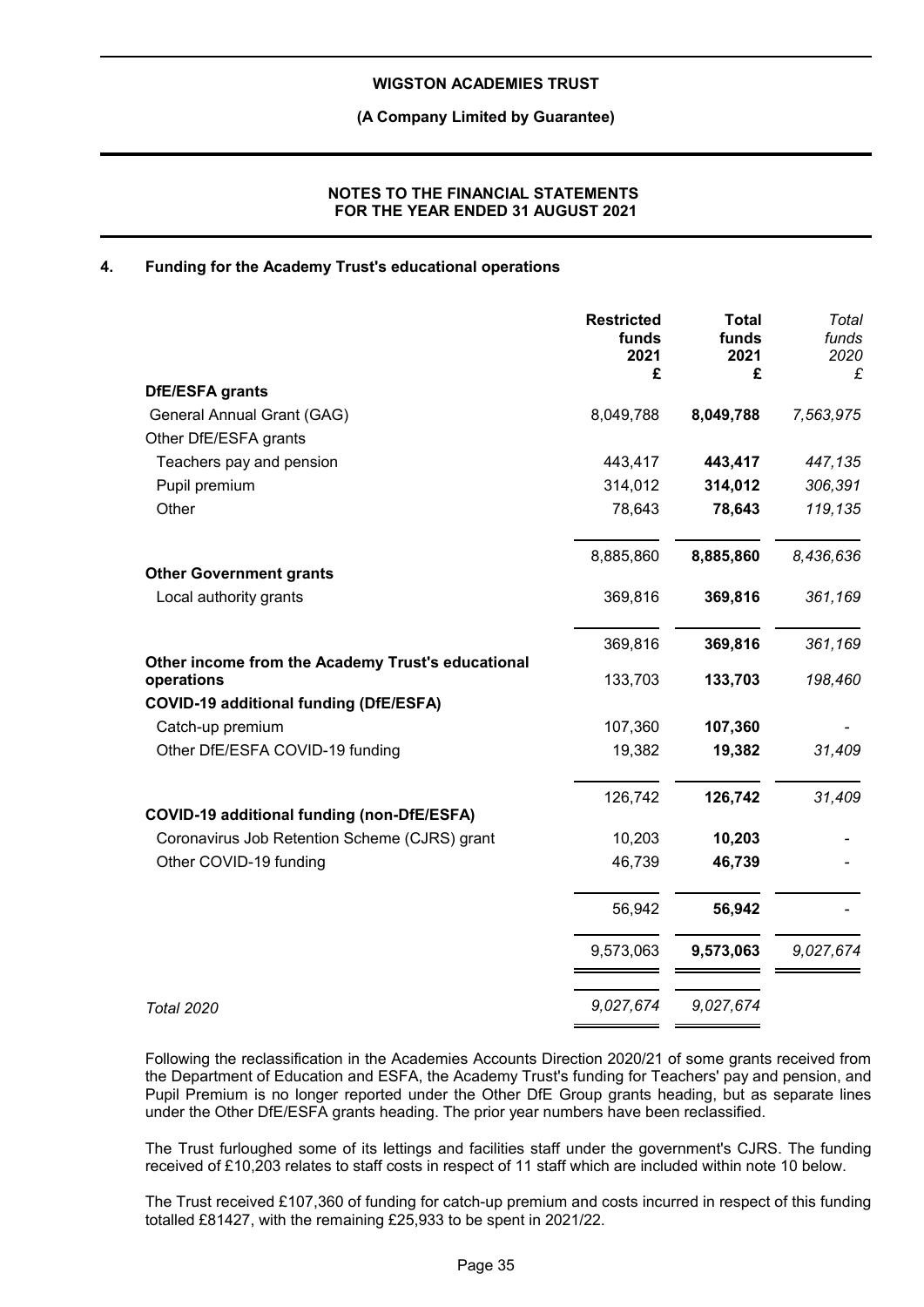**WIGSTON ACADEMIES TRUST**

**(A Company Limited by Guarantee)**

**NOTES TO THE FINANCIAL STATEMENTS**
**FOR THE YEAR ENDED 31 AUGUST 2021**

## 4. Funding for the Academy Trust's educational operations

| | **Restricted funds 2021 £** | **Total funds 2021 £** | *Total funds 2020 £* |
|---|---|---|---|
| **DfE/ESFA grants** | | | |
| General Annual Grant (GAG) | 8,049,788 | **8,049,788** | *7,563,975* |
| Other DfE/ESFA grants | | | |
| Teachers pay and pension | 443,417 | **443,417** | *447,135* |
| Pupil premium | 314,012 | **314,012** | *306,391* |
| Other | 78,643 | **78,643** | *119,135* |
| | 8,885,860 | **8,885,860** | *8,436,636* |
| **Other Government grants** | | | |
| Local authority grants | 369,816 | **369,816** | *361,169* |
| | 369,816 | **369,816** | *361,169* |
| **Other income from the Academy Trust's educational operations** | 133,703 | **133,703** | *198,460* |
| **COVID-19 additional funding (DfE/ESFA)** | | | |
| Catch-up premium | 107,360 | **107,360** | - |
| Other DfE/ESFA COVID-19 funding | 19,382 | **19,382** | *31,409* |
| | 126,742 | **126,742** | *31,409* |
| **COVID-19 additional funding (non-DfE/ESFA)** | | | |
| Coronavirus Job Retention Scheme (CJRS) grant | 10,203 | **10,203** | - |
| Other COVID-19 funding | 46,739 | **46,739** | - |
| | 56,942 | **56,942** | - |
| | 9,573,063 | **9,573,063** | *9,027,674* |
| *Total 2020* | *9,027,674* | *9,027,674* | |

Following the reclassification in the Academies Accounts Direction 2020/21 of some grants received from the Department of Education and ESFA, the Academy Trust's funding for Teachers' pay and pension, and Pupil Premium is no longer reported under the Other DfE Group grants heading, but as separate lines under the Other DfE/ESFA grants heading. The prior year numbers have been reclassified.

The Trust furloughed some of its lettings and facilities staff under the government's CJRS. The funding received of £10,203 relates to staff costs in respect of 11 staff which are included within note 10 below.

The Trust received £107,360 of funding for catch-up premium and costs incurred in respect of this funding totalled £81427, with the remaining £25,933 to be spent in 2021/22.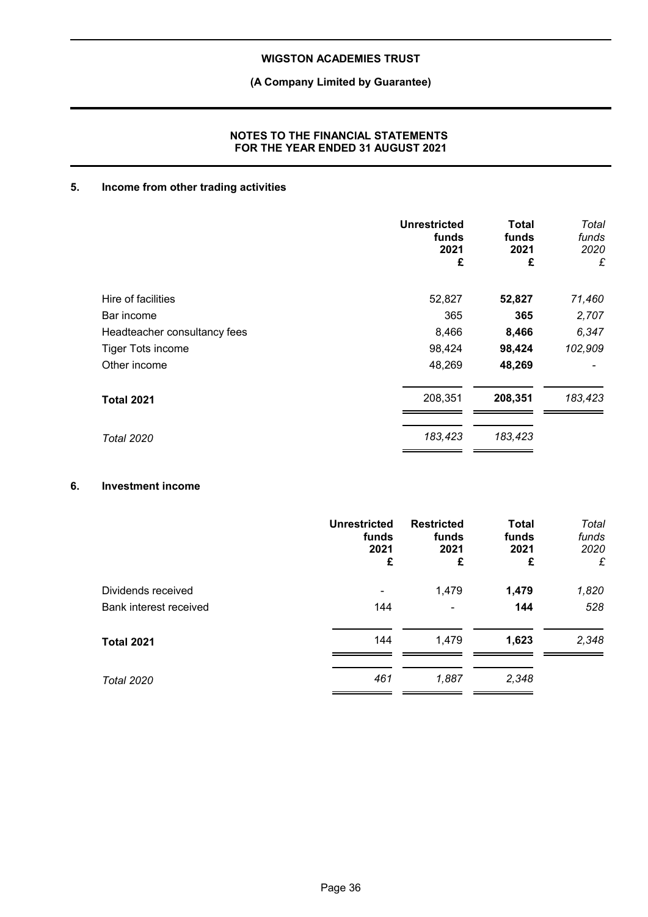## 5. Income from other trading activities

| | Unrestricted funds 2021 £ | Total funds 2021 £ | *Total funds 2020 £* |
|---|---|---|---|
| Hire of facilities | 52,827 | **52,827** | *71,460* |
| Bar income | 365 | **365** | *2,707* |
| Headteacher consultancy fees | 8,466 | **8,466** | *6,347* |
| Tiger Tots income | 98,424 | **98,424** | *102,909* |
| Other income | 48,269 | **48,269** | *-* |
| **Total 2021** | 208,351 | **208,351** | *183,423* |
| *Total 2020* | *183,423* | *183,423* | |

## 6. Investment income

| | Unrestricted funds 2021 £ | Restricted funds 2021 £ | Total funds 2021 £ | *Total funds 2020 £* |
|---|---|---|---|---|
| Dividends received | - | 1,479 | **1,479** | *1,820* |
| Bank interest received | 144 | - | **144** | *528* |
| **Total 2021** | 144 | 1,479 | **1,623** | *2,348* |
| *Total 2020* | *461* | *1,887* | *2,348* | |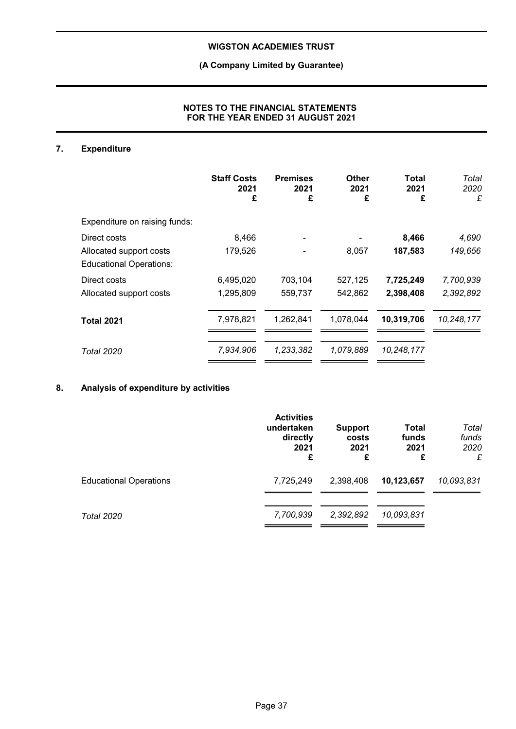## NOTES TO THE FINANCIAL STATEMENTS FOR THE YEAR ENDED 31 AUGUST 2021

## 7. Expenditure

| | **Staff Costs 2021 £** | **Premises 2021 £** | **Other 2021 £** | **Total 2021 £** | *Total 2020 £* |
|---|---|---|---|---|---|
| Expenditure on raising funds: | | | | | |
| Direct costs | 8,466 | - | - | **8,466** | *4,690* |
| Allocated support costs | 179,526 | - | 8,057 | **187,583** | *149,656* |
| Educational Operations: | | | | | |
| Direct costs | 6,495,020 | 703,104 | 527,125 | **7,725,249** | *7,700,939* |
| Allocated support costs | 1,295,809 | 559,737 | 542,862 | **2,398,408** | *2,392,892* |
| **Total 2021** | 7,978,821 | 1,262,841 | 1,078,044 | 10,319,706 | *10,248,177* |
| *Total 2020* | *7,934,906* | *1,233,382* | *1,079,889* | *10,248,177* | |

## 8. Analysis of expenditure by activities

| | **Activities undertaken directly 2021 £** | **Support costs 2021 £** | **Total funds 2021 £** | *Total funds 2020 £* |
|---|---|---|---|---|
| Educational Operations | 7,725,249 | 2,398,408 | **10,123,657** | *10,093,831* |
| *Total 2020* | *7,700,939* | *2,392,892* | *10,093,831* | |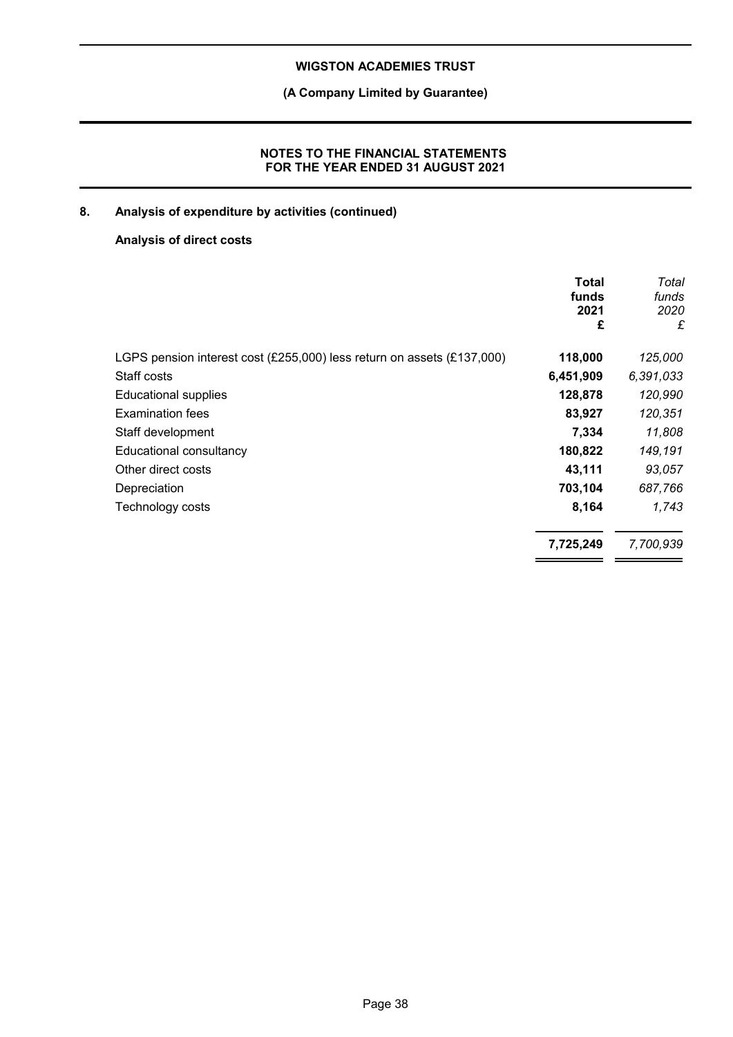## 8. Analysis of expenditure by activities (continued)

### Analysis of direct costs

| | Total funds 2021 £ | Total funds 2020 £ |
|---|---|---|
| LGPS pension interest cost (£255,000) less return on assets (£137,000) | 118,000 | 125,000 |
| Staff costs | 6,451,909 | 6,391,033 |
| Educational supplies | 128,878 | 120,990 |
| Examination fees | 83,927 | 120,351 |
| Staff development | 7,334 | 11,808 |
| Educational consultancy | 180,822 | 149,191 |
| Other direct costs | 43,111 | 93,057 |
| Depreciation | 703,104 | 687,766 |
| Technology costs | 8,164 | 1,743 |
| | 7,725,249 | 7,700,939 |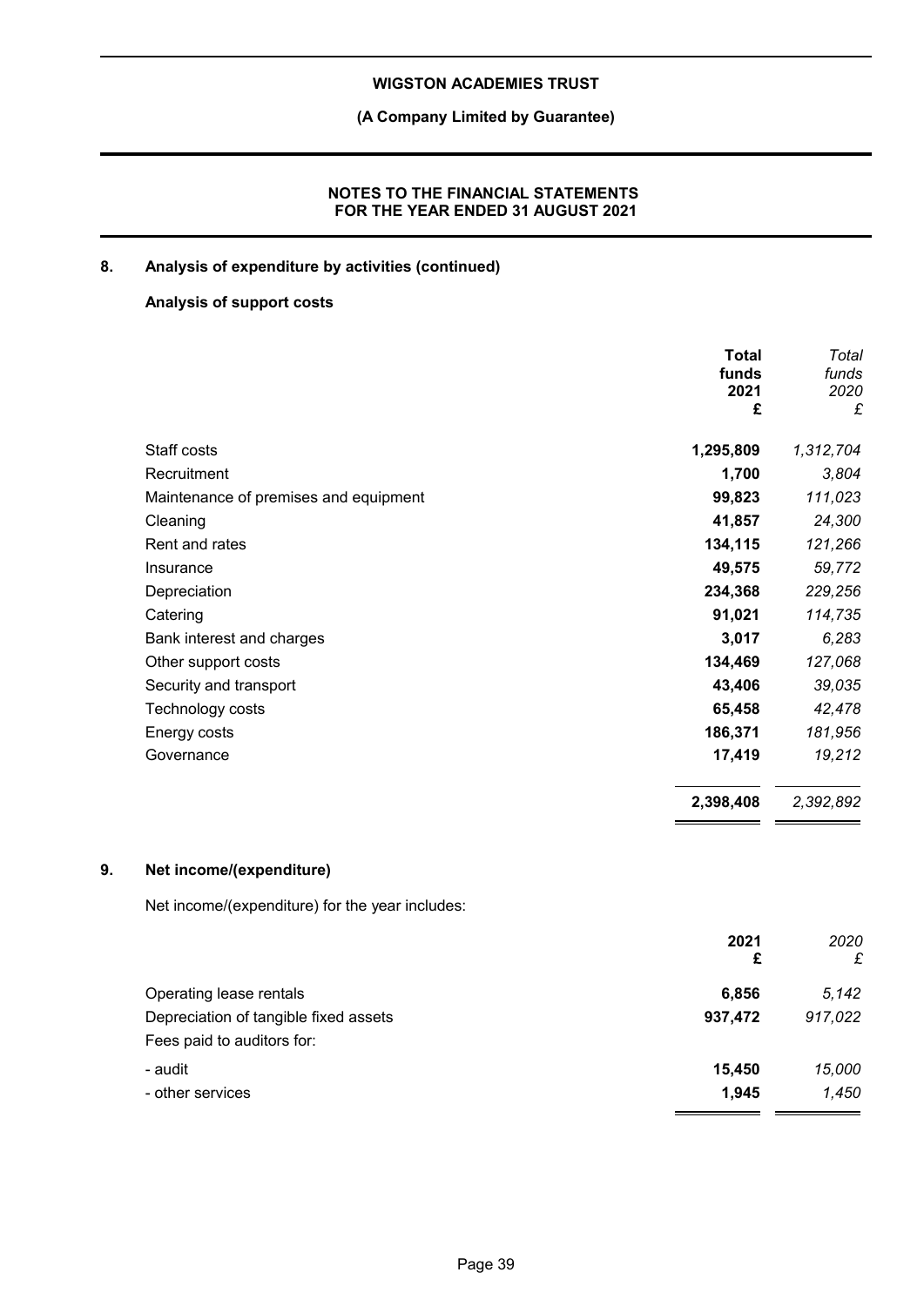## 8. Analysis of expenditure by activities (continued)

### Analysis of support costs

| | Total funds 2021 £ | *Total funds 2020 £* |
|---|---|---|
| Staff costs | **1,295,809** | *1,312,704* |
| Recruitment | **1,700** | *3,804* |
| Maintenance of premises and equipment | **99,823** | *111,023* |
| Cleaning | **41,857** | *24,300* |
| Rent and rates | **134,115** | *121,266* |
| Insurance | **49,575** | *59,772* |
| Depreciation | **234,368** | *229,256* |
| Catering | **91,021** | *114,735* |
| Bank interest and charges | **3,017** | *6,283* |
| Other support costs | **134,469** | *127,068* |
| Security and transport | **43,406** | *39,035* |
| Technology costs | **65,458** | *42,478* |
| Energy costs | **186,371** | *181,956* |
| Governance | **17,419** | *19,212* |
| | **2,398,408** | *2,392,892* |

## 9. Net income/(expenditure)

Net income/(expenditure) for the year includes:

| | 2021 £ | *2020 £* |
|---|---|---|
| Operating lease rentals | **6,856** | *5,142* |
| Depreciation of tangible fixed assets | **937,472** | *917,022* |
| Fees paid to auditors for: | | |
| - audit | **15,450** | *15,000* |
| - other services | **1,945** | *1,450* |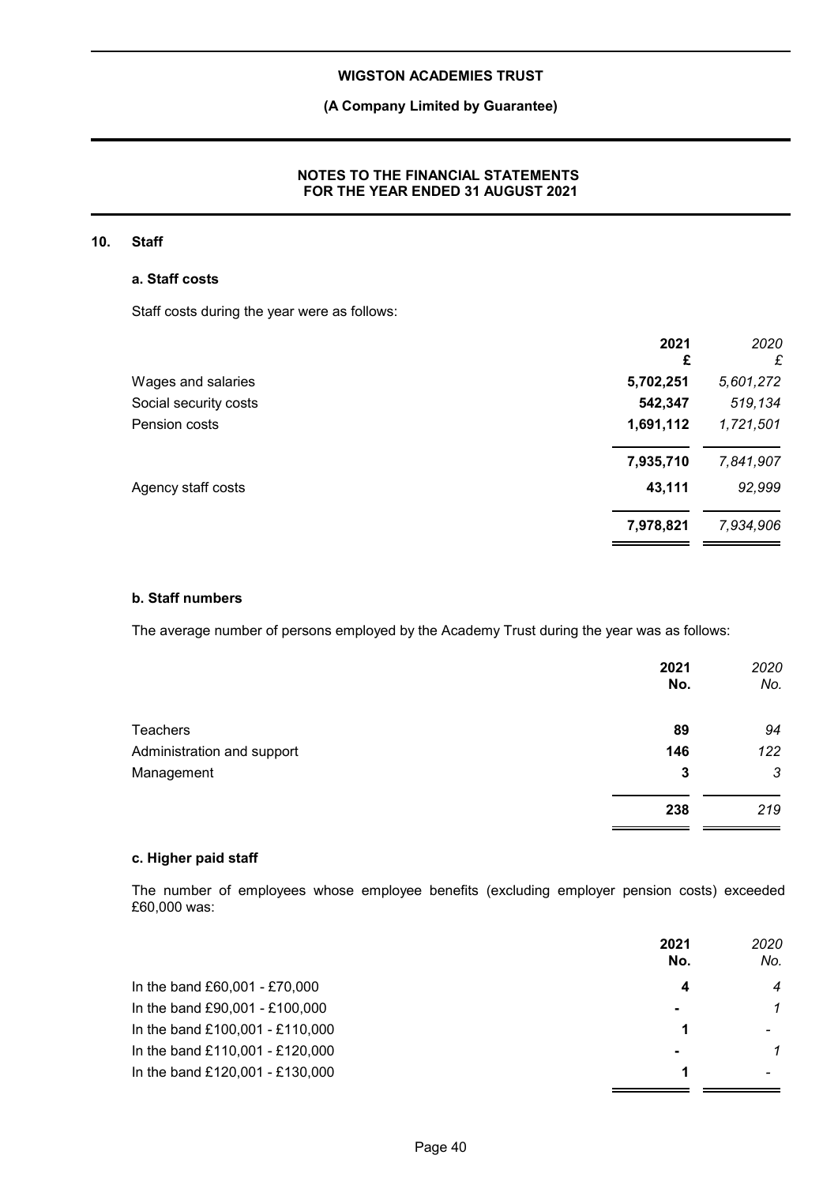## 10. Staff

### a. Staff costs

Staff costs during the year were as follows:

| | 2021<br>£ | 2020<br>£ |
|---|---|---|
| Wages and salaries | **5,702,251** | *5,601,272* |
| Social security costs | **542,347** | *519,134* |
| Pension costs | **1,691,112** | *1,721,501* |
| | **7,935,710** | *7,841,907* |
| Agency staff costs | **43,111** | *92,999* |
| | **7,978,821** | *7,934,906* |

### b. Staff numbers

The average number of persons employed by the Academy Trust during the year was as follows:

| | 2021<br>No. | 2020<br>No. |
|---|---|---|
| Teachers | **89** | *94* |
| Administration and support | **146** | *122* |
| Management | **3** | *3* |
| | **238** | *219* |

### c. Higher paid staff

The number of employees whose employee benefits (excluding employer pension costs) exceeded £60,000 was:

| | 2021<br>No. | 2020<br>No. |
|---|---|---|
| In the band £60,001 - £70,000 | **4** | *4* |
| In the band £90,001 - £100,000 | **-** | *1* |
| In the band £100,001 - £110,000 | **1** | *-* |
| In the band £110,001 - £120,000 | **-** | *1* |
| In the band £120,001 - £130,000 | **1** | *-* |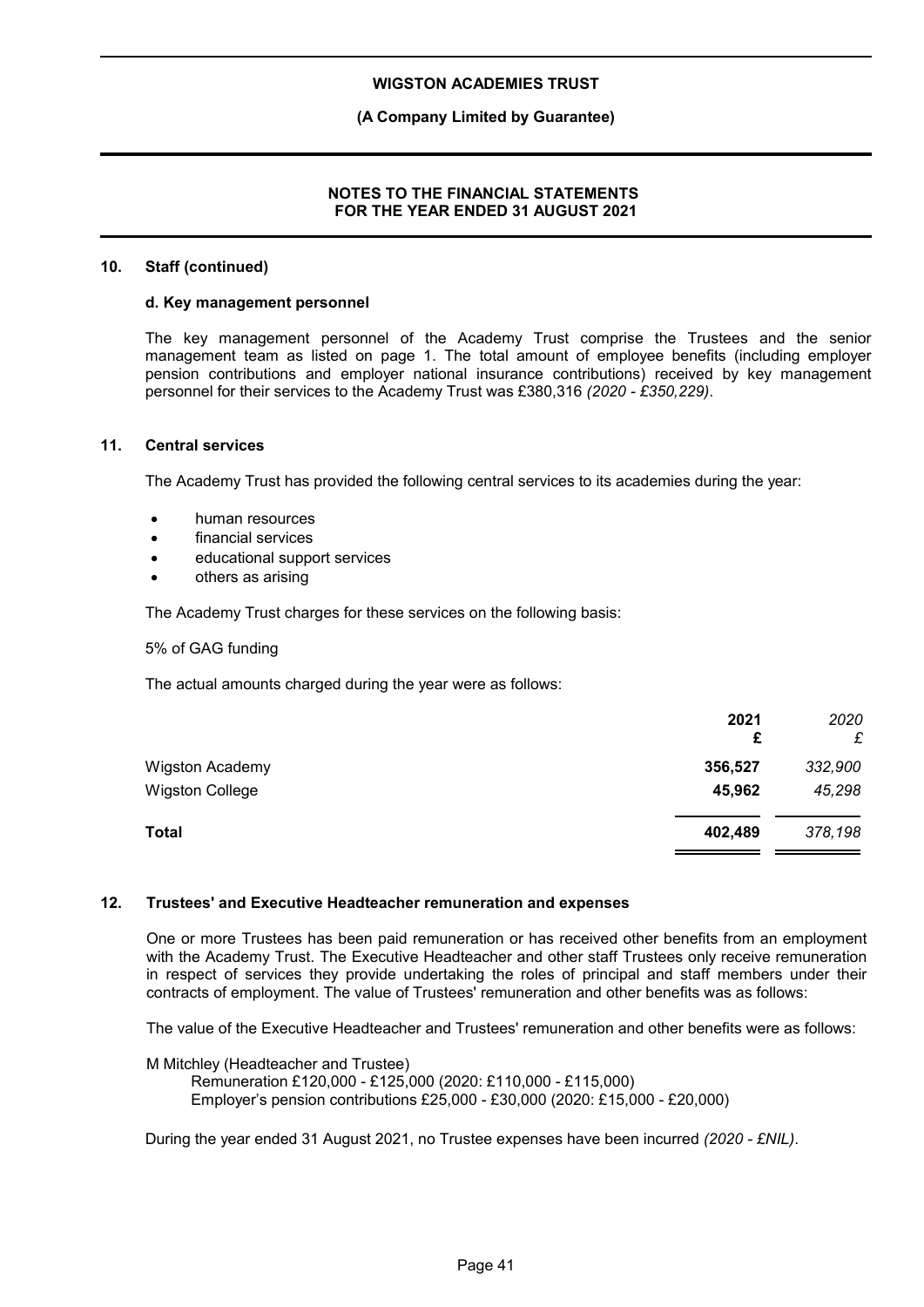## 10. Staff (continued)

### d. Key management personnel

The key management personnel of the Academy Trust comprise the Trustees and the senior management team as listed on page 1. The total amount of employee benefits (including employer pension contributions and employer national insurance contributions) received by key management personnel for their services to the Academy Trust was £380,316 *(2020 - £350,229)*.

## 11. Central services

The Academy Trust has provided the following central services to its academies during the year:

- human resources
- financial services
- educational support services
- others as arising

The Academy Trust charges for these services on the following basis:

5% of GAG funding

The actual amounts charged during the year were as follows:

| | **2021 £** | *2020 £* |
|---|---|---|
| Wigston Academy | **356,527** | *332,900* |
| Wigston College | **45,962** | *45,298* |
| **Total** | **402,489** | *378,198* |

## 12. Trustees' and Executive Headteacher remuneration and expenses

One or more Trustees has been paid remuneration or has received other benefits from an employment with the Academy Trust. The Executive Headteacher and other staff Trustees only receive remuneration in respect of services they provide undertaking the roles of principal and staff members under their contracts of employment. The value of Trustees' remuneration and other benefits was as follows:

The value of the Executive Headteacher and Trustees' remuneration and other benefits were as follows:

M Mitchley (Headteacher and Trustee)
Remuneration £120,000 - £125,000 (2020: £110,000 - £115,000)
Employer's pension contributions £25,000 - £30,000 (2020: £15,000 - £20,000)

During the year ended 31 August 2021, no Trustee expenses have been incurred *(2020 - £NIL)*.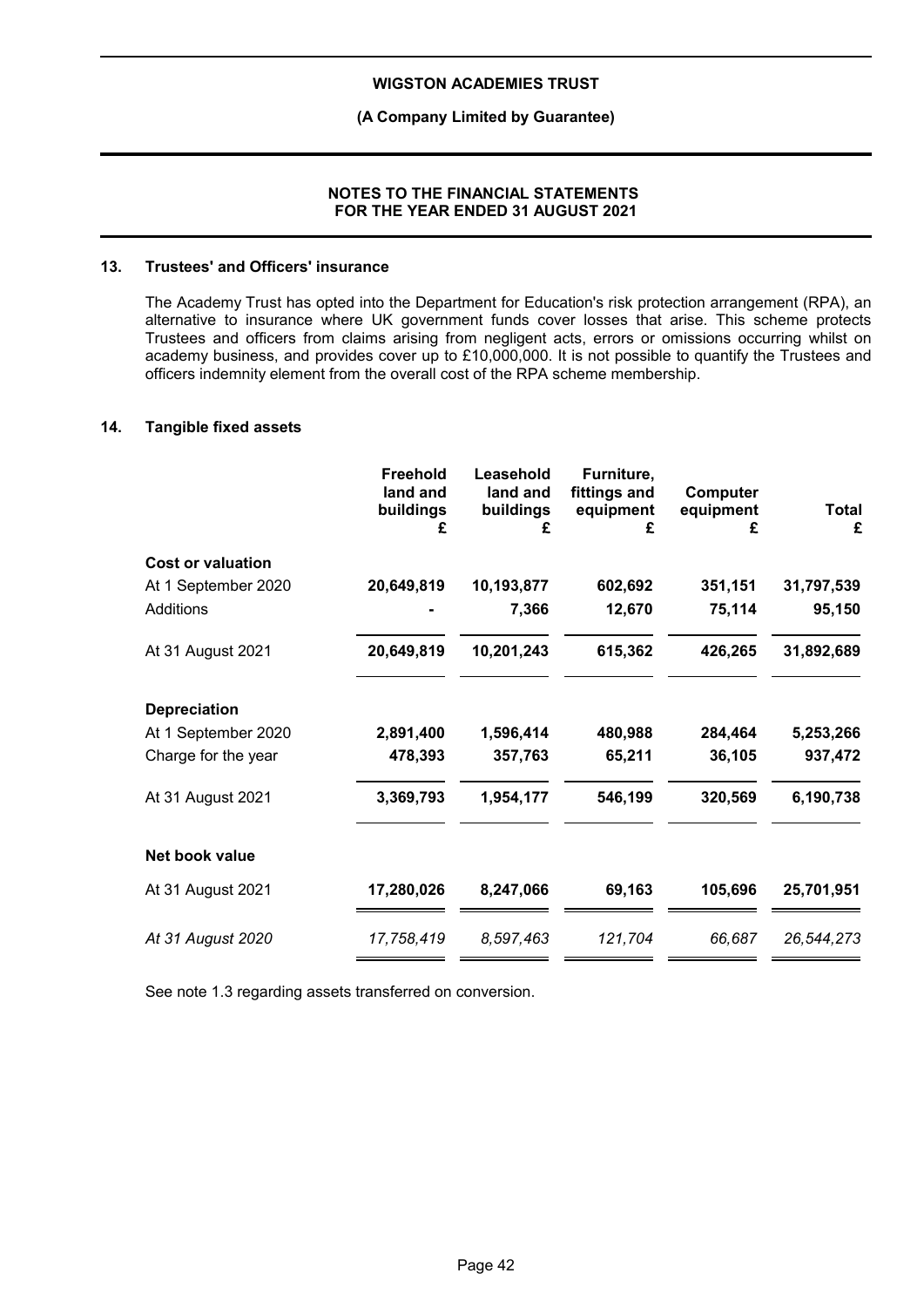**WIGSTON ACADEMIES TRUST**

**(A Company Limited by Guarantee)**

**NOTES TO THE FINANCIAL STATEMENTS FOR THE YEAR ENDED 31 AUGUST 2021**

## 13. Trustees' and Officers' insurance

The Academy Trust has opted into the Department for Education's risk protection arrangement (RPA), an alternative to insurance where UK government funds cover losses that arise. This scheme protects Trustees and officers from claims arising from negligent acts, errors or omissions occurring whilst on academy business, and provides cover up to £10,000,000. It is not possible to quantify the Trustees and officers indemnity element from the overall cost of the RPA scheme membership.

## 14. Tangible fixed assets

| | Freehold land and buildings £ | Leasehold land and buildings £ | Furniture, fittings and equipment £ | Computer equipment £ | Total £ |
|---|---|---|---|---|---|
| **Cost or valuation** | | | | | |
| At 1 September 2020 | **20,649,819** | **10,193,877** | **602,692** | **351,151** | **31,797,539** |
| Additions | **-** | **7,366** | **12,670** | **75,114** | **95,150** |
| At 31 August 2021 | **20,649,819** | **10,201,243** | **615,362** | **426,265** | **31,892,689** |
| **Depreciation** | | | | | |
| At 1 September 2020 | **2,891,400** | **1,596,414** | **480,988** | **284,464** | **5,253,266** |
| Charge for the year | **478,393** | **357,763** | **65,211** | **36,105** | **937,472** |
| At 31 August 2021 | **3,369,793** | **1,954,177** | **546,199** | **320,569** | **6,190,738** |
| **Net book value** | | | | | |
| At 31 August 2021 | **17,280,026** | **8,247,066** | **69,163** | **105,696** | **25,701,951** |
| *At 31 August 2020* | *17,758,419* | *8,597,463* | *121,704* | *66,687* | *26,544,273* |

See note 1.3 regarding assets transferred on conversion.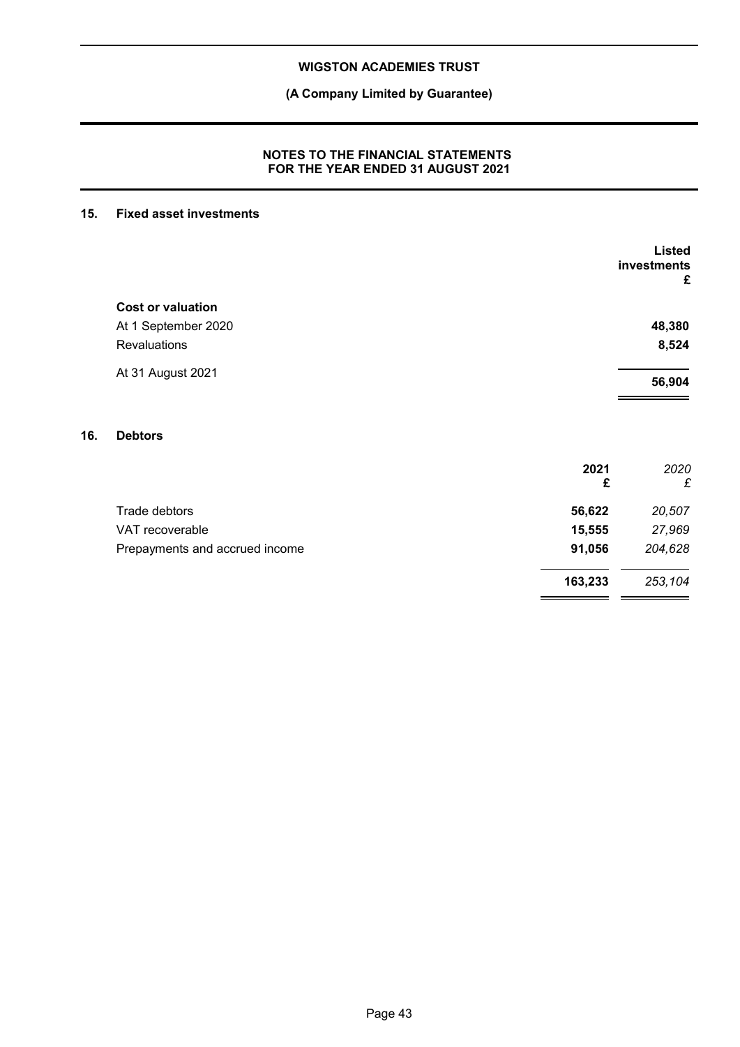## 15. Fixed asset investments

| | Listed investments £ |
|---|---|
| **Cost or valuation** | |
| At 1 September 2020 | **48,380** |
| Revaluations | **8,524** |
| At 31 August 2021 | **56,904** |

## 16. Debtors

| | 2021 £ | *2020 £* |
|---|---|---|
| Trade debtors | **56,622** | *20,507* |
| VAT recoverable | **15,555** | *27,969* |
| Prepayments and accrued income | **91,056** | *204,628* |
| | **163,233** | *253,104* |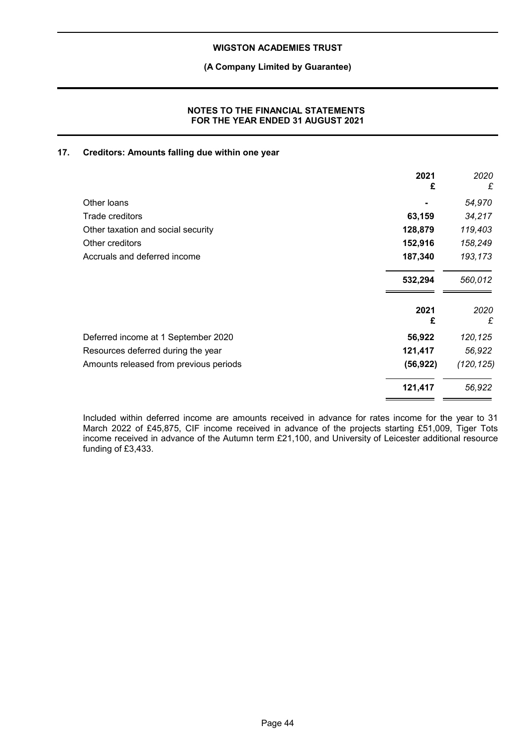## 17. Creditors: Amounts falling due within one year

| | 2021 £ | 2020 £ |
|---|---|---|
| Other loans | - | 54,970 |
| Trade creditors | 63,159 | 34,217 |
| Other taxation and social security | 128,879 | 119,403 |
| Other creditors | 152,916 | 158,249 |
| Accruals and deferred income | 187,340 | 193,173 |
| | **532,294** | *560,012* |

| | 2021 £ | 2020 £ |
|---|---|---|
| Deferred income at 1 September 2020 | 56,922 | 120,125 |
| Resources deferred during the year | 121,417 | 56,922 |
| Amounts released from previous periods | (56,922) | (120,125) |
| | **121,417** | *56,922* |

Included within deferred income are amounts received in advance for rates income for the year to 31 March 2022 of £45,875, CIF income received in advance of the projects starting £51,009, Tiger Tots income received in advance of the Autumn term £21,100, and University of Leicester additional resource funding of £3,433.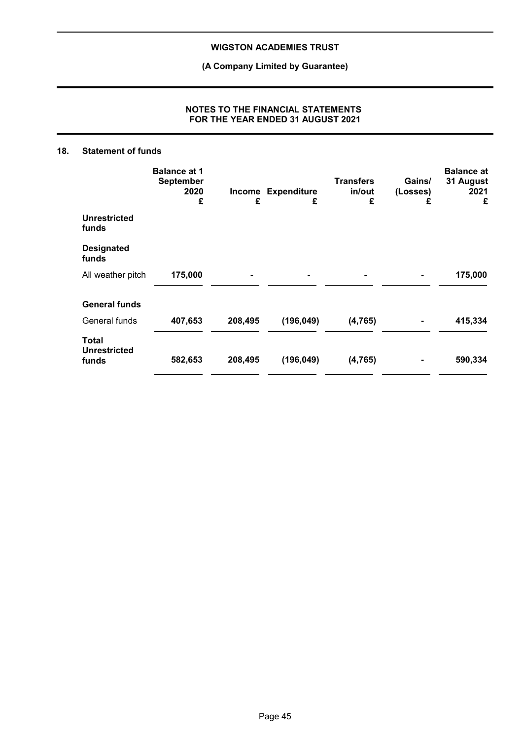## 18. Statement of funds

| | Balance at 1 September 2020 £ | Income £ | Expenditure £ | Transfers in/out £ | Gains/ (Losses) £ | Balance at 31 August 2021 £ |
|---|---|---|---|---|---|---|
| **Unrestricted funds** | | | | | | |
| **Designated funds** | | | | | | |
| All weather pitch | **175,000** | **-** | **-** | **-** | **-** | **175,000** |
| **General funds** | | | | | | |
| General funds | **407,653** | **208,495** | **(196,049)** | **(4,765)** | **-** | **415,334** |
| **Total Unrestricted funds** | **582,653** | **208,495** | **(196,049)** | **(4,765)** | **-** | **590,334** |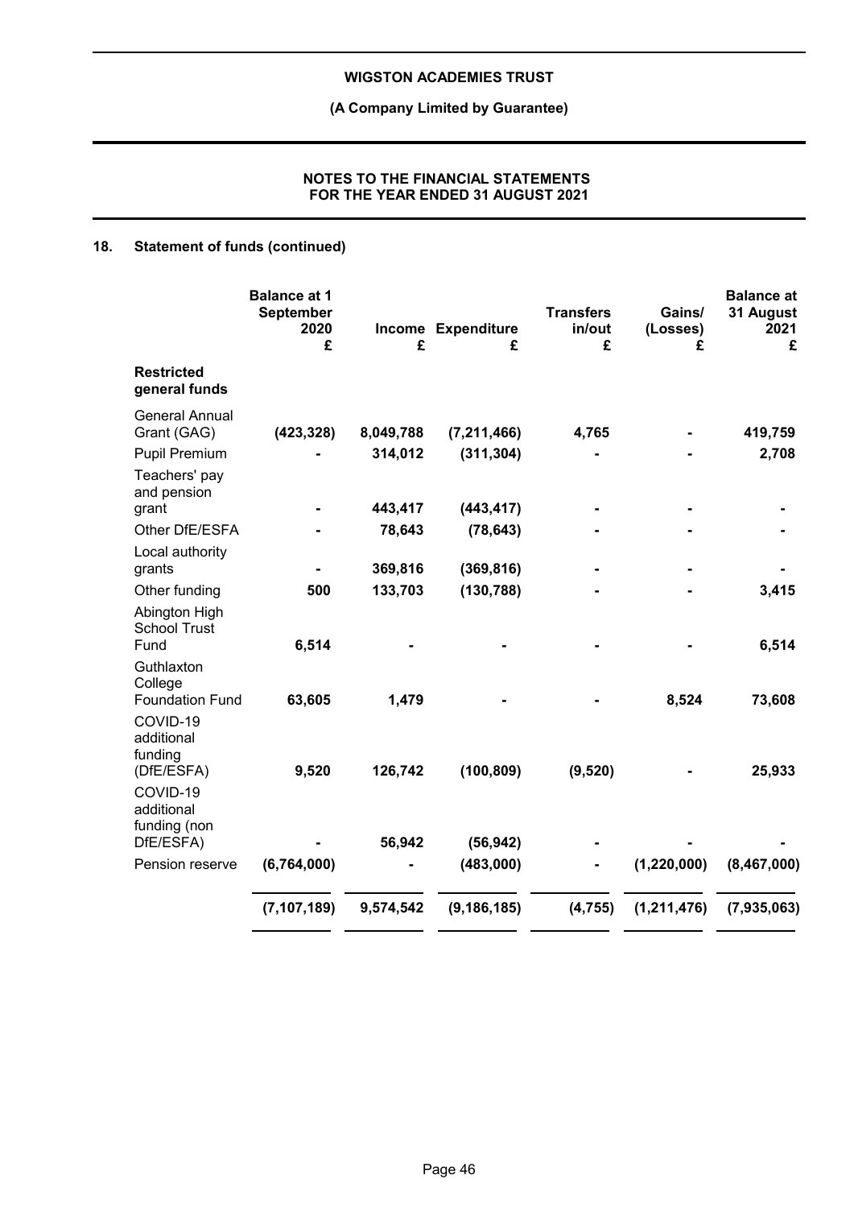## 18. Statement of funds (continued)

| | Balance at 1 September 2020 £ | Income £ | Expenditure £ | Transfers in/out £ | Gains/ (Losses) £ | Balance at 31 August 2021 £ |
|---|---|---|---|---|---|---|
| **Restricted general funds** | | | | | | |
| General Annual Grant (GAG) | (423,328) | 8,049,788 | (7,211,466) | 4,765 | - | 419,759 |
| Pupil Premium | - | 314,012 | (311,304) | - | - | 2,708 |
| Teachers' pay and pension grant | - | 443,417 | (443,417) | - | - | - |
| Other DfE/ESFA | - | 78,643 | (78,643) | - | - | - |
| Local authority grants | - | 369,816 | (369,816) | - | - | - |
| Other funding | 500 | 133,703 | (130,788) | - | - | 3,415 |
| Abington High School Trust Fund | 6,514 | - | - | - | - | 6,514 |
| Guthlaxton College Foundation Fund | 63,605 | 1,479 | - | - | 8,524 | 73,608 |
| COVID-19 additional funding (DfE/ESFA) | 9,520 | 126,742 | (100,809) | (9,520) | - | 25,933 |
| COVID-19 additional funding (non DfE/ESFA) | - | 56,942 | (56,942) | - | - | - |
| Pension reserve | (6,764,000) | - | (483,000) | - | (1,220,000) | (8,467,000) |
| | (7,107,189) | 9,574,542 | (9,186,185) | (4,755) | (1,211,476) | (7,935,063) |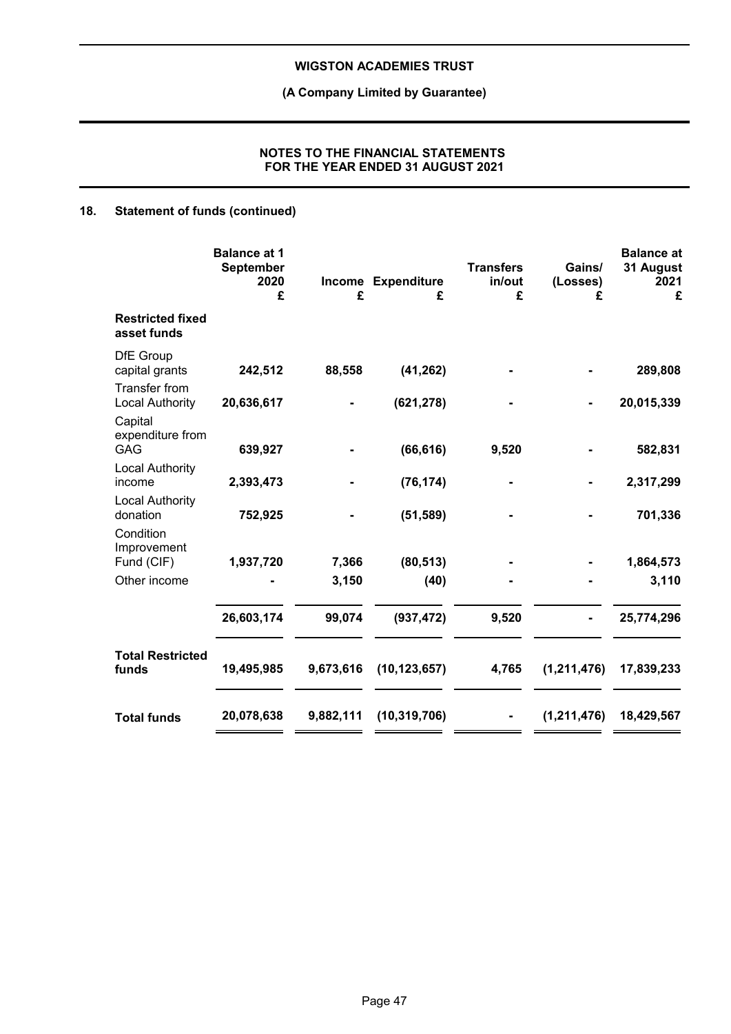## 18. Statement of funds (continued)

| | Balance at 1 September 2020 £ | Income £ | Expenditure £ | Transfers in/out £ | Gains/ (Losses) £ | Balance at 31 August 2021 £ |
|---|---|---|---|---|---|---|
| **Restricted fixed asset funds** | | | | | | |
| DfE Group capital grants | **242,512** | **88,558** | **(41,262)** | **-** | **-** | **289,808** |
| Transfer from Local Authority | **20,636,617** | **-** | **(621,278)** | **-** | **-** | **20,015,339** |
| Capital expenditure from GAG | **639,927** | **-** | **(66,616)** | **9,520** | **-** | **582,831** |
| Local Authority income | **2,393,473** | **-** | **(76,174)** | **-** | **-** | **2,317,299** |
| Local Authority donation | **752,925** | **-** | **(51,589)** | **-** | **-** | **701,336** |
| Condition Improvement Fund (CIF) | **1,937,720** | **7,366** | **(80,513)** | **-** | **-** | **1,864,573** |
| Other income | **-** | **3,150** | **(40)** | **-** | **-** | **3,110** |
| | **26,603,174** | **99,074** | **(937,472)** | **9,520** | **-** | **25,774,296** |
| **Total Restricted funds** | **19,495,985** | **9,673,616** | **(10,123,657)** | **4,765** | **(1,211,476)** | **17,839,233** |
| **Total funds** | **20,078,638** | **9,882,111** | **(10,319,706)** | **-** | **(1,211,476)** | **18,429,567** |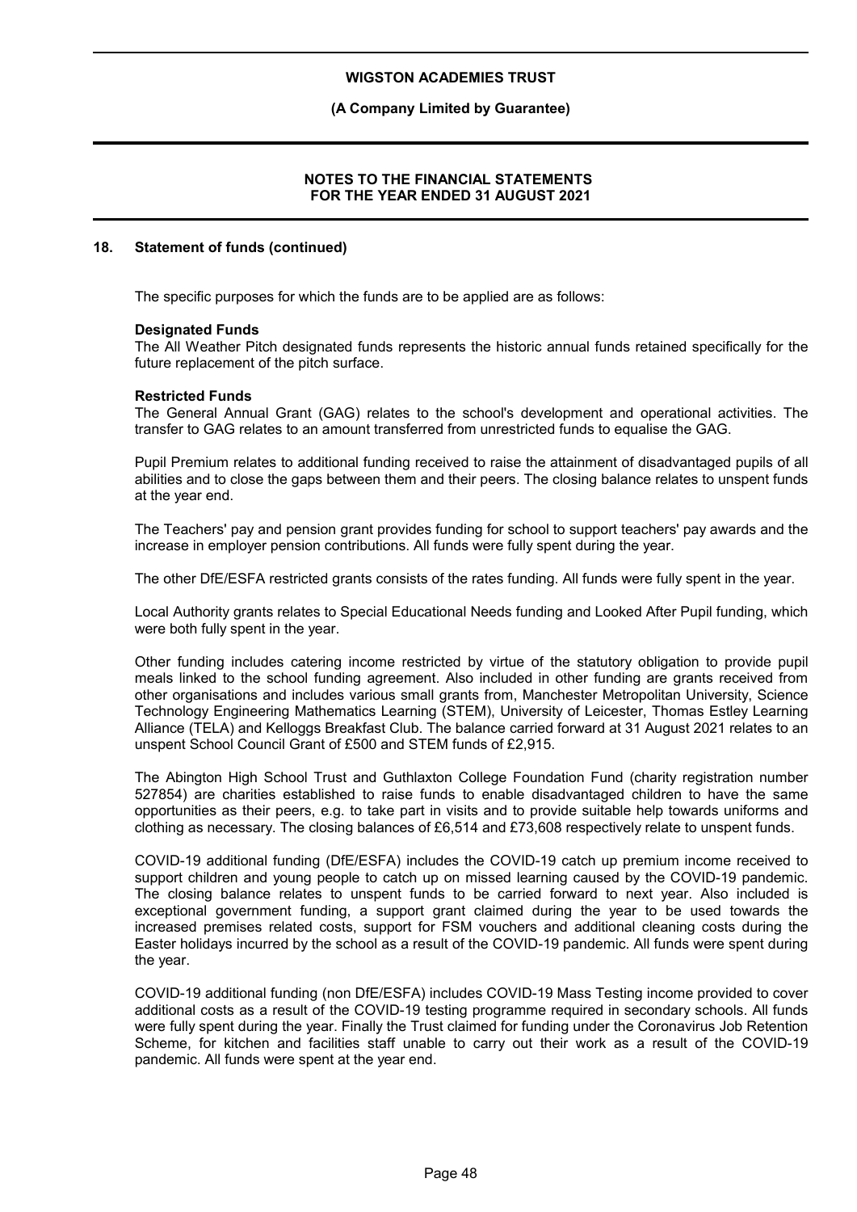## 18. Statement of funds (continued)

The specific purposes for which the funds are to be applied are as follows:

**Designated Funds**

The All Weather Pitch designated funds represents the historic annual funds retained specifically for the future replacement of the pitch surface.

**Restricted Funds**

The General Annual Grant (GAG) relates to the school's development and operational activities. The transfer to GAG relates to an amount transferred from unrestricted funds to equalise the GAG.

Pupil Premium relates to additional funding received to raise the attainment of disadvantaged pupils of all abilities and to close the gaps between them and their peers. The closing balance relates to unspent funds at the year end.

The Teachers' pay and pension grant provides funding for school to support teachers' pay awards and the increase in employer pension contributions. All funds were fully spent during the year.

The other DfE/ESFA restricted grants consists of the rates funding. All funds were fully spent in the year.

Local Authority grants relates to Special Educational Needs funding and Looked After Pupil funding, which were both fully spent in the year.

Other funding includes catering income restricted by virtue of the statutory obligation to provide pupil meals linked to the school funding agreement. Also included in other funding are grants received from other organisations and includes various small grants from, Manchester Metropolitan University, Science Technology Engineering Mathematics Learning (STEM), University of Leicester, Thomas Estley Learning Alliance (TELA) and Kelloggs Breakfast Club. The balance carried forward at 31 August 2021 relates to an unspent School Council Grant of £500 and STEM funds of £2,915.

The Abington High School Trust and Guthlaxton College Foundation Fund (charity registration number 527854) are charities established to raise funds to enable disadvantaged children to have the same opportunities as their peers, e.g. to take part in visits and to provide suitable help towards uniforms and clothing as necessary. The closing balances of £6,514 and £73,608 respectively relate to unspent funds.

COVID-19 additional funding (DfE/ESFA) includes the COVID-19 catch up premium income received to support children and young people to catch up on missed learning caused by the COVID-19 pandemic. The closing balance relates to unspent funds to be carried forward to next year. Also included is exceptional government funding, a support grant claimed during the year to be used towards the increased premises related costs, support for FSM vouchers and additional cleaning costs during the Easter holidays incurred by the school as a result of the COVID-19 pandemic. All funds were spent during the year.

COVID-19 additional funding (non DfE/ESFA) includes COVID-19 Mass Testing income provided to cover additional costs as a result of the COVID-19 testing programme required in secondary schools. All funds were fully spent during the year. Finally the Trust claimed for funding under the Coronavirus Job Retention Scheme, for kitchen and facilities staff unable to carry out their work as a result of the COVID-19 pandemic. All funds were spent at the year end.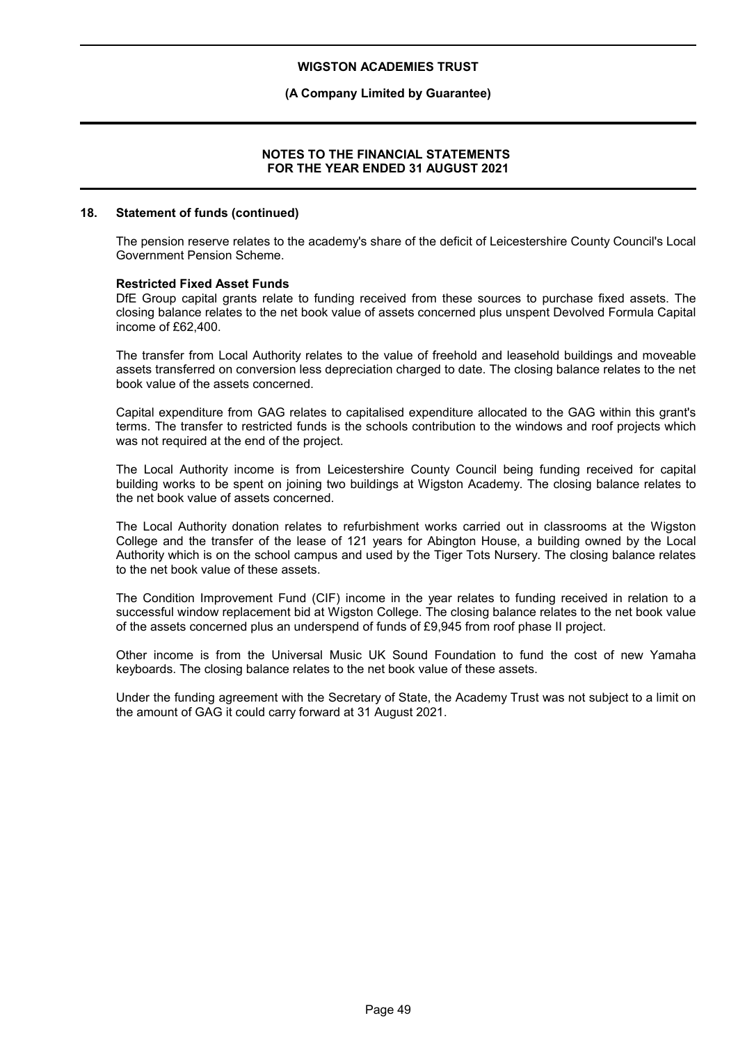## 18. Statement of funds (continued)

The pension reserve relates to the academy's share of the deficit of Leicestershire County Council's Local Government Pension Scheme.

**Restricted Fixed Asset Funds**

DfE Group capital grants relate to funding received from these sources to purchase fixed assets. The closing balance relates to the net book value of assets concerned plus unspent Devolved Formula Capital income of £62,400.

The transfer from Local Authority relates to the value of freehold and leasehold buildings and moveable assets transferred on conversion less depreciation charged to date. The closing balance relates to the net book value of the assets concerned.

Capital expenditure from GAG relates to capitalised expenditure allocated to the GAG within this grant's terms. The transfer to restricted funds is the schools contribution to the windows and roof projects which was not required at the end of the project.

The Local Authority income is from Leicestershire County Council being funding received for capital building works to be spent on joining two buildings at Wigston Academy. The closing balance relates to the net book value of assets concerned.

The Local Authority donation relates to refurbishment works carried out in classrooms at the Wigston College and the transfer of the lease of 121 years for Abington House, a building owned by the Local Authority which is on the school campus and used by the Tiger Tots Nursery. The closing balance relates to the net book value of these assets.

The Condition Improvement Fund (CIF) income in the year relates to funding received in relation to a successful window replacement bid at Wigston College. The closing balance relates to the net book value of the assets concerned plus an underspend of funds of £9,945 from roof phase II project.

Other income is from the Universal Music UK Sound Foundation to fund the cost of new Yamaha keyboards. The closing balance relates to the net book value of these assets.

Under the funding agreement with the Secretary of State, the Academy Trust was not subject to a limit on the amount of GAG it could carry forward at 31 August 2021.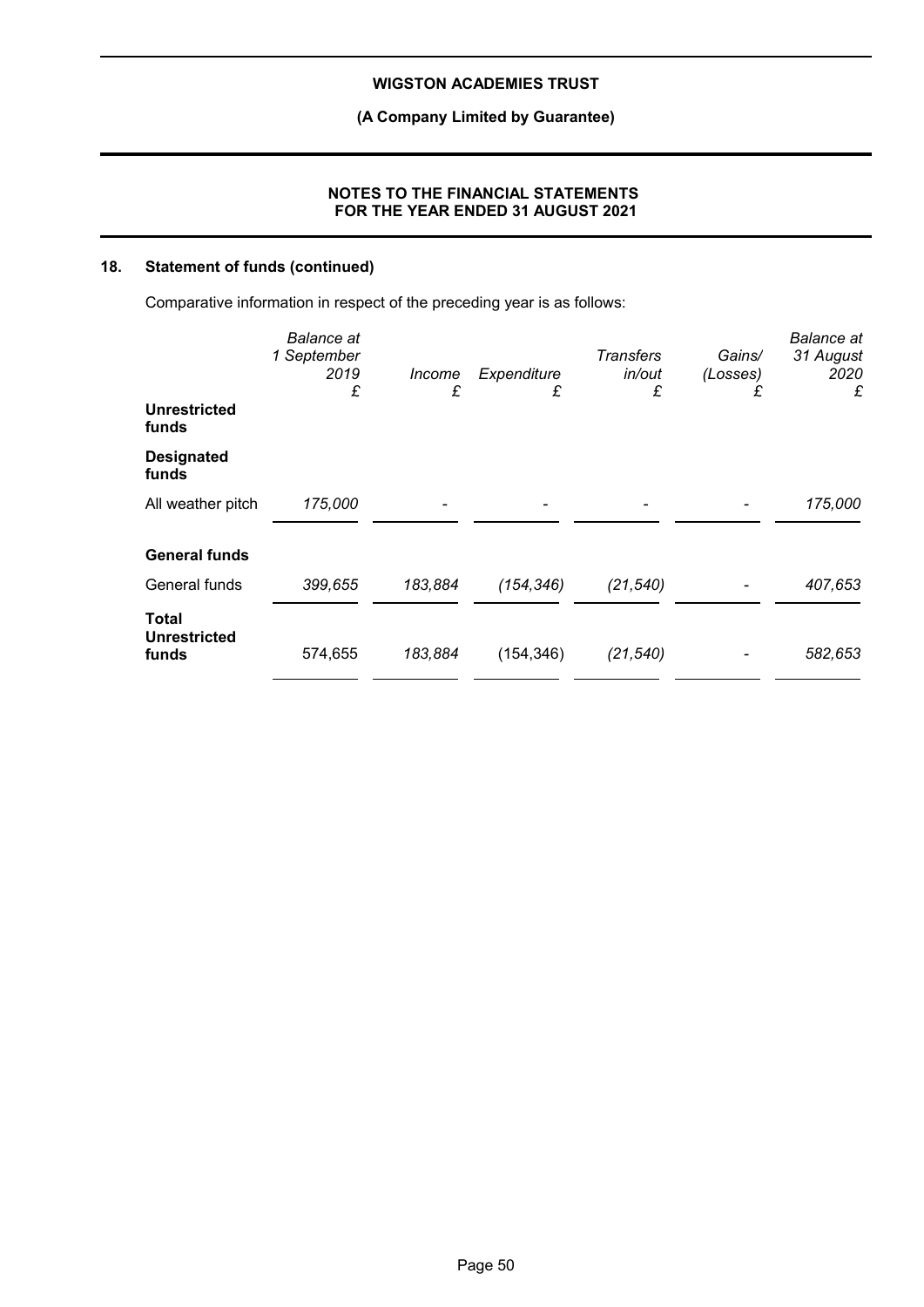## 18. Statement of funds (continued)

Comparative information in respect of the preceding year is as follows:

| | Balance at 1 September 2019 £ | Income £ | Expenditure £ | Transfers in/out £ | Gains/ (Losses) £ | Balance at 31 August 2020 £ |
|---|---|---|---|---|---|---|
| **Unrestricted funds** | | | | | | |
| **Designated funds** | | | | | | |
| All weather pitch | *175,000* | - | - | - | - | *175,000* |
| **General funds** | | | | | | |
| General funds | *399,655* | *183,884* | *(154,346)* | *(21,540)* | - | *407,653* |
| **Total Unrestricted funds** | 574,655 | *183,884* | (154,346) | *(21,540)* | - | *582,653* |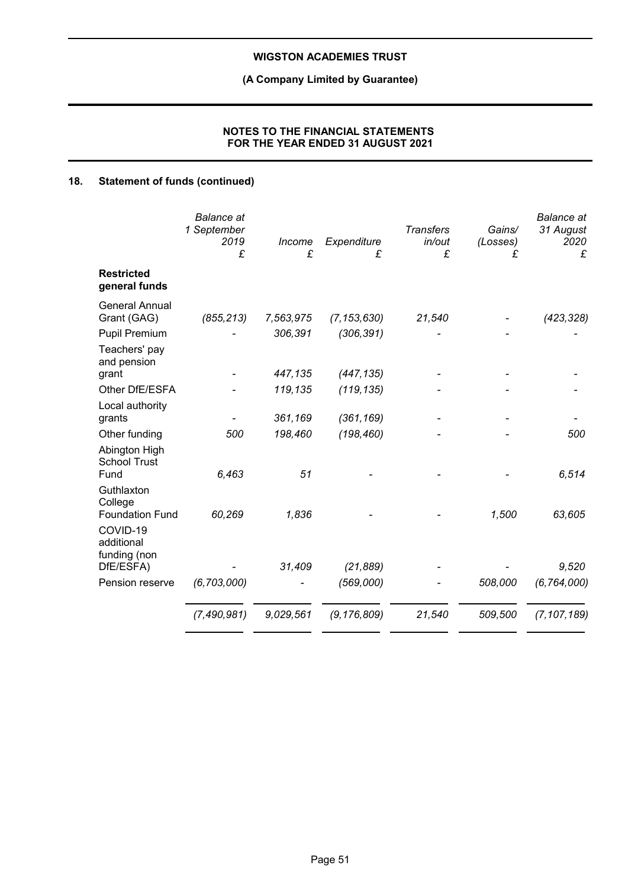## 18. Statement of funds (continued)

| | Balance at 1 September 2019 £ | Income £ | Expenditure £ | Transfers in/out £ | Gains/ (Losses) £ | Balance at 31 August 2020 £ |
|---|---|---|---|---|---|---|
| **Restricted general funds** | | | | | | |
| General Annual Grant (GAG) | (855,213) | 7,563,975 | (7,153,630) | 21,540 | - | (423,328) |
| Pupil Premium | - | 306,391 | (306,391) | - | - | - |
| Teachers' pay and pension grant | - | 447,135 | (447,135) | - | - | - |
| Other DfE/ESFA | - | 119,135 | (119,135) | - | - | - |
| Local authority grants | - | 361,169 | (361,169) | - | - | - |
| Other funding | 500 | 198,460 | (198,460) | - | - | 500 |
| Abington High School Trust Fund | 6,463 | 51 | - | - | - | 6,514 |
| Guthlaxton College Foundation Fund | 60,269 | 1,836 | - | - | 1,500 | 63,605 |
| COVID-19 additional funding (non DfE/ESFA) | - | 31,409 | (21,889) | - | - | 9,520 |
| Pension reserve | (6,703,000) | - | (569,000) | - | 508,000 | (6,764,000) |
| | (7,490,981) | 9,029,561 | (9,176,809) | 21,540 | 509,500 | (7,107,189) |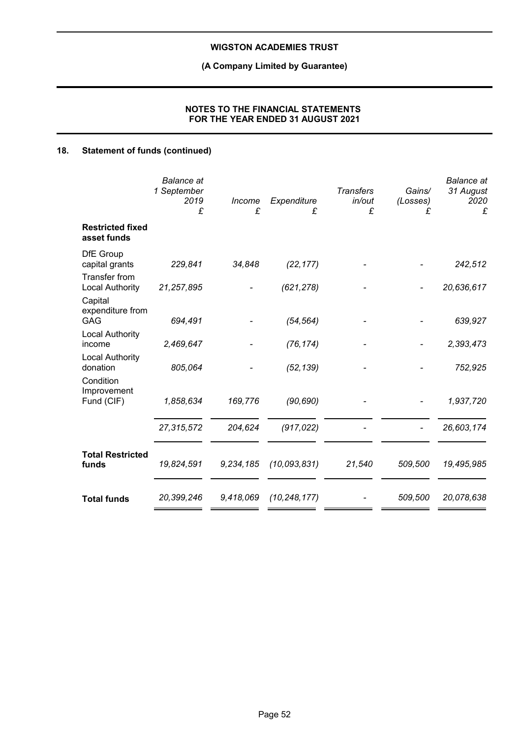## 18. Statement of funds (continued)

| | Balance at 1 September 2019 £ | Income £ | Expenditure £ | Transfers in/out £ | Gains/ (Losses) £ | Balance at 31 August 2020 £ |
|---|---|---|---|---|---|---|
| **Restricted fixed asset funds** | | | | | | |
| DfE Group capital grants | 229,841 | 34,848 | (22,177) | - | - | 242,512 |
| Transfer from Local Authority | 21,257,895 | - | (621,278) | - | - | 20,636,617 |
| Capital expenditure from GAG | 694,491 | - | (54,564) | - | - | 639,927 |
| Local Authority income | 2,469,647 | - | (76,174) | - | - | 2,393,473 |
| Local Authority donation | 805,064 | - | (52,139) | - | - | 752,925 |
| Condition Improvement Fund (CIF) | 1,858,634 | 169,776 | (90,690) | - | - | 1,937,720 |
| | 27,315,572 | 204,624 | (917,022) | - | - | 26,603,174 |
| **Total Restricted funds** | 19,824,591 | 9,234,185 | (10,093,831) | 21,540 | 509,500 | 19,495,985 |
| **Total funds** | 20,399,246 | 9,418,069 | (10,248,177) | - | 509,500 | 20,078,638 |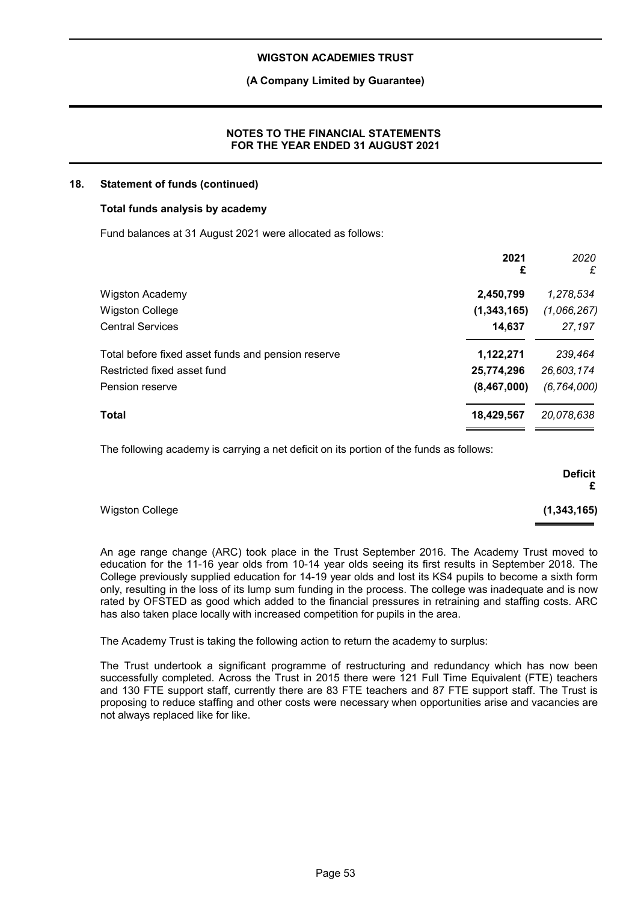## 18. Statement of funds (continued)

### Total funds analysis by academy

Fund balances at 31 August 2021 were allocated as follows:

| | 2021 £ | 2020 £ |
|---|---|---|
| Wigston Academy | 2,450,799 | 1,278,534 |
| Wigston College | (1,343,165) | (1,066,267) |
| Central Services | 14,637 | 27,197 |
| Total before fixed asset funds and pension reserve | 1,122,271 | 239,464 |
| Restricted fixed asset fund | 25,774,296 | 26,603,174 |
| Pension reserve | (8,467,000) | (6,764,000) |
| **Total** | **18,429,567** | *20,078,638* |

The following academy is carrying a net deficit on its portion of the funds as follows:

| | Deficit £ |
|---|---|
| Wigston College | (1,343,165) |

An age range change (ARC) took place in the Trust September 2016. The Academy Trust moved to education for the 11-16 year olds from 10-14 year olds seeing its first results in September 2018. The College previously supplied education for 14-19 year olds and lost its KS4 pupils to become a sixth form only, resulting in the loss of its lump sum funding in the process. The college was inadequate and is now rated by OFSTED as good which added to the financial pressures in retraining and staffing costs. ARC has also taken place locally with increased competition for pupils in the area.

The Academy Trust is taking the following action to return the academy to surplus:

The Trust undertook a significant programme of restructuring and redundancy which has now been successfully completed. Across the Trust in 2015 there were 121 Full Time Equivalent (FTE) teachers and 130 FTE support staff, currently there are 83 FTE teachers and 87 FTE support staff. The Trust is proposing to reduce staffing and other costs were necessary when opportunities arise and vacancies are not always replaced like for like.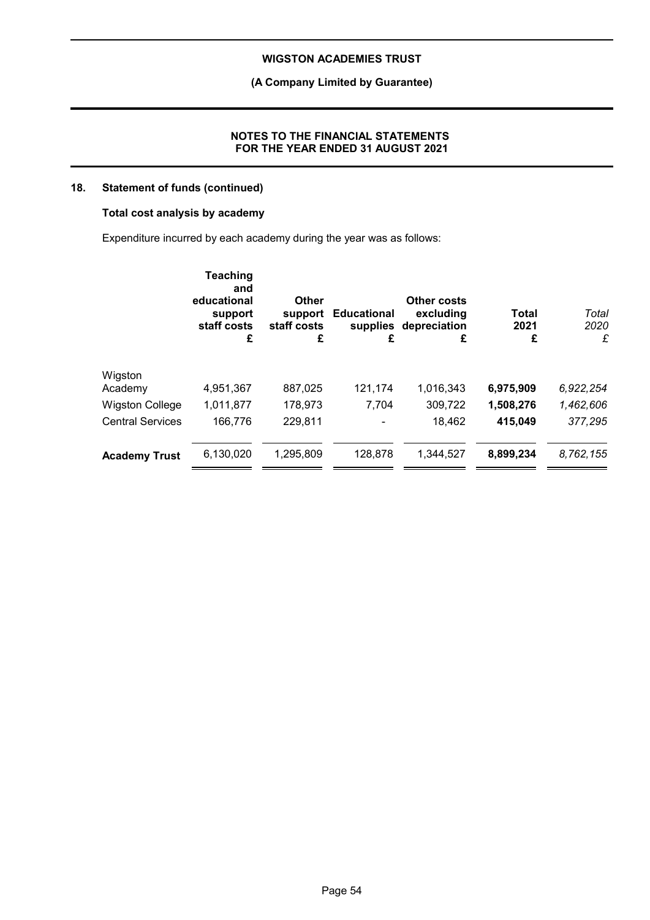## 18. Statement of funds (continued)

### Total cost analysis by academy

Expenditure incurred by each academy during the year was as follows:

| | Teaching and educational support staff costs £ | Other support staff costs £ | Educational supplies £ | Other costs excluding depreciation £ | Total 2021 £ | *Total 2020 £* |
|---|---|---|---|---|---|---|
| Wigston Academy | 4,951,367 | 887,025 | 121,174 | 1,016,343 | **6,975,909** | *6,922,254* |
| Wigston College | 1,011,877 | 178,973 | 7,704 | 309,722 | **1,508,276** | *1,462,606* |
| Central Services | 166,776 | 229,811 | - | 18,462 | **415,049** | *377,295* |
| **Academy Trust** | 6,130,020 | 1,295,809 | 128,878 | 1,344,527 | **8,899,234** | *8,762,155* |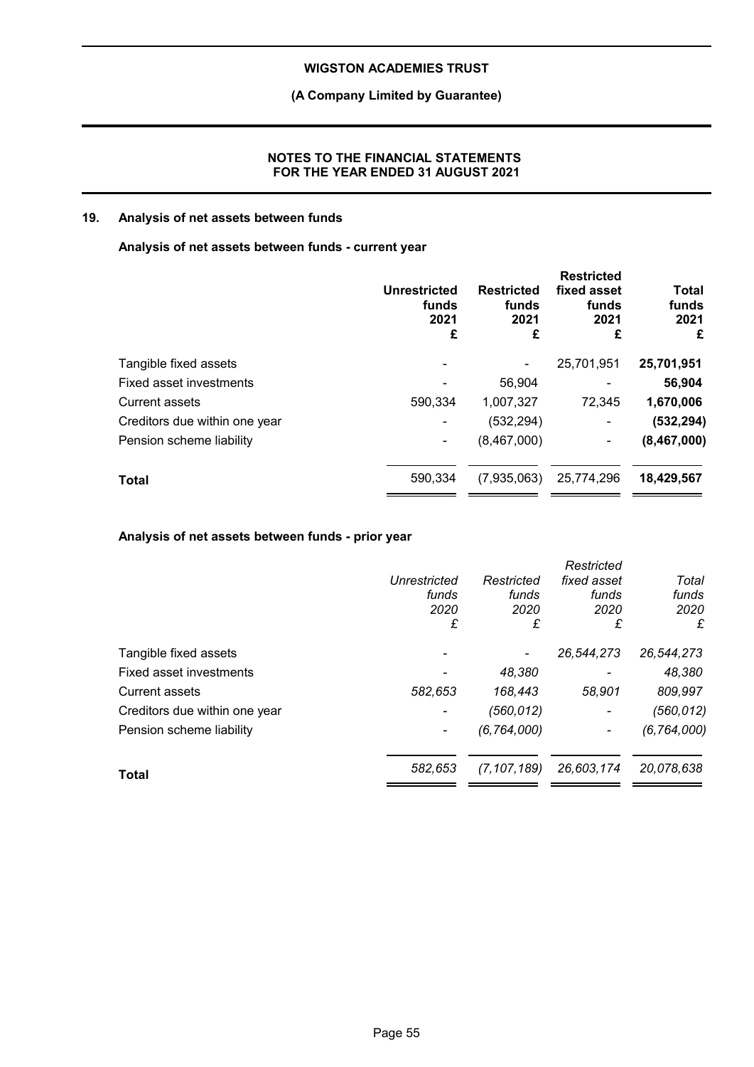## 19. Analysis of net assets between funds

### Analysis of net assets between funds - current year

| | Unrestricted funds 2021 £ | Restricted funds 2021 £ | Restricted fixed asset funds 2021 £ | Total funds 2021 £ |
|---|---|---|---|---|
| Tangible fixed assets | - | - | 25,701,951 | **25,701,951** |
| Fixed asset investments | - | 56,904 | - | **56,904** |
| Current assets | 590,334 | 1,007,327 | 72,345 | **1,670,006** |
| Creditors due within one year | - | (532,294) | - | **(532,294)** |
| Pension scheme liability | - | (8,467,000) | - | **(8,467,000)** |
| **Total** | 590,334 | (7,935,063) | 25,774,296 | **18,429,567** |

### Analysis of net assets between funds - prior year

| | *Unrestricted funds 2020 £* | *Restricted funds 2020 £* | *Restricted fixed asset funds 2020 £* | *Total funds 2020 £* |
|---|---|---|---|---|
| Tangible fixed assets | - | - | *26,544,273* | *26,544,273* |
| Fixed asset investments | - | *48,380* | - | *48,380* |
| Current assets | *582,653* | *168,443* | *58,901* | *809,997* |
| Creditors due within one year | - | *(560,012)* | - | *(560,012)* |
| Pension scheme liability | - | *(6,764,000)* | - | *(6,764,000)* |
| **Total** | *582,653* | *(7,107,189)* | *26,603,174* | *20,078,638* |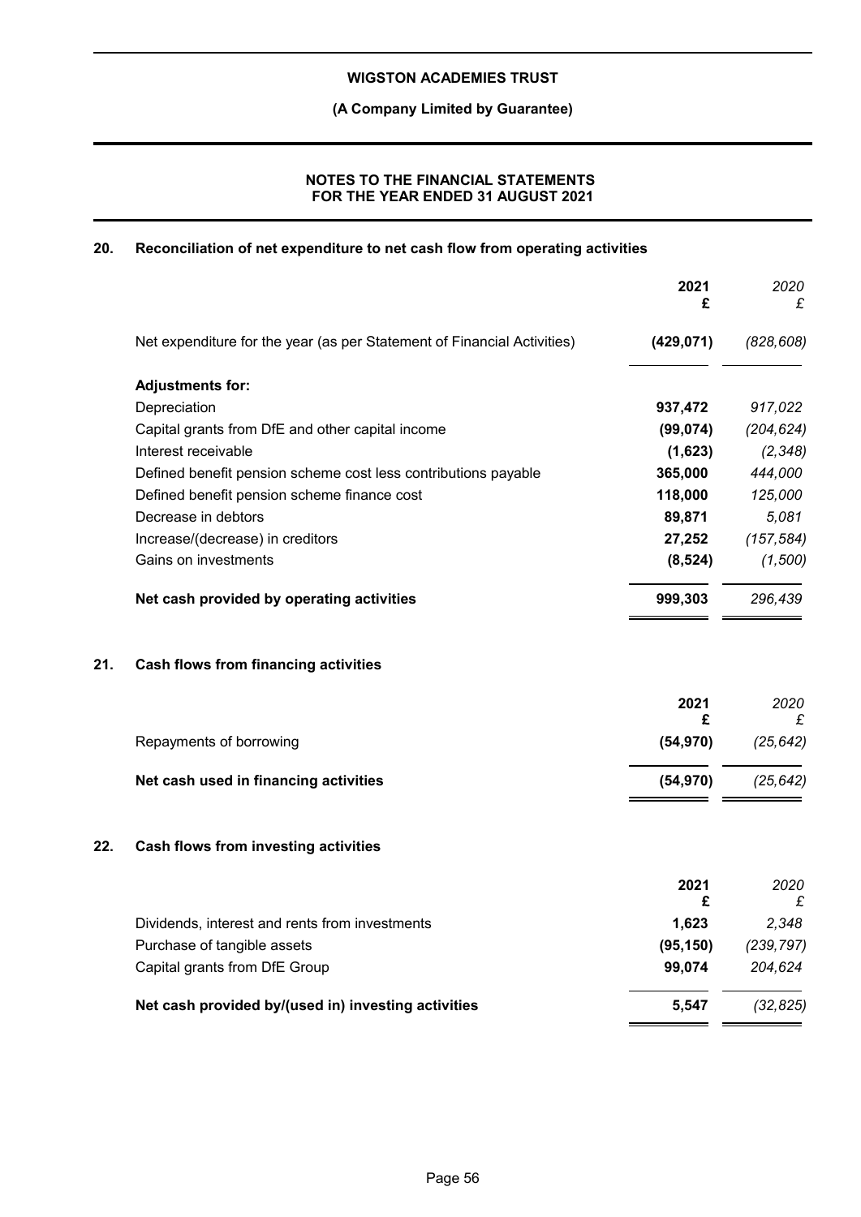## NOTES TO THE FINANCIAL STATEMENTS FOR THE YEAR ENDED 31 AUGUST 2021

### 20. Reconciliation of net expenditure to net cash flow from operating activities

| | 2021 £ | 2020 £ |
|---|---|---|
| Net expenditure for the year (as per Statement of Financial Activities) | **(429,071)** | *(828,608)* |
| **Adjustments for:** | | |
| Depreciation | **937,472** | *917,022* |
| Capital grants from DfE and other capital income | **(99,074)** | *(204,624)* |
| Interest receivable | **(1,623)** | *(2,348)* |
| Defined benefit pension scheme cost less contributions payable | **365,000** | *444,000* |
| Defined benefit pension scheme finance cost | **118,000** | *125,000* |
| Decrease in debtors | **89,871** | *5,081* |
| Increase/(decrease) in creditors | **27,252** | *(157,584)* |
| Gains on investments | **(8,524)** | *(1,500)* |
| **Net cash provided by operating activities** | **999,303** | *296,439* |

### 21. Cash flows from financing activities

| | 2021 £ | 2020 £ |
|---|---|---|
| Repayments of borrowing | **(54,970)** | *(25,642)* |
| **Net cash used in financing activities** | **(54,970)** | *(25,642)* |

### 22. Cash flows from investing activities

| | 2021 £ | 2020 £ |
|---|---|---|
| Dividends, interest and rents from investments | **1,623** | *2,348* |
| Purchase of tangible assets | **(95,150)** | *(239,797)* |
| Capital grants from DfE Group | **99,074** | *204,624* |
| **Net cash provided by/(used in) investing activities** | **5,547** | *(32,825)* |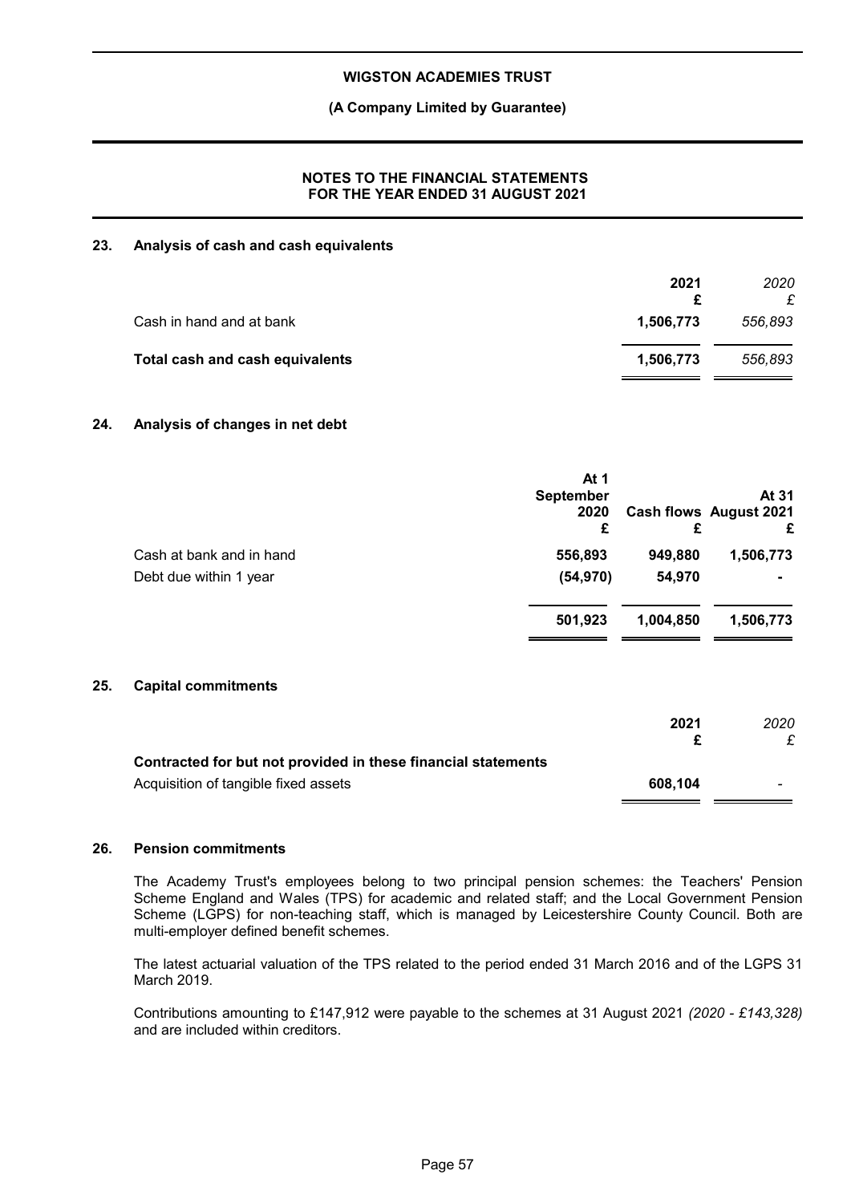## 23. Analysis of cash and cash equivalents

| | 2021 £ | *2020 £* |
|---|---|---|
| Cash in hand and at bank | **1,506,773** | *556,893* |
| **Total cash and cash equivalents** | **1,506,773** | *556,893* |

## 24. Analysis of changes in net debt

| | At 1 September 2020 £ | Cash flows £ | At 31 August 2021 £ |
|---|---|---|---|
| Cash at bank and in hand | **556,893** | **949,880** | **1,506,773** |
| Debt due within 1 year | **(54,970)** | **54,970** | **-** |
| | **501,923** | **1,004,850** | **1,506,773** |

## 25. Capital commitments

| | 2021 £ | *2020 £* |
|---|---|---|
| **Contracted for but not provided in these financial statements** | | |
| Acquisition of tangible fixed assets | **608,104** | - |

## 26. Pension commitments

The Academy Trust's employees belong to two principal pension schemes: the Teachers' Pension Scheme England and Wales (TPS) for academic and related staff; and the Local Government Pension Scheme (LGPS) for non-teaching staff, which is managed by Leicestershire County Council. Both are multi-employer defined benefit schemes.

The latest actuarial valuation of the TPS related to the period ended 31 March 2016 and of the LGPS 31 March 2019.

Contributions amounting to £147,912 were payable to the schemes at 31 August 2021 *(2020 - £143,328)* and are included within creditors.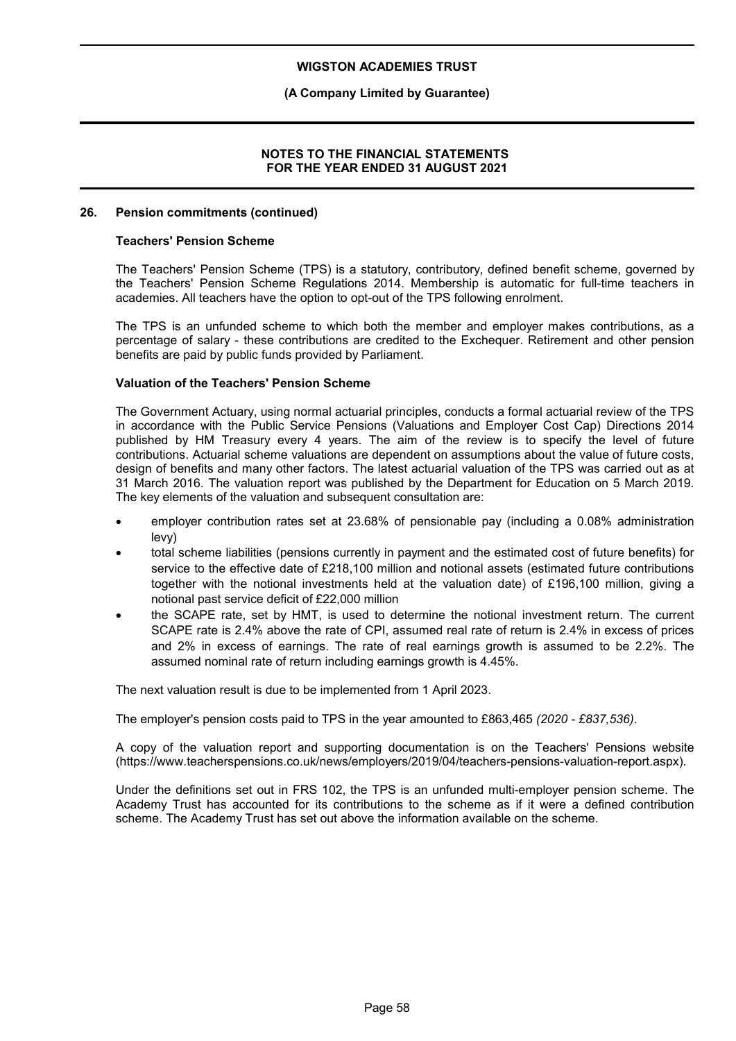## 26. Pension commitments (continued)

### Teachers' Pension Scheme

The Teachers' Pension Scheme (TPS) is a statutory, contributory, defined benefit scheme, governed by the Teachers' Pension Scheme Regulations 2014. Membership is automatic for full-time teachers in academies. All teachers have the option to opt-out of the TPS following enrolment.

The TPS is an unfunded scheme to which both the member and employer makes contributions, as a percentage of salary - these contributions are credited to the Exchequer. Retirement and other pension benefits are paid by public funds provided by Parliament.

### Valuation of the Teachers' Pension Scheme

The Government Actuary, using normal actuarial principles, conducts a formal actuarial review of the TPS in accordance with the Public Service Pensions (Valuations and Employer Cost Cap) Directions 2014 published by HM Treasury every 4 years. The aim of the review is to specify the level of future contributions. Actuarial scheme valuations are dependent on assumptions about the value of future costs, design of benefits and many other factors. The latest actuarial valuation of the TPS was carried out as at 31 March 2016. The valuation report was published by the Department for Education on 5 March 2019. The key elements of the valuation and subsequent consultation are:

- employer contribution rates set at 23.68% of pensionable pay (including a 0.08% administration levy)
- total scheme liabilities (pensions currently in payment and the estimated cost of future benefits) for service to the effective date of £218,100 million and notional assets (estimated future contributions together with the notional investments held at the valuation date) of £196,100 million, giving a notional past service deficit of £22,000 million
- the SCAPE rate, set by HMT, is used to determine the notional investment return. The current SCAPE rate is 2.4% above the rate of CPI, assumed real rate of return is 2.4% in excess of prices and 2% in excess of earnings. The rate of real earnings growth is assumed to be 2.2%. The assumed nominal rate of return including earnings growth is 4.45%.

The next valuation result is due to be implemented from 1 April 2023.

The employer's pension costs paid to TPS in the year amounted to £863,465 *(2020 - £837,536)*.

A copy of the valuation report and supporting documentation is on the Teachers' Pensions website (https://www.teacherspensions.co.uk/news/employers/2019/04/teachers-pensions-valuation-report.aspx).

Under the definitions set out in FRS 102, the TPS is an unfunded multi-employer pension scheme. The Academy Trust has accounted for its contributions to the scheme as if it were a defined contribution scheme. The Academy Trust has set out above the information available on the scheme.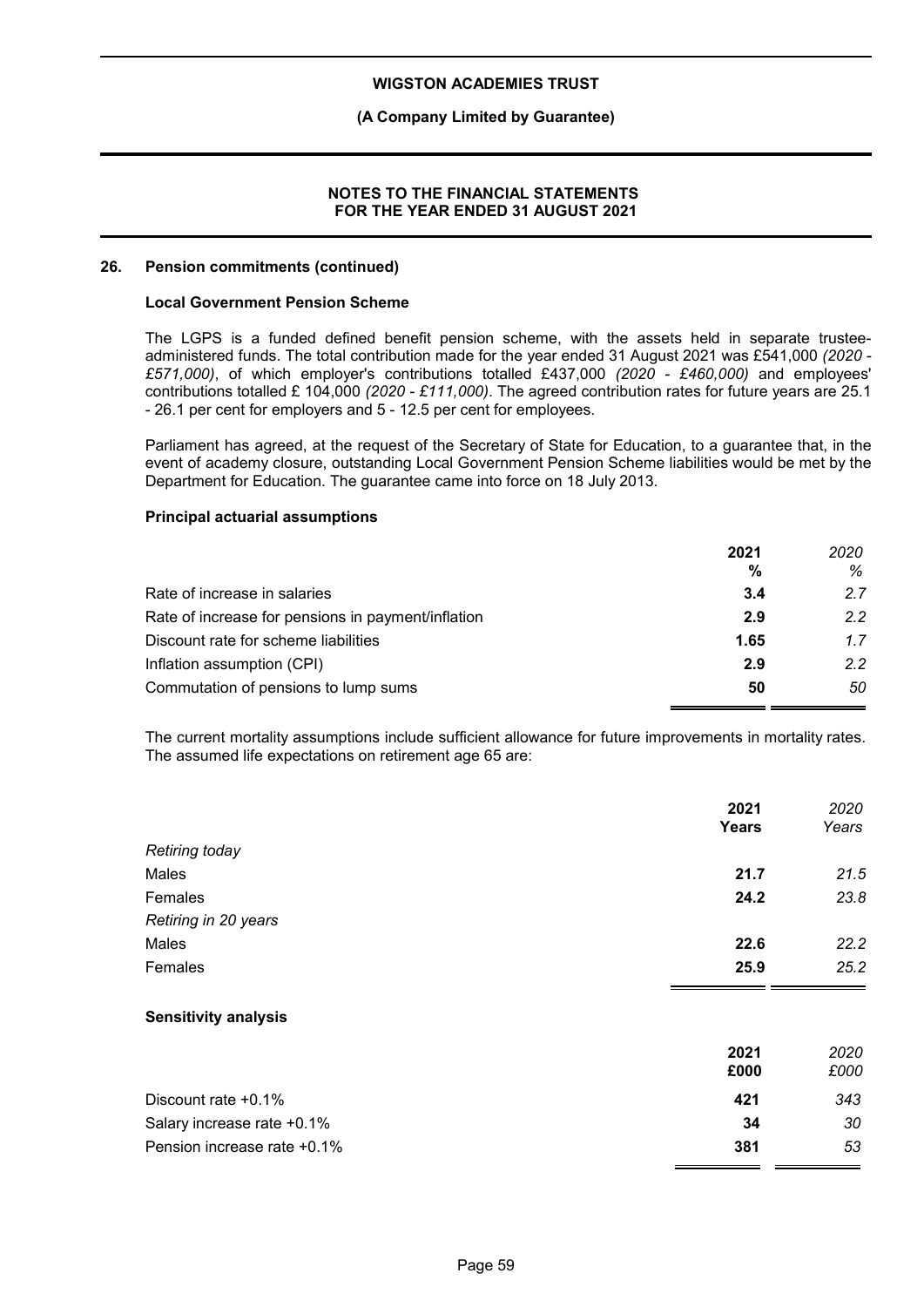## 26. Pension commitments (continued)

### Local Government Pension Scheme

The LGPS is a funded defined benefit pension scheme, with the assets held in separate trustee-administered funds. The total contribution made for the year ended 31 August 2021 was £541,000 *(2020 - £571,000)*, of which employer's contributions totalled £437,000 *(2020 - £460,000)* and employees' contributions totalled £ 104,000 *(2020 - £111,000)*. The agreed contribution rates for future years are 25.1 - 26.1 per cent for employers and 5 - 12.5 per cent for employees.

Parliament has agreed, at the request of the Secretary of State for Education, to a guarantee that, in the event of academy closure, outstanding Local Government Pension Scheme liabilities would be met by the Department for Education. The guarantee came into force on 18 July 2013.

### Principal actuarial assumptions

| | **2021** | *2020* |
|---|---|---|
| | **%** | *%* |
| Rate of increase in salaries | **3.4** | *2.7* |
| Rate of increase for pensions in payment/inflation | **2.9** | *2.2* |
| Discount rate for scheme liabilities | **1.65** | *1.7* |
| Inflation assumption (CPI) | **2.9** | *2.2* |
| Commutation of pensions to lump sums | **50** | *50* |

The current mortality assumptions include sufficient allowance for future improvements in mortality rates. The assumed life expectations on retirement age 65 are:

| | **2021** | *2020* |
|---|---|---|
| | **Years** | *Years* |
| *Retiring today* | | |
| Males | **21.7** | *21.5* |
| Females | **24.2** | *23.8* |
| *Retiring in 20 years* | | |
| Males | **22.6** | *22.2* |
| Females | **25.9** | *25.2* |

### Sensitivity analysis

| | **2021** | *2020* |
|---|---|---|
| | **£000** | *£000* |
| Discount rate +0.1% | **421** | *343* |
| Salary increase rate +0.1% | **34** | *30* |
| Pension increase rate +0.1% | **381** | *53* |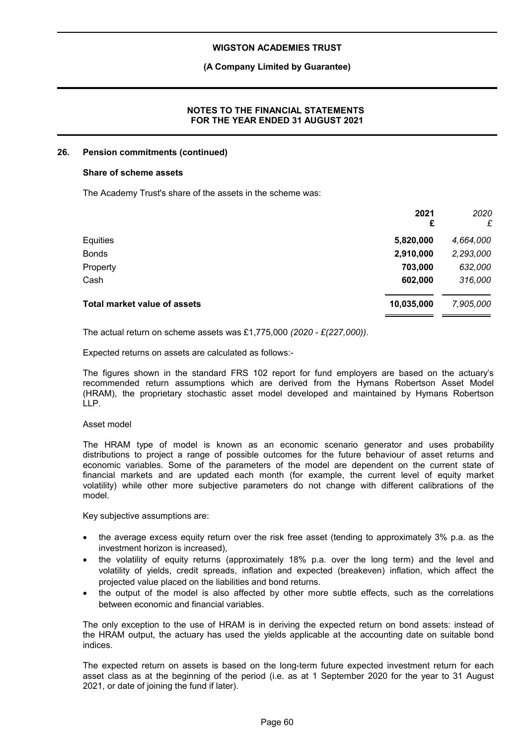## 26. Pension commitments (continued)

### Share of scheme assets

The Academy Trust's share of the assets in the scheme was:

| | 2021 £ | *2020 £* |
|---|---|---|
| Equities | **5,820,000** | *4,664,000* |
| Bonds | **2,910,000** | *2,293,000* |
| Property | **703,000** | *632,000* |
| Cash | **602,000** | *316,000* |
| **Total market value of assets** | **10,035,000** | *7,905,000* |

The actual return on scheme assets was £1,775,000 *(2020 - £(227,000))*.

Expected returns on assets are calculated as follows:-

The figures shown in the standard FRS 102 report for fund employers are based on the actuary's recommended return assumptions which are derived from the Hymans Robertson Asset Model (HRAM), the proprietary stochastic asset model developed and maintained by Hymans Robertson LLP.

Asset model

The HRAM type of model is known as an economic scenario generator and uses probability distributions to project a range of possible outcomes for the future behaviour of asset returns and economic variables. Some of the parameters of the model are dependent on the current state of financial markets and are updated each month (for example, the current level of equity market volatility) while other more subjective parameters do not change with different calibrations of the model.

Key subjective assumptions are:

- the average excess equity return over the risk free asset (tending to approximately 3% p.a. as the investment horizon is increased),
- the volatility of equity returns (approximately 18% p.a. over the long term) and the level and volatility of yields, credit spreads, inflation and expected (breakeven) inflation, which affect the projected value placed on the liabilities and bond returns.
- the output of the model is also affected by other more subtle effects, such as the correlations between economic and financial variables.

The only exception to the use of HRAM is in deriving the expected return on bond assets: instead of the HRAM output, the actuary has used the yields applicable at the accounting date on suitable bond indices.

The expected return on assets is based on the long-term future expected investment return for each asset class as at the beginning of the period (i.e. as at 1 September 2020 for the year to 31 August 2021, or date of joining the fund if later).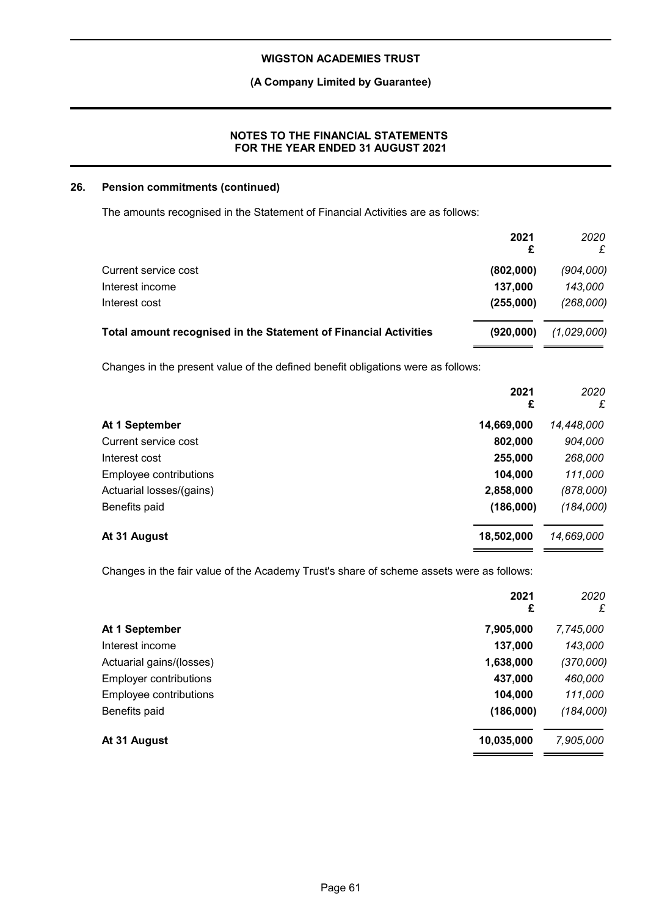## 26. Pension commitments (continued)

The amounts recognised in the Statement of Financial Activities are as follows:

| | **2021** **£** | *2020* *£* |
|---|---|---|
| Current service cost | **(802,000)** | *(904,000)* |
| Interest income | **137,000** | *143,000* |
| Interest cost | **(255,000)** | *(268,000)* |
| **Total amount recognised in the Statement of Financial Activities** | **(920,000)** | *(1,029,000)* |

Changes in the present value of the defined benefit obligations were as follows:

| | **2021** **£** | *2020* *£* |
|---|---|---|
| **At 1 September** | **14,669,000** | *14,448,000* |
| Current service cost | **802,000** | *904,000* |
| Interest cost | **255,000** | *268,000* |
| Employee contributions | **104,000** | *111,000* |
| Actuarial losses/(gains) | **2,858,000** | *(878,000)* |
| Benefits paid | **(186,000)** | *(184,000)* |
| **At 31 August** | **18,502,000** | *14,669,000* |

Changes in the fair value of the Academy Trust's share of scheme assets were as follows:

| | **2021** **£** | *2020* *£* |
|---|---|---|
| **At 1 September** | **7,905,000** | *7,745,000* |
| Interest income | **137,000** | *143,000* |
| Actuarial gains/(losses) | **1,638,000** | *(370,000)* |
| Employer contributions | **437,000** | *460,000* |
| Employee contributions | **104,000** | *111,000* |
| Benefits paid | **(186,000)** | *(184,000)* |
| **At 31 August** | **10,035,000** | *7,905,000* |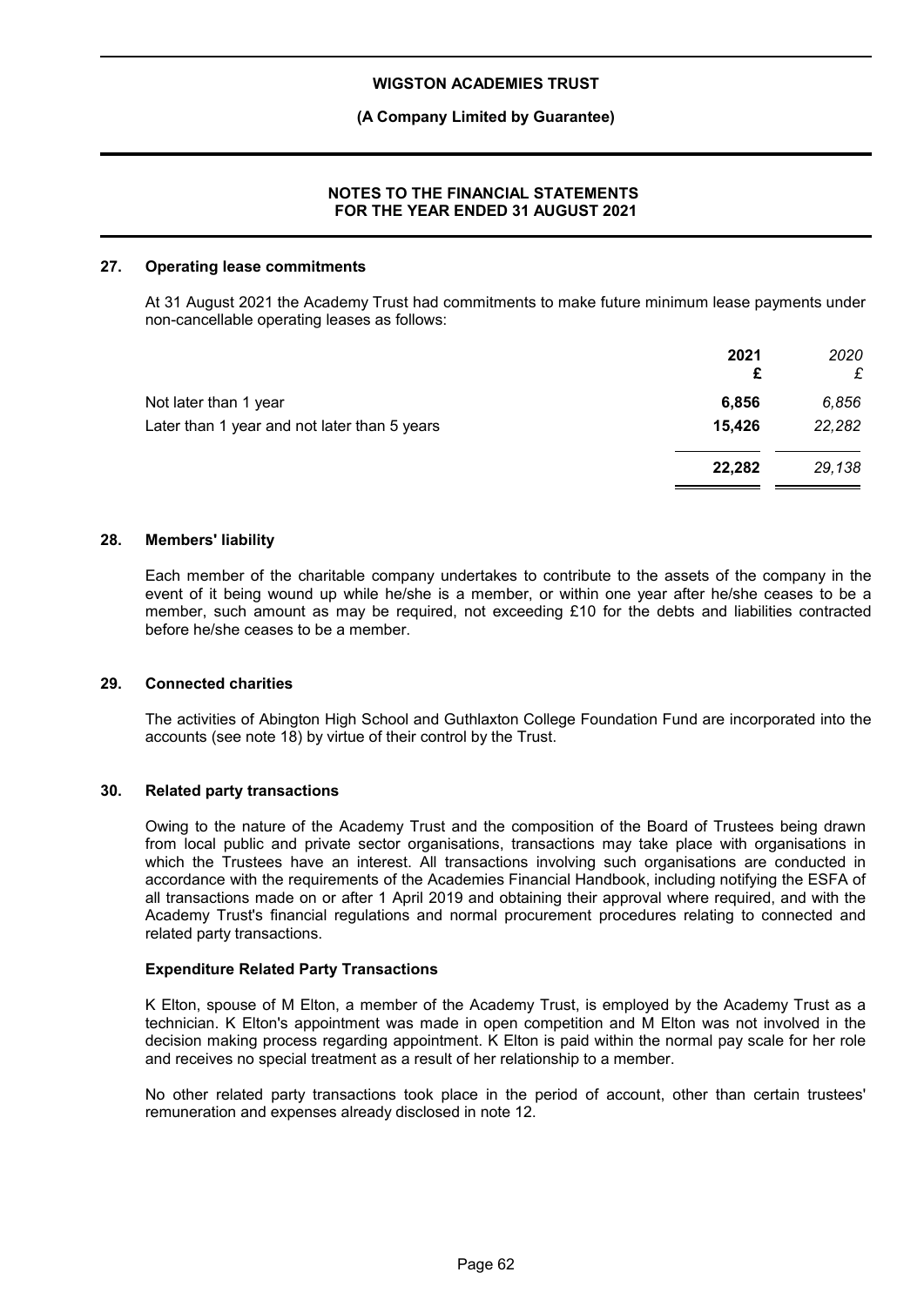## NOTES TO THE FINANCIAL STATEMENTS FOR THE YEAR ENDED 31 AUGUST 2021

### 27. Operating lease commitments

At 31 August 2021 the Academy Trust had commitments to make future minimum lease payments under non-cancellable operating leases as follows:

| | 2021 £ | 2020 £ |
|---|---|---|
| Not later than 1 year | **6,856** | *6,856* |
| Later than 1 year and not later than 5 years | **15,426** | *22,282* |
| | **22,282** | *29,138* |

### 28. Members' liability

Each member of the charitable company undertakes to contribute to the assets of the company in the event of it being wound up while he/she is a member, or within one year after he/she ceases to be a member, such amount as may be required, not exceeding £10 for the debts and liabilities contracted before he/she ceases to be a member.

### 29. Connected charities

The activities of Abington High School and Guthlaxton College Foundation Fund are incorporated into the accounts (see note 18) by virtue of their control by the Trust.

### 30. Related party transactions

Owing to the nature of the Academy Trust and the composition of the Board of Trustees being drawn from local public and private sector organisations, transactions may take place with organisations in which the Trustees have an interest. All transactions involving such organisations are conducted in accordance with the requirements of the Academies Financial Handbook, including notifying the ESFA of all transactions made on or after 1 April 2019 and obtaining their approval where required, and with the Academy Trust's financial regulations and normal procurement procedures relating to connected and related party transactions.

#### Expenditure Related Party Transactions

K Elton, spouse of M Elton, a member of the Academy Trust, is employed by the Academy Trust as a technician. K Elton's appointment was made in open competition and M Elton was not involved in the decision making process regarding appointment. K Elton is paid within the normal pay scale for her role and receives no special treatment as a result of her relationship to a member.

No other related party transactions took place in the period of account, other than certain trustees' remuneration and expenses already disclosed in note 12.